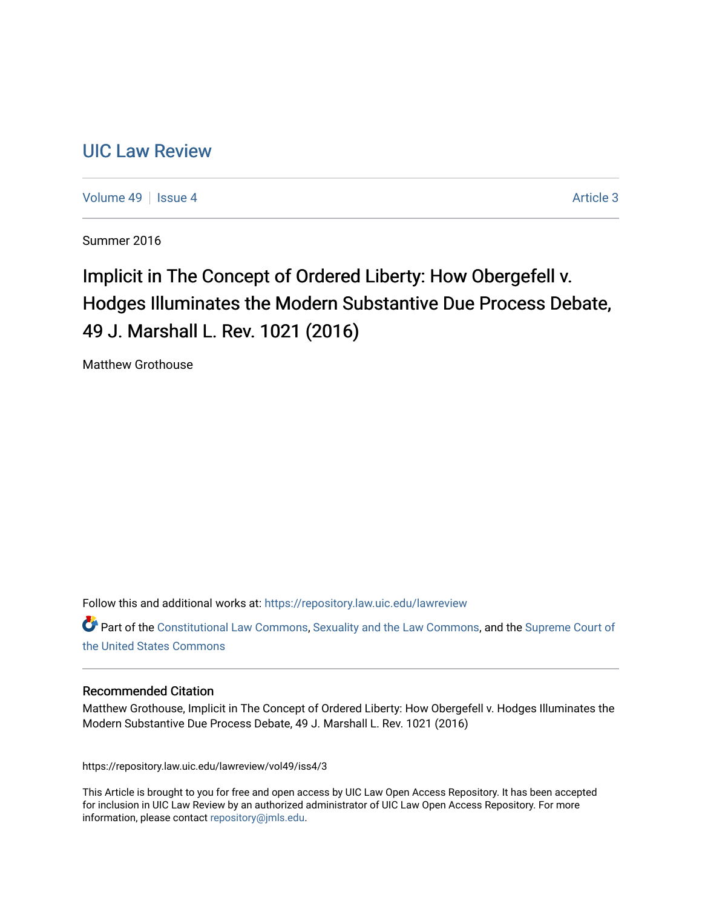UIC Law Review

Volume 49 | Issue 4 | Article 3

Summer 2016

# Implicit in The Concept of Ordered Liberty: How Obergefell v. Hodges Illuminates the Modern Substantive Due Process Debate, 49 J. Marshall L. Rev. 1021 (2016)

Matthew Grothouse

Follow this and additional works at: https://repository.law.uic.edu/lawreview

Part of the Constitutional Law Commons, Sexuality and the Law Commons, and the Supreme Court of the United States Commons

### Recommended Citation

Matthew Grothouse, Implicit in The Concept of Ordered Liberty: How Obergefell v. Hodges Illuminates the Modern Substantive Due Process Debate, 49 J. Marshall L. Rev. 1021 (2016)

https://repository.law.uic.edu/lawreview/vol49/iss4/3

This Article is brought to you for free and open access by UIC Law Open Access Repository. It has been accepted for inclusion in UIC Law Review by an authorized administrator of UIC Law Open Access Repository. For more information, please contact repository@jmls.edu.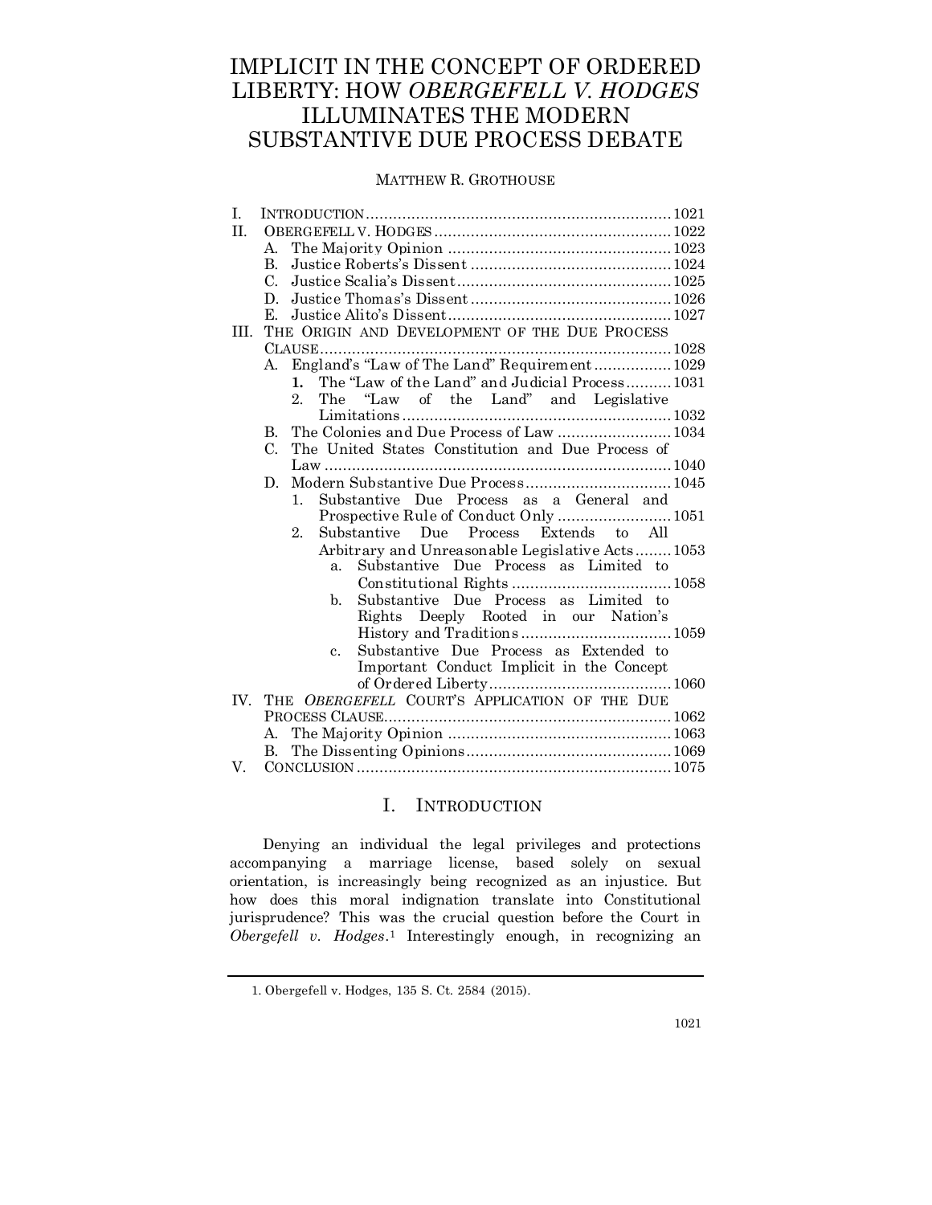# IMPLICIT IN THE CONCEPT OF ORDERED LIBERTY: HOW *OBERGEFELL V. HODGES* ILLUMINATES THE MODERN SUBSTANTIVE DUE PROCESS DEBATE

MATTHEW R. GROTHOUSE

I. INTRODUCTION .......... 1021
II. OBERGEFELL V. HODGES .......... 1022
  A. The Majority Opinion .......... 1023
  B. Justice Roberts's Dissent .......... 1024
  C. Justice Scalia's Dissent .......... 1025
  D. Justice Thomas's Dissent .......... 1026
  E. Justice Alito's Dissent .......... 1027
III. THE ORIGIN AND DEVELOPMENT OF THE DUE PROCESS CLAUSE .......... 1028
  A. England's "Law of The Land" Requirement .......... 1029
    **1.** The "Law of the Land" and Judicial Process .......... 1031
    2. The "Law of the Land" and Legislative Limitations .......... 1032
  B. The Colonies and Due Process of Law .......... 1034
  C. The United States Constitution and Due Process of Law .......... 1040
  D. Modern Substantive Due Process .......... 1045
    1. Substantive Due Process as a General and Prospective Rule of Conduct Only .......... 1051
    2. Substantive Due Process Extends to All Arbitrary and Unreasonable Legislative Acts .......... 1053
      a. Substantive Due Process as Limited to Constitutional Rights .......... 1058
      b. Substantive Due Process as Limited to Rights Deeply Rooted in our Nation's History and Traditions .......... 1059
      c. Substantive Due Process as Extended to Important Conduct Implicit in the Concept of Ordered Liberty .......... 1060
IV. THE *OBERGEFELL* COURT'S APPLICATION OF THE DUE PROCESS CLAUSE .......... 1062
  A. The Majority Opinion .......... 1063
  B. The Dissenting Opinions .......... 1069
V. CONCLUSION .......... 1075

## I. INTRODUCTION

Denying an individual the legal privileges and protections accompanying a marriage license, based solely on sexual orientation, is increasingly being recognized as an injustice. But how does this moral indignation translate into Constitutional jurisprudence? This was the crucial question before the Court in *Obergefell v. Hodges*.[1] Interestingly enough, in recognizing an

1. Obergefell v. Hodges, 135 S. Ct. 2584 (2015).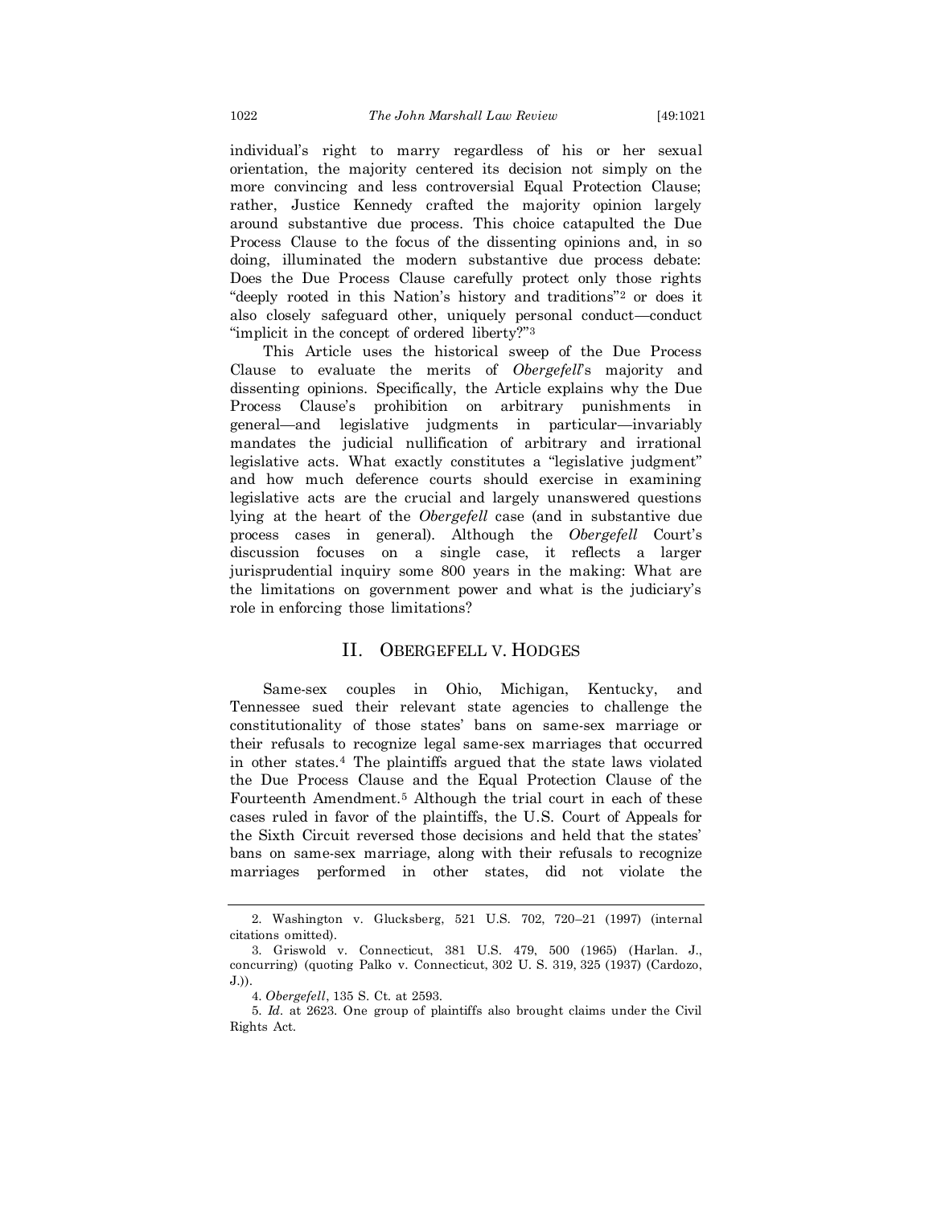individual's right to marry regardless of his or her sexual orientation, the majority centered its decision not simply on the more convincing and less controversial Equal Protection Clause; rather, Justice Kennedy crafted the majority opinion largely around substantive due process. This choice catapulted the Due Process Clause to the focus of the dissenting opinions and, in so doing, illuminated the modern substantive due process debate: Does the Due Process Clause carefully protect only those rights "deeply rooted in this Nation's history and traditions"[2] or does it also closely safeguard other, uniquely personal conduct—conduct "implicit in the concept of ordered liberty?"[3]

This Article uses the historical sweep of the Due Process Clause to evaluate the merits of *Obergefell*'s majority and dissenting opinions. Specifically, the Article explains why the Due Process Clause's prohibition on arbitrary punishments in general—and legislative judgments in particular—invariably mandates the judicial nullification of arbitrary and irrational legislative acts. What exactly constitutes a "legislative judgment" and how much deference courts should exercise in examining legislative acts are the crucial and largely unanswered questions lying at the heart of the *Obergefell* case (and in substantive due process cases in general). Although the *Obergefell* Court's discussion focuses on a single case, it reflects a larger jurisprudential inquiry some 800 years in the making: What are the limitations on government power and what is the judiciary's role in enforcing those limitations?

## II. OBERGEFELL V. HODGES

Same-sex couples in Ohio, Michigan, Kentucky, and Tennessee sued their relevant state agencies to challenge the constitutionality of those states' bans on same-sex marriage or their refusals to recognize legal same-sex marriages that occurred in other states.[4] The plaintiffs argued that the state laws violated the Due Process Clause and the Equal Protection Clause of the Fourteenth Amendment.[5] Although the trial court in each of these cases ruled in favor of the plaintiffs, the U.S. Court of Appeals for the Sixth Circuit reversed those decisions and held that the states' bans on same-sex marriage, along with their refusals to recognize marriages performed in other states, did not violate the

---

2. Washington v. Glucksberg, 521 U.S. 702, 720–21 (1997) (internal citations omitted).

3. Griswold v. Connecticut, 381 U.S. 479, 500 (1965) (Harlan. J., concurring) (quoting Palko v. Connecticut, 302 U. S. 319, 325 (1937) (Cardozo, J.)).

4. *Obergefell*, 135 S. Ct. at 2593.

5. *Id.* at 2623. One group of plaintiffs also brought claims under the Civil Rights Act.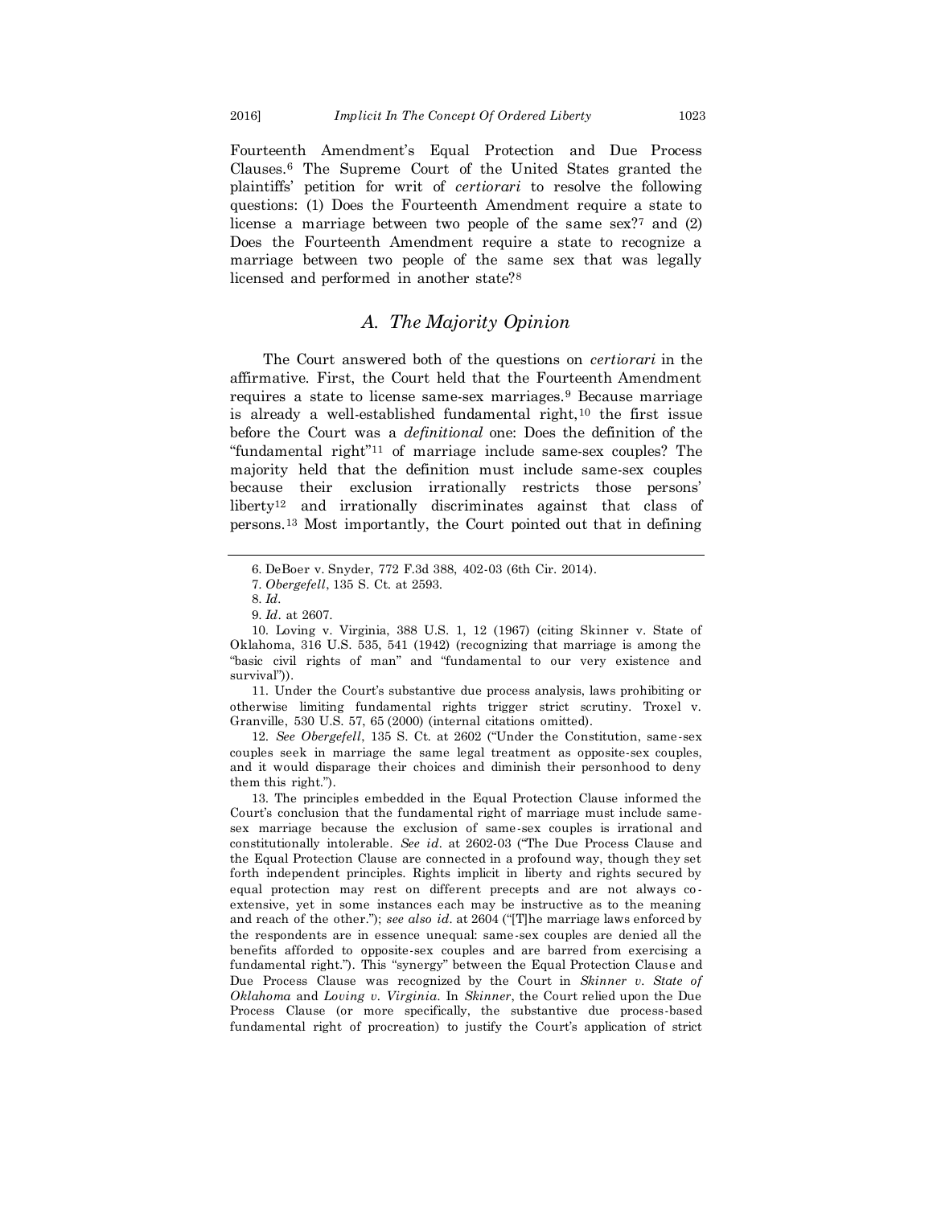Fourteenth Amendment's Equal Protection and Due Process Clauses.[6] The Supreme Court of the United States granted the plaintiffs' petition for writ of *certiorari* to resolve the following questions: (1) Does the Fourteenth Amendment require a state to license a marriage between two people of the same sex?[7] and (2) Does the Fourteenth Amendment require a state to recognize a marriage between two people of the same sex that was legally licensed and performed in another state?[8]

## *A. The Majority Opinion*

The Court answered both of the questions on *certiorari* in the affirmative. First, the Court held that the Fourteenth Amendment requires a state to license same-sex marriages.[9] Because marriage is already a well-established fundamental right,[10] the first issue before the Court was a *definitional* one: Does the definition of the "fundamental right"[11] of marriage include same-sex couples? The majority held that the definition must include same-sex couples because their exclusion irrationally restricts those persons' liberty[12] and irrationally discriminates against that class of persons.[13] Most importantly, the Court pointed out that in defining

---

6. DeBoer v. Snyder, 772 F.3d 388, 402-03 (6th Cir. 2014).

7. *Obergefell*, 135 S. Ct. at 2593.

8. *Id*.

9. *Id*. at 2607.

10. Loving v. Virginia, 388 U.S. 1, 12 (1967) (citing Skinner v. State of Oklahoma, 316 U.S. 535, 541 (1942) (recognizing that marriage is among the "basic civil rights of man" and "fundamental to our very existence and survival")).

11. Under the Court's substantive due process analysis, laws prohibiting or otherwise limiting fundamental rights trigger strict scrutiny. Troxel v. Granville, 530 U.S. 57, 65 (2000) (internal citations omitted).

12. *See Obergefell*, 135 S. Ct. at 2602 ("Under the Constitution, same-sex couples seek in marriage the same legal treatment as opposite-sex couples, and it would disparage their choices and diminish their personhood to deny them this right.").

13. The principles embedded in the Equal Protection Clause informed the Court's conclusion that the fundamental right of marriage must include same-sex marriage because the exclusion of same-sex couples is irrational and constitutionally intolerable. *See id.* at 2602-03 ("The Due Process Clause and the Equal Protection Clause are connected in a profound way, though they set forth independent principles. Rights implicit in liberty and rights secured by equal protection may rest on different precepts and are not always co-extensive, yet in some instances each may be instructive as to the meaning and reach of the other."); *see also id.* at 2604 ("[T]he marriage laws enforced by the respondents are in essence unequal: same-sex couples are denied all the benefits afforded to opposite-sex couples and are barred from exercising a fundamental right."). This "synergy" between the Equal Protection Clause and Due Process Clause was recognized by the Court in *Skinner v. State of Oklahoma* and *Loving v. Virginia*. In *Skinner*, the Court relied upon the Due Process Clause (or more specifically, the substantive due process-based fundamental right of procreation) to justify the Court's application of strict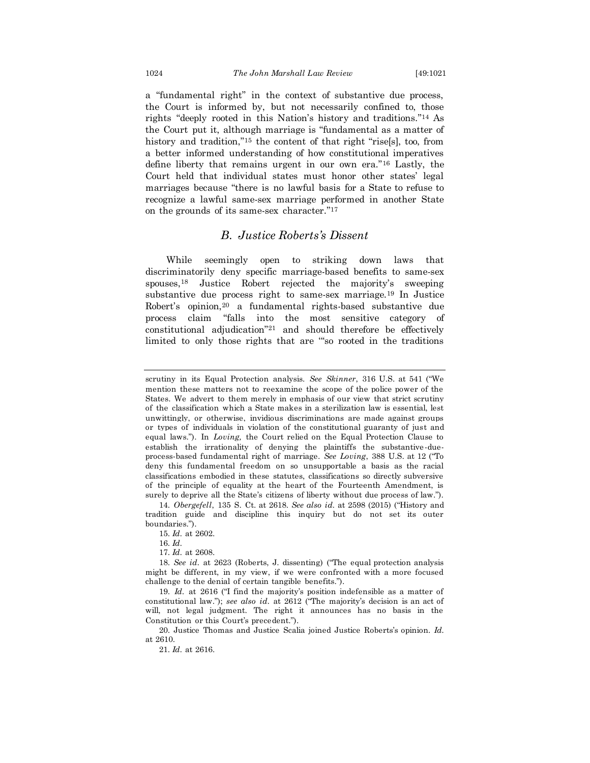a "fundamental right" in the context of substantive due process, the Court is informed by, but not necessarily confined to, those rights "deeply rooted in this Nation's history and traditions."[14] As the Court put it, although marriage is "fundamental as a matter of history and tradition,"[15] the content of that right "rise[s], too, from a better informed understanding of how constitutional imperatives define liberty that remains urgent in our own era."[16] Lastly, the Court held that individual states must honor other states' legal marriages because "there is no lawful basis for a State to refuse to recognize a lawful same-sex marriage performed in another State on the grounds of its same-sex character."[17]

### *B. Justice Roberts's Dissent*

While seemingly open to striking down laws that discriminatorily deny specific marriage-based benefits to same-sex spouses,[18] Justice Robert rejected the majority's sweeping substantive due process right to same-sex marriage.[19] In Justice Robert's opinion,[20] a fundamental rights-based substantive due process claim "falls into the most sensitive category of constitutional adjudication"[21] and should therefore be effectively limited to only those rights that are "'so rooted in the traditions

---

scrutiny in its Equal Protection analysis. *See Skinner*, 316 U.S. at 541 ("We mention these matters not to reexamine the scope of the police power of the States. We advert to them merely in emphasis of our view that strict scrutiny of the classification which a State makes in a sterilization law is essential, lest unwittingly, or otherwise, invidious discriminations are made against groups or types of individuals in violation of the constitutional guaranty of just and equal laws."). In *Loving,* the Court relied on the Equal Protection Clause to establish the irrationality of denying the plaintiffs the substantive-due-process-based fundamental right of marriage. *See Loving*, 388 U.S. at 12 ("To deny this fundamental freedom on so unsupportable a basis as the racial classifications embodied in these statutes, classifications so directly subversive of the principle of equality at the heart of the Fourteenth Amendment, is surely to deprive all the State's citizens of liberty without due process of law.").

14. *Obergefell*, 135 S. Ct. at 2618. *See also id.* at 2598 (2015) ("History and tradition guide and discipline this inquiry but do not set its outer boundaries.").

15. *Id.* at 2602.

16. *Id.*

17. *Id.* at 2608.

18. *See id.* at 2623 (Roberts, J. dissenting) ("The equal protection analysis might be different, in my view, if we were confronted with a more focused challenge to the denial of certain tangible benefits.").

19. *Id.* at 2616 ("I find the majority's position indefensible as a matter of constitutional law."); *see also id.* at 2612 ("The majority's decision is an act of will, not legal judgment. The right it announces has no basis in the Constitution or this Court's precedent.").

20. Justice Thomas and Justice Scalia joined Justice Roberts's opinion. *Id.* at 2610.

21. *Id.* at 2616.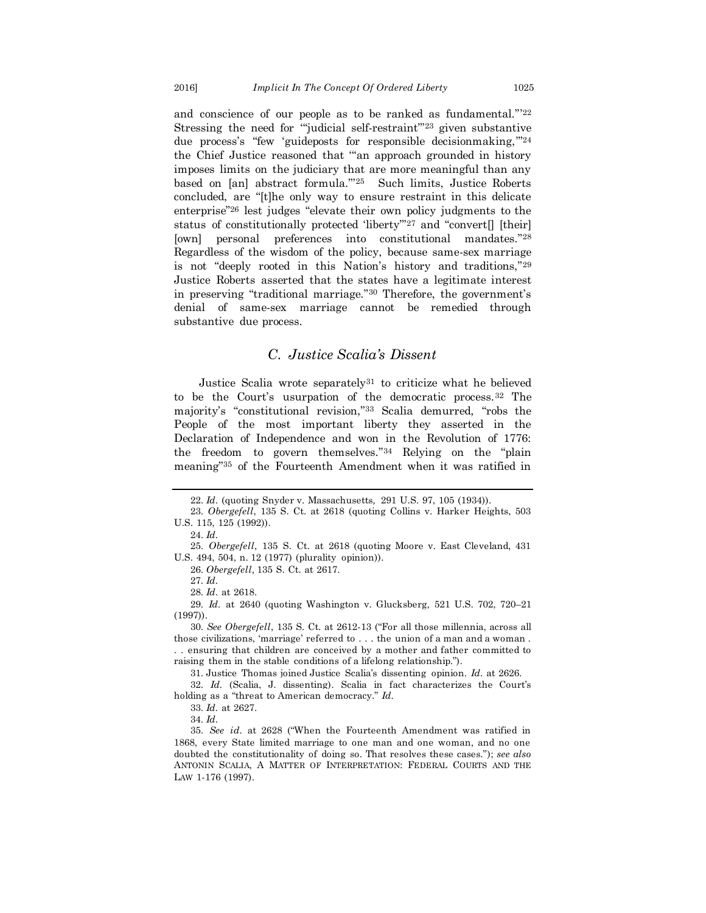and conscience of our people as to be ranked as fundamental.'"[22] Stressing the need for "'judicial self-restraint'"[23] given substantive due process's "few 'guideposts for responsible decisionmaking,'"[24] the Chief Justice reasoned that "'an approach grounded in history imposes limits on the judiciary that are more meaningful than any based on [an] abstract formula.'"[25] Such limits, Justice Roberts concluded, are "[t]he only way to ensure restraint in this delicate enterprise"[26] lest judges "elevate their own policy judgments to the status of constitutionally protected 'liberty'"[27] and "convert[] [their] [own] personal preferences into constitutional mandates."[28] Regardless of the wisdom of the policy, because same-sex marriage is not "deeply rooted in this Nation's history and traditions,"[29] Justice Roberts asserted that the states have a legitimate interest in preserving "traditional marriage."[30] Therefore, the government's denial of same-sex marriage cannot be remedied through substantive due process.

### *C. Justice Scalia's Dissent*

Justice Scalia wrote separately[31] to criticize what he believed to be the Court's usurpation of the democratic process.[32] The majority's "constitutional revision,"[33] Scalia demurred, "robs the People of the most important liberty they asserted in the Declaration of Independence and won in the Revolution of 1776: the freedom to govern themselves."[34] Relying on the "plain meaning"[35] of the Fourteenth Amendment when it was ratified in

---

22. *Id.* (quoting Snyder v. Massachusetts, 291 U.S. 97, 105 (1934)).

23. *Obergefell*, 135 S. Ct. at 2618 (quoting Collins v. Harker Heights, 503 U.S. 115, 125 (1992)).

24. *Id.*

25. *Obergefell*, 135 S. Ct. at 2618 (quoting Moore v. East Cleveland, 431 U.S. 494, 504, n. 12 (1977) (plurality opinion)).

26. *Obergefell*, 135 S. Ct. at 2617.

27. *Id.*

28. *Id.* at 2618.

29. *Id.* at 2640 (quoting Washington v. Glucksberg, 521 U.S. 702, 720–21 (1997)).

30. *See Obergefell*, 135 S. Ct. at 2612-13 ("For all those millennia, across all those civilizations, 'marriage' referred to . . . the union of a man and a woman . . . ensuring that children are conceived by a mother and father committed to raising them in the stable conditions of a lifelong relationship.").

31. Justice Thomas joined Justice Scalia's dissenting opinion. *Id.* at 2626.

32. *Id.* (Scalia, J. dissenting). Scalia in fact characterizes the Court's holding as a "threat to American democracy." *Id.*

33. *Id.* at 2627.

34. *Id.*

35. *See id.* at 2628 ("When the Fourteenth Amendment was ratified in 1868, every State limited marriage to one man and one woman, and no one doubted the constitutionality of doing so. That resolves these cases."); *see also* ANTONIN SCALIA, A MATTER OF INTERPRETATION: FEDERAL COURTS AND THE LAW 1-176 (1997).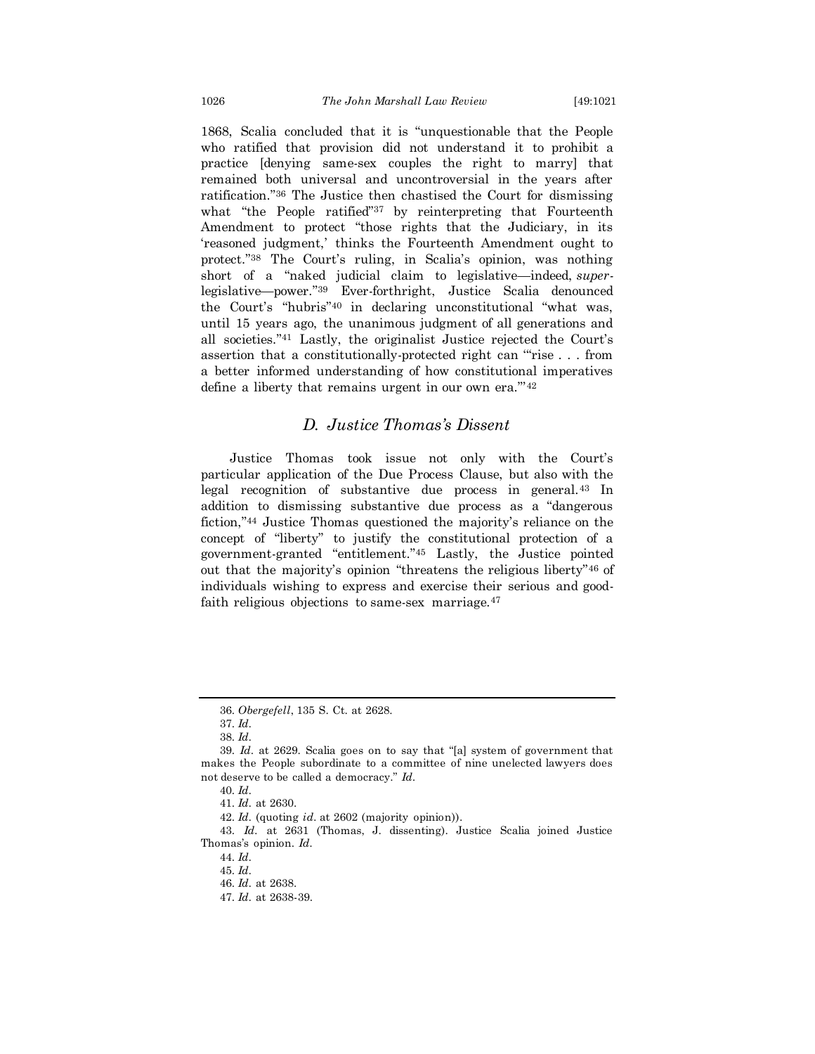1868, Scalia concluded that it is "unquestionable that the People who ratified that provision did not understand it to prohibit a practice [denying same-sex couples the right to marry] that remained both universal and uncontroversial in the years after ratification."[36] The Justice then chastised the Court for dismissing what "the People ratified"[37] by reinterpreting that Fourteenth Amendment to protect "those rights that the Judiciary, in its 'reasoned judgment,' thinks the Fourteenth Amendment ought to protect."[38] The Court's ruling, in Scalia's opinion, was nothing short of a "naked judicial claim to legislative—indeed, *super*-legislative—power."[39] Ever-forthright, Justice Scalia denounced the Court's "hubris"[40] in declaring unconstitutional "what was, until 15 years ago, the unanimous judgment of all generations and all societies."[41] Lastly, the originalist Justice rejected the Court's assertion that a constitutionally-protected right can "'rise . . . from a better informed understanding of how constitutional imperatives define a liberty that remains urgent in our own era.'"[42]

### *D. Justice Thomas's Dissent*

Justice Thomas took issue not only with the Court's particular application of the Due Process Clause, but also with the legal recognition of substantive due process in general.[43] In addition to dismissing substantive due process as a "dangerous fiction,"[44] Justice Thomas questioned the majority's reliance on the concept of "liberty" to justify the constitutional protection of a government-granted "entitlement."[45] Lastly, the Justice pointed out that the majority's opinion "threatens the religious liberty"[46] of individuals wishing to express and exercise their serious and good-faith religious objections to same-sex marriage.[47]

---

36. *Obergefell*, 135 S. Ct. at 2628.

37. *Id*.

38. *Id*.

39. *Id*. at 2629. Scalia goes on to say that "[a] system of government that makes the People subordinate to a committee of nine unelected lawyers does not deserve to be called a democracy." *Id*.

40. *Id*.

41. *Id*. at 2630.

42. *Id*. (quoting *id*. at 2602 (majority opinion)).

43. *Id*. at 2631 (Thomas, J. dissenting). Justice Scalia joined Justice Thomas's opinion. *Id*.

44. *Id*.

45. *Id*.

46. *Id*. at 2638.

47. *Id*. at 2638-39.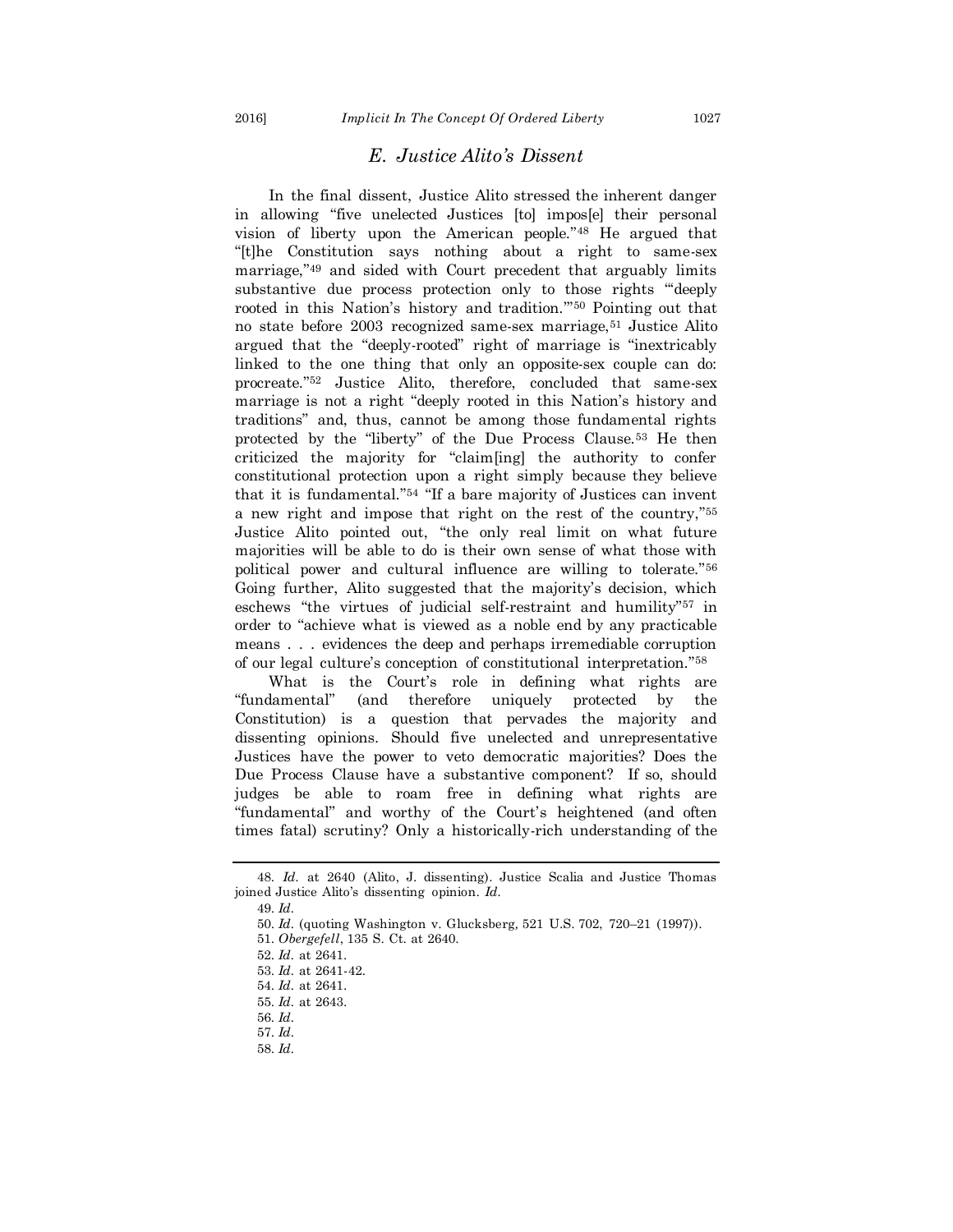### *E. Justice Alito's Dissent*

In the final dissent, Justice Alito stressed the inherent danger in allowing "five unelected Justices [to] impos[e] their personal vision of liberty upon the American people."[48] He argued that "[t]he Constitution says nothing about a right to same-sex marriage,"[49] and sided with Court precedent that arguably limits substantive due process protection only to those rights "'deeply rooted in this Nation's history and tradition.'"[50] Pointing out that no state before 2003 recognized same-sex marriage,[51] Justice Alito argued that the "deeply-rooted" right of marriage is "inextricably linked to the one thing that only an opposite-sex couple can do: procreate."[52] Justice Alito, therefore, concluded that same-sex marriage is not a right "deeply rooted in this Nation's history and traditions" and, thus, cannot be among those fundamental rights protected by the "liberty" of the Due Process Clause.[53] He then criticized the majority for "claim[ing] the authority to confer constitutional protection upon a right simply because they believe that it is fundamental."[54] "If a bare majority of Justices can invent a new right and impose that right on the rest of the country,"[55] Justice Alito pointed out, "the only real limit on what future majorities will be able to do is their own sense of what those with political power and cultural influence are willing to tolerate."[56] Going further, Alito suggested that the majority's decision, which eschews "the virtues of judicial self-restraint and humility"[57] in order to "achieve what is viewed as a noble end by any practicable means . . . evidences the deep and perhaps irremediable corruption of our legal culture's conception of constitutional interpretation."[58]

What is the Court's role in defining what rights are "fundamental" (and therefore uniquely protected by the Constitution) is a question that pervades the majority and dissenting opinions. Should five unelected and unrepresentative Justices have the power to veto democratic majorities? Does the Due Process Clause have a substantive component? If so, should judges be able to roam free in defining what rights are "fundamental" and worthy of the Court's heightened (and often times fatal) scrutiny? Only a historically-rich understanding of the

---

48. *Id.* at 2640 (Alito, J. dissenting). Justice Scalia and Justice Thomas joined Justice Alito's dissenting opinion. *Id.*

49. *Id.*

50. *Id.* (quoting Washington v. Glucksberg, 521 U.S. 702, 720–21 (1997)).

51. *Obergefell*, 135 S. Ct. at 2640.

52. *Id.* at 2641.

53. *Id.* at 2641-42.

54. *Id.* at 2641.

55. *Id.* at 2643.

56. *Id.*

57. *Id.*

58. *Id.*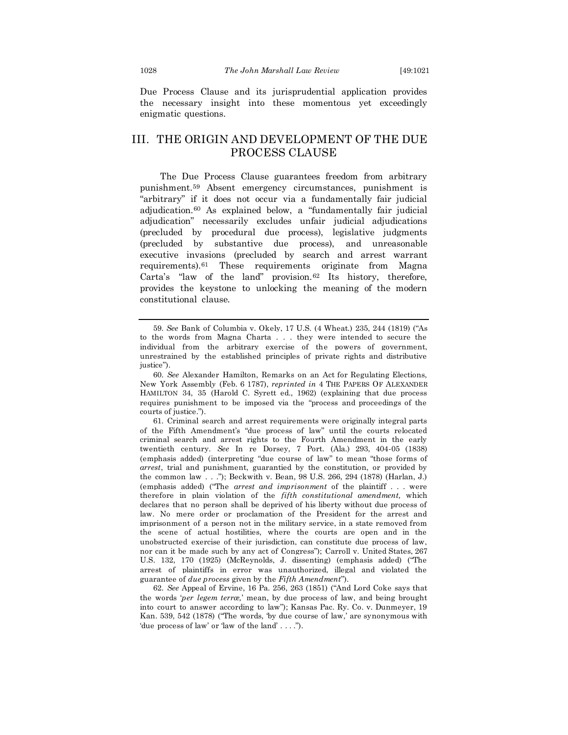Due Process Clause and its jurisprudential application provides the necessary insight into these momentous yet exceedingly enigmatic questions.

## III. THE ORIGIN AND DEVELOPMENT OF THE DUE PROCESS CLAUSE

The Due Process Clause guarantees freedom from arbitrary punishment.[59] Absent emergency circumstances, punishment is "arbitrary" if it does not occur via a fundamentally fair judicial adjudication.[60] As explained below, a "fundamentally fair judicial adjudication" necessarily excludes unfair judicial adjudications (precluded by procedural due process), legislative judgments (precluded by substantive due process), and unreasonable executive invasions (precluded by search and arrest warrant requirements).[61] These requirements originate from Magna Carta's "law of the land" provision.[62] Its history, therefore, provides the keystone to unlocking the meaning of the modern constitutional clause.

---

59. *See* Bank of Columbia v. Okely, 17 U.S. (4 Wheat.) 235, 244 (1819) ("As to the words from Magna Charta . . . they were intended to secure the individual from the arbitrary exercise of the powers of government, unrestrained by the established principles of private rights and distributive justice").

60. *See* Alexander Hamilton, Remarks on an Act for Regulating Elections, New York Assembly (Feb. 6 1787), *reprinted in* 4 THE PAPERS OF ALEXANDER HAMILTON 34, 35 (Harold C. Syrett ed., 1962) (explaining that due process requires punishment to be imposed via the "process and proceedings of the courts of justice.").

61. Criminal search and arrest requirements were originally integral parts of the Fifth Amendment's "due process of law" until the courts relocated criminal search and arrest rights to the Fourth Amendment in the early twentieth century. *See* In re Dorsey, 7 Port. (Ala.) 293, 404-05 (1838) (emphasis added) (interpreting "due course of law" to mean "those forms of *arrest*, trial and punishment, guarantied by the constitution, or provided by the common law . . ."); Beckwith v. Bean, 98 U.S. 266, 294 (1878) (Harlan, J.) (emphasis added) ("The *arrest and imprisonment* of the plaintiff . . . were therefore in plain violation of the *fifth constitutional amendment,* which declares that no person shall be deprived of his liberty without due process of law. No mere order or proclamation of the President for the arrest and imprisonment of a person not in the military service, in a state removed from the scene of actual hostilities, where the courts are open and in the unobstructed exercise of their jurisdiction, can constitute due process of law, nor can it be made such by any act of Congress"); Carroll v. United States, 267 U.S. 132, 170 (1925) (McReynolds, J. dissenting) (emphasis added) ("The arrest of plaintiffs in error was unauthorized, illegal and violated the guarantee of *due process* given by the *Fifth Amendment*").

62. *See* Appeal of Ervine, 16 Pa. 256, 263 (1851) ("And Lord Coke says that the words '*per legem terræ,*' mean, by due process of law, and being brought into court to answer according to law"); Kansas Pac. Ry. Co. v. Dunmeyer, 19 Kan. 539, 542 (1878) ("The words, 'by due course of law,' are synonymous with 'due process of law' or 'law of the land' . . . .").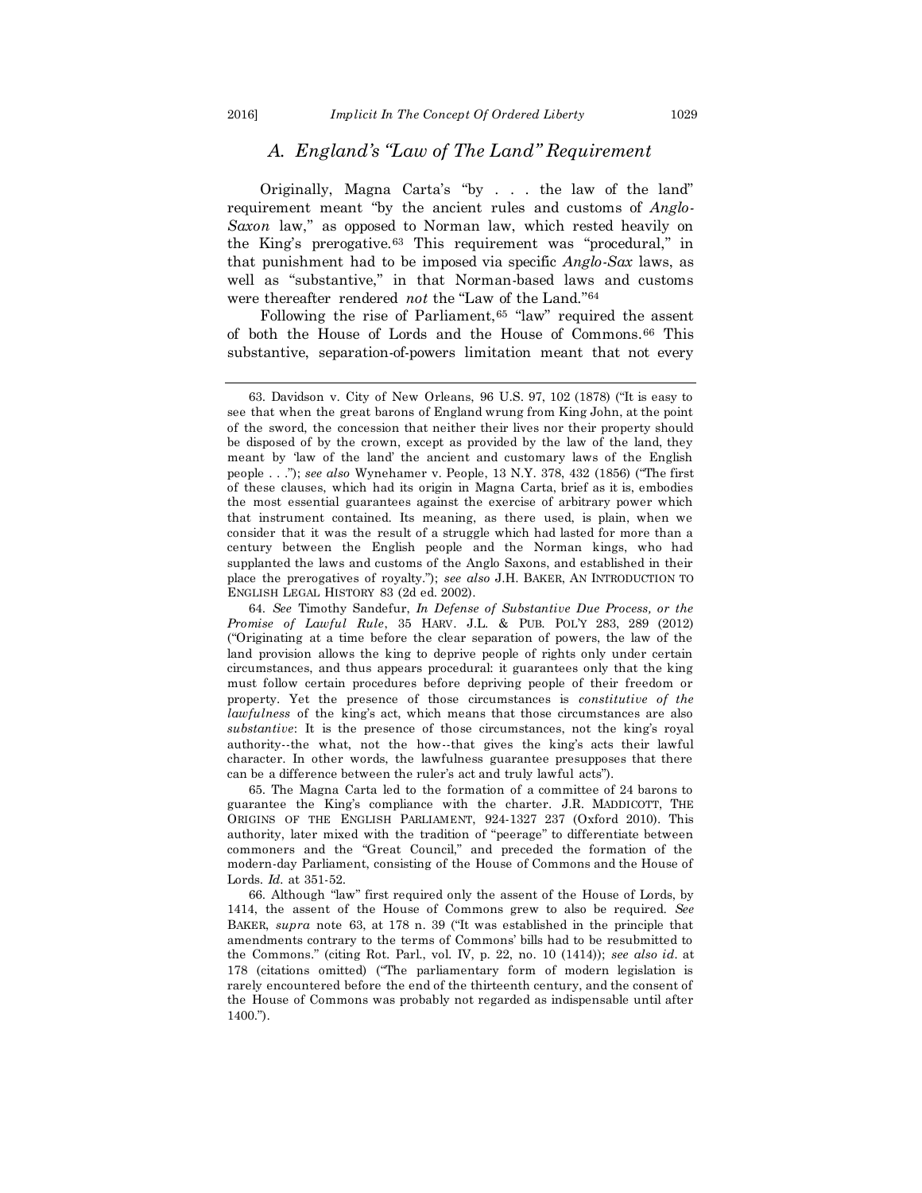### A. England's "Law of The Land" Requirement

Originally, Magna Carta's "by . . . the law of the land" requirement meant "by the ancient rules and customs of *Anglo-Saxon* law," as opposed to Norman law, which rested heavily on the King's prerogative.[63] This requirement was "procedural," in that punishment had to be imposed via specific *Anglo-Sax* laws, as well as "substantive," in that Norman-based laws and customs were thereafter rendered *not* the "Law of the Land."[64]

Following the rise of Parliament,[65] "law" required the assent of both the House of Lords and the House of Commons.[66] This substantive, separation-of-powers limitation meant that not every

---

63. Davidson v. City of New Orleans, 96 U.S. 97, 102 (1878) ("It is easy to see that when the great barons of England wrung from King John, at the point of the sword, the concession that neither their lives nor their property should be disposed of by the crown, except as provided by the law of the land, they meant by 'law of the land' the ancient and customary laws of the English people . . ."); *see also* Wynehamer v. People, 13 N.Y. 378, 432 (1856) ("The first of these clauses, which had its origin in Magna Carta, brief as it is, embodies the most essential guarantees against the exercise of arbitrary power which that instrument contained. Its meaning, as there used, is plain, when we consider that it was the result of a struggle which had lasted for more than a century between the English people and the Norman kings, who had supplanted the laws and customs of the Anglo Saxons, and established in their place the prerogatives of royalty."); *see also* J.H. BAKER, AN INTRODUCTION TO ENGLISH LEGAL HISTORY 83 (2d ed. 2002).

64. *See* Timothy Sandefur, *In Defense of Substantive Due Process, or the Promise of Lawful Rule*, 35 HARV. J.L. & PUB. POL'Y 283, 289 (2012) ("Originating at a time before the clear separation of powers, the law of the land provision allows the king to deprive people of rights only under certain circumstances, and thus appears procedural: it guarantees only that the king must follow certain procedures before depriving people of their freedom or property. Yet the presence of those circumstances is *constitutive of the lawfulness* of the king's act, which means that those circumstances are also *substantive*: It is the presence of those circumstances, not the king's royal authority--the what, not the how--that gives the king's acts their lawful character. In other words, the lawfulness guarantee presupposes that there can be a difference between the ruler's act and truly lawful acts").

65. The Magna Carta led to the formation of a committee of 24 barons to guarantee the King's compliance with the charter. J.R. MADDICOTT, THE ORIGINS OF THE ENGLISH PARLIAMENT, 924-1327 237 (Oxford 2010). This authority, later mixed with the tradition of "peerage" to differentiate between commoners and the "Great Council," and preceded the formation of the modern-day Parliament, consisting of the House of Commons and the House of Lords. *Id.* at 351-52.

66. Although "law" first required only the assent of the House of Lords, by 1414, the assent of the House of Commons grew to also be required. *See* BAKER, *supra* note 63, at 178 n. 39 ("It was established in the principle that amendments contrary to the terms of Commons' bills had to be resubmitted to the Commons." (citing Rot. Parl., vol. IV, p. 22, no. 10 (1414)); *see also id*. at 178 (citations omitted) ("The parliamentary form of modern legislation is rarely encountered before the end of the thirteenth century, and the consent of the House of Commons was probably not regarded as indispensable until after 1400.").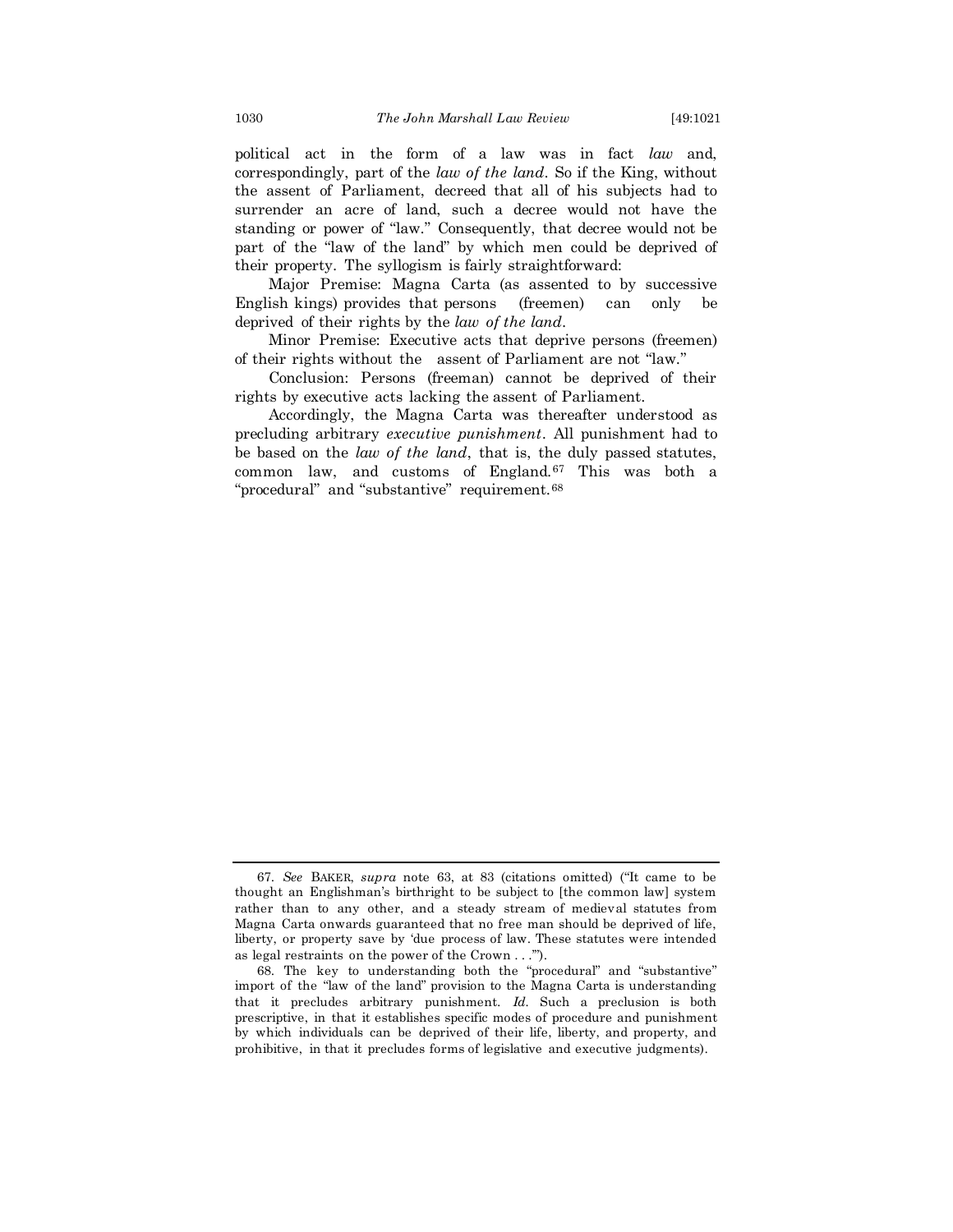political act in the form of a law was in fact *law* and, correspondingly, part of the *law of the land*. So if the King, without the assent of Parliament, decreed that all of his subjects had to surrender an acre of land, such a decree would not have the standing or power of "law." Consequently, that decree would not be part of the "law of the land" by which men could be deprived of their property. The syllogism is fairly straightforward:

Major Premise: Magna Carta (as assented to by successive English kings) provides that persons (freemen) can only be deprived of their rights by the *law of the land*.

Minor Premise: Executive acts that deprive persons (freemen) of their rights without the assent of Parliament are not "law."

Conclusion: Persons (freeman) cannot be deprived of their rights by executive acts lacking the assent of Parliament.

Accordingly, the Magna Carta was thereafter understood as precluding arbitrary *executive punishment*. All punishment had to be based on the *law of the land*, that is, the duly passed statutes, common law, and customs of England.[67] This was both a "procedural" and "substantive" requirement.[68]

---

67. *See* BAKER, *supra* note 63, at 83 (citations omitted) ("It came to be thought an Englishman's birthright to be subject to [the common law] system rather than to any other, and a steady stream of medieval statutes from Magna Carta onwards guaranteed that no free man should be deprived of life, liberty, or property save by 'due process of law. These statutes were intended as legal restraints on the power of the Crown . . .'").

68. The key to understanding both the "procedural" and "substantive" import of the "law of the land" provision to the Magna Carta is understanding that it precludes arbitrary punishment. *Id.* Such a preclusion is both prescriptive, in that it establishes specific modes of procedure and punishment by which individuals can be deprived of their life, liberty, and property, and prohibitive, in that it precludes forms of legislative and executive judgments).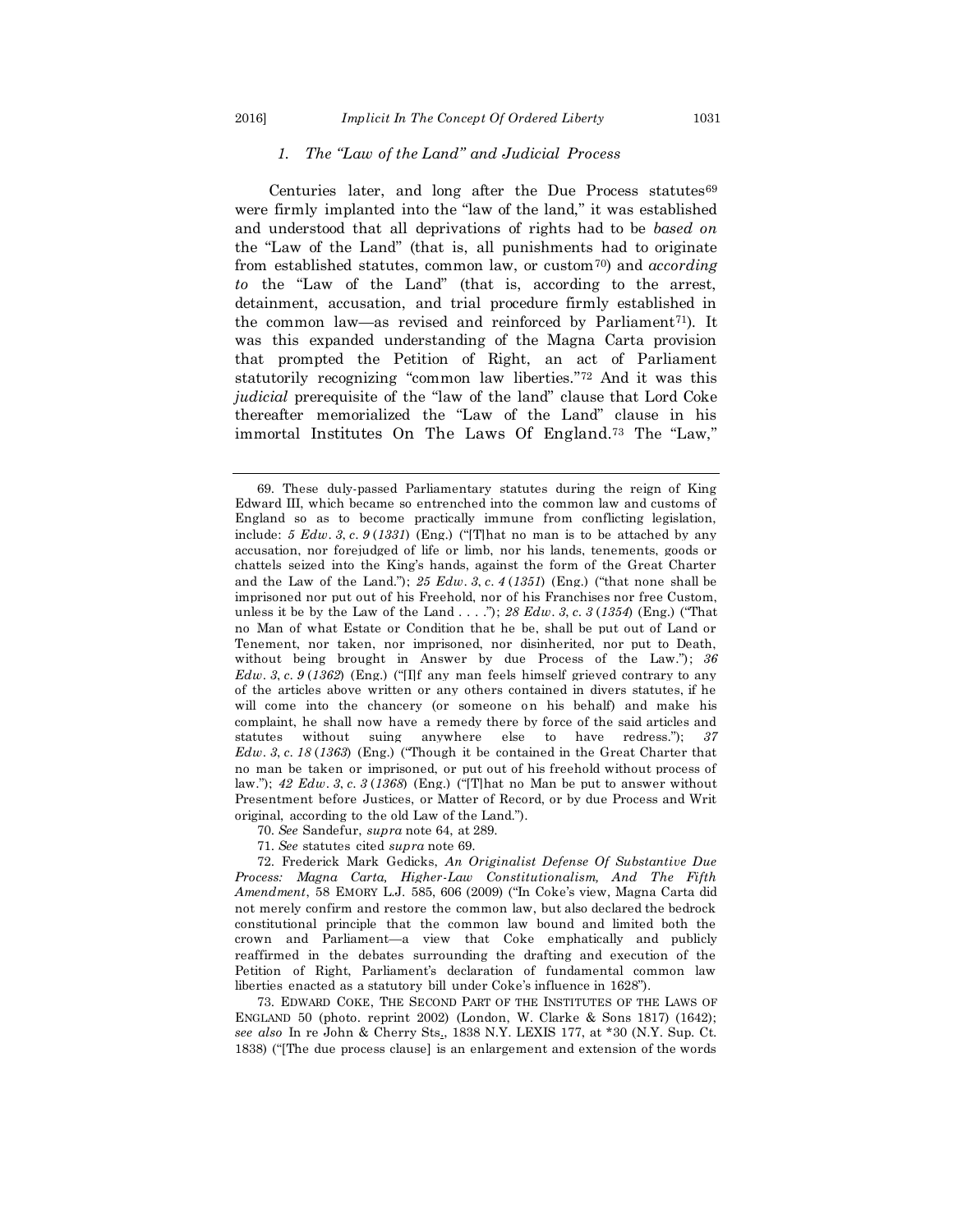### *1. The "Law of the Land" and Judicial Process*

Centuries later, and long after the Due Process statutes[69] were firmly implanted into the "law of the land," it was established and understood that all deprivations of rights had to be *based on* the "Law of the Land" (that is, all punishments had to originate from established statutes, common law, or custom[70]) and *according to* the "Law of the Land" (that is, according to the arrest, detainment, accusation, and trial procedure firmly established in the common law—as revised and reinforced by Parliament[71]). It was this expanded understanding of the Magna Carta provision that prompted the Petition of Right, an act of Parliament statutorily recognizing "common law liberties."[72] And it was this *judicial* prerequisite of the "law of the land" clause that Lord Coke thereafter memorialized the "Law of the Land" clause in his immortal Institutes On The Laws Of England.[73] The "Law,"

---

69. These duly-passed Parliamentary statutes during the reign of King Edward III, which became so entrenched into the common law and customs of England so as to become practically immune from conflicting legislation, include: *5 Edw. 3, c. 9* (*1331*) (Eng.) ("[T]hat no man is to be attached by any accusation, nor forejudged of life or limb, nor his lands, tenements, goods or chattels seized into the King's hands, against the form of the Great Charter and the Law of the Land."); *25 Edw. 3, c. 4* (*1351*) (Eng.) ("that none shall be imprisoned nor put out of his Freehold, nor of his Franchises nor free Custom, unless it be by the Law of the Land . . . ."); *28 Edw. 3, c. 3* (*1354*) (Eng.) ("That no Man of what Estate or Condition that he be, shall be put out of Land or Tenement, nor taken, nor imprisoned, nor disinherited, nor put to Death, without being brought in Answer by due Process of the Law."); *36 Edw. 3, c. 9* (*1362*) (Eng.) ("[I]f any man feels himself grieved contrary to any of the articles above written or any others contained in divers statutes, if he will come into the chancery (or someone on his behalf) and make his complaint, he shall now have a remedy there by force of the said articles and statutes without suing anywhere else to have redress."); *37 Edw. 3, c. 18* (*1363*) (Eng.) ("Though it be contained in the Great Charter that no man be taken or imprisoned, or put out of his freehold without process of law."); *42 Edw. 3, c. 3* (*1368*) (Eng.) ("[T]hat no Man be put to answer without Presentment before Justices, or Matter of Record, or by due Process and Writ original, according to the old Law of the Land.").

70. *See* Sandefur, *supra* note 64, at 289.

71. *See* statutes cited *supra* note 69.

72. Frederick Mark Gedicks, *An Originalist Defense Of Substantive Due Process: Magna Carta, Higher-Law Constitutionalism, And The Fifth Amendment*, 58 EMORY L.J. 585, 606 (2009) ("In Coke's view, Magna Carta did not merely confirm and restore the common law, but also declared the bedrock constitutional principle that the common law bound and limited both the crown and Parliament—a view that Coke emphatically and publicly reaffirmed in the debates surrounding the drafting and execution of the Petition of Right, Parliament's declaration of fundamental common law liberties enacted as a statutory bill under Coke's influence in 1628").

73. EDWARD COKE, THE SECOND PART OF THE INSTITUTES OF THE LAWS OF ENGLAND 50 (photo. reprint 2002) (London, W. Clarke & Sons 1817) (1642); *see also* In re John & Cherry Sts., 1838 N.Y. LEXIS 177, at *30 (N.Y. Sup. Ct. 1838) ("[The due process clause] is an enlargement and extension of the words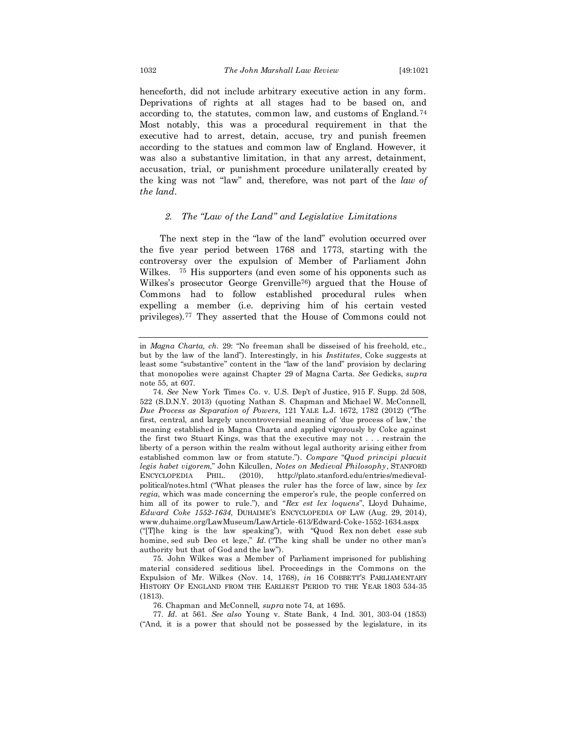henceforth, did not include arbitrary executive action in any form. Deprivations of rights at all stages had to be based on, and according to, the statutes, common law, and customs of England.[74] Most notably, this was a procedural requirement in that the executive had to arrest, detain, accuse, try and punish freemen according to the statues and common law of England. However, it was also a substantive limitation, in that any arrest, detainment, accusation, trial, or punishment procedure unilaterally created by the king was not "law" and, therefore, was not part of the *law of the land*.

### *2. The "Law of the Land" and Legislative Limitations*

The next step in the "law of the land" evolution occurred over the five year period between 1768 and 1773, starting with the controversy over the expulsion of Member of Parliament John Wilkes. [75] His supporters (and even some of his opponents such as Wilkes's prosecutor George Grenville[76]) argued that the House of Commons had to follow established procedural rules when expelling a member (i.e. depriving him of his certain vested privileges).[77] They asserted that the House of Commons could not

---

in *Magna Charta, ch.* 29: "No freeman shall be disseised of his freehold, etc., but by the law of the land"). Interestingly, in his *Institutes*, Coke suggests at least some "substantive" content in the "law of the land" provision by declaring that monopolies were against Chapter 29 of Magna Carta. *See* Gedicks, *supra* note 55, at 607.

74. *See* New York Times Co. v. U.S. Dep't of Justice, 915 F. Supp. 2d 508, 522 (S.D.N.Y. 2013) (quoting Nathan S. Chapman and Michael W. McConnell, *Due Process as Separation of Powers,* 121 YALE L.J. 1672, 1782 (2012) ("The first, central, and largely uncontroversial meaning of 'due process of law,' the meaning established in Magna Charta and applied vigorously by Coke against the first two Stuart Kings, was that the executive may not . . . restrain the liberty of a person within the realm without legal authority arising either from established common law or from statute."). *Compare* "*Quod principi placuit legis habet vigorem*," John Kilcullen, *Notes on Medieval Philosophy*, STANFORD ENCYCLOPEDIA PHIL. (2010), http://plato.stanford.edu/entries/medieval-political/notes.html ("What pleases the ruler has the force of law, since by *lex regia*, which was made concerning the emperor's rule, the people conferred on him all of its power to rule."), and "*Rex est lex loquens*", Lloyd Duhaime, *Edward Coke 1552-1634*, DUHAIME'S ENCYCLOPEDIA OF LAW (Aug. 29, 2014), www.duhaime.org/LawMuseum/LawArticle-613/Edward-Coke-1552-1634.aspx ("[T]he king is the law speaking"), with "Quod Rex non debet esse sub homine, sed sub Deo et lege," *Id*. ("The king shall be under no other man's authority but that of God and the law").

75. John Wilkes was a Member of Parliament imprisoned for publishing material considered seditious libel. Proceedings in the Commons on the Expulsion of Mr. Wilkes (Nov. 14, 1768), *in* 16 COBBETT'S PARLIAMENTARY HISTORY OF ENGLAND FROM THE EARLIEST PERIOD TO THE YEAR 1803 534-35 (1813).

76. Chapman and McConnell, *supra* note 74, at 1695.

77. *Id*. at 561. *See also* Young v. State Bank, 4 Ind. 301, 303-04 (1853) ("And, it is a power that should not be possessed by the legislature, in its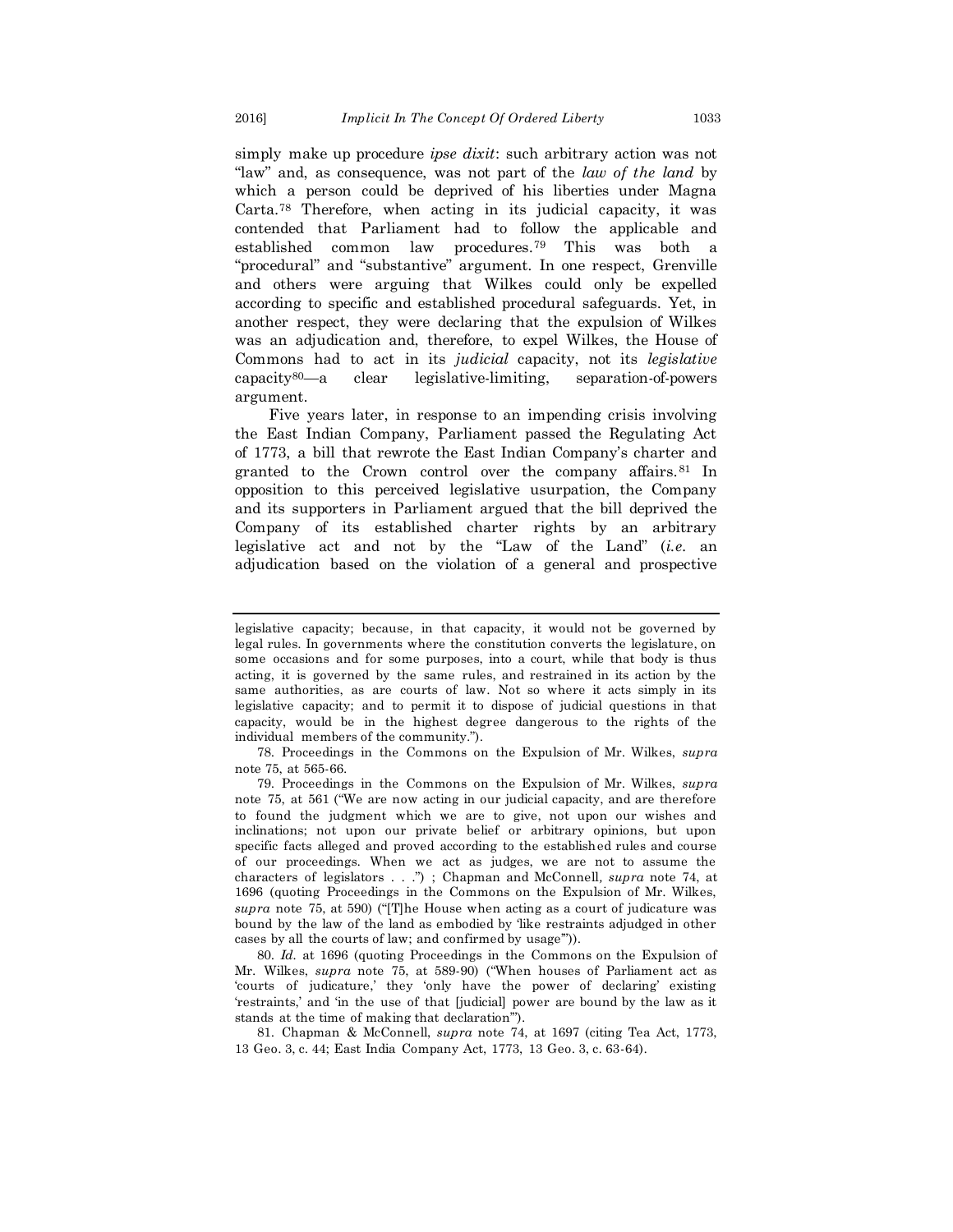simply make up procedure *ipse dixit*: such arbitrary action was not "law" and, as consequence, was not part of the *law of the land* by which a person could be deprived of his liberties under Magna Carta.[78] Therefore, when acting in its judicial capacity, it was contended that Parliament had to follow the applicable and established common law procedures.[79] This was both a "procedural" and "substantive" argument. In one respect, Grenville and others were arguing that Wilkes could only be expelled according to specific and established procedural safeguards. Yet, in another respect, they were declaring that the expulsion of Wilkes was an adjudication and, therefore, to expel Wilkes, the House of Commons had to act in its *judicial* capacity, not its *legislative* capacity[80]—a clear legislative-limiting, separation-of-powers argument.

Five years later, in response to an impending crisis involving the East Indian Company, Parliament passed the Regulating Act of 1773, a bill that rewrote the East Indian Company's charter and granted to the Crown control over the company affairs.[81] In opposition to this perceived legislative usurpation, the Company and its supporters in Parliament argued that the bill deprived the Company of its established charter rights by an arbitrary legislative act and not by the "Law of the Land" (*i.e.* an adjudication based on the violation of a general and prospective

---

legislative capacity; because, in that capacity, it would not be governed by legal rules. In governments where the constitution converts the legislature, on some occasions and for some purposes, into a court, while that body is thus acting, it is governed by the same rules, and restrained in its action by the same authorities, as are courts of law. Not so where it acts simply in its legislative capacity; and to permit it to dispose of judicial questions in that capacity, would be in the highest degree dangerous to the rights of the individual members of the community.").

78. Proceedings in the Commons on the Expulsion of Mr. Wilkes, *supra* note 75, at 565-66.

79. Proceedings in the Commons on the Expulsion of Mr. Wilkes, *supra* note 75, at 561 ("We are now acting in our judicial capacity, and are therefore to found the judgment which we are to give, not upon our wishes and inclinations; not upon our private belief or arbitrary opinions, but upon specific facts alleged and proved according to the established rules and course of our proceedings. When we act as judges, we are not to assume the characters of legislators . . .") ; Chapman and McConnell, *supra* note 74, at 1696 (quoting Proceedings in the Commons on the Expulsion of Mr. Wilkes, *supra* note 75, at 590) ("[T]he House when acting as a court of judicature was bound by the law of the land as embodied by 'like restraints adjudged in other cases by all the courts of law; and confirmed by usage'")).

80. *Id.* at 1696 (quoting Proceedings in the Commons on the Expulsion of Mr. Wilkes, *supra* note 75, at 589-90) ("When houses of Parliament act as 'courts of judicature,' they 'only have the power of declaring' existing 'restraints,' and 'in the use of that [judicial] power are bound by the law as it stands at the time of making that declaration'").

81. Chapman & McConnell, *supra* note 74, at 1697 (citing Tea Act, 1773, 13 Geo. 3, c. 44; East India Company Act, 1773, 13 Geo. 3, c. 63-64).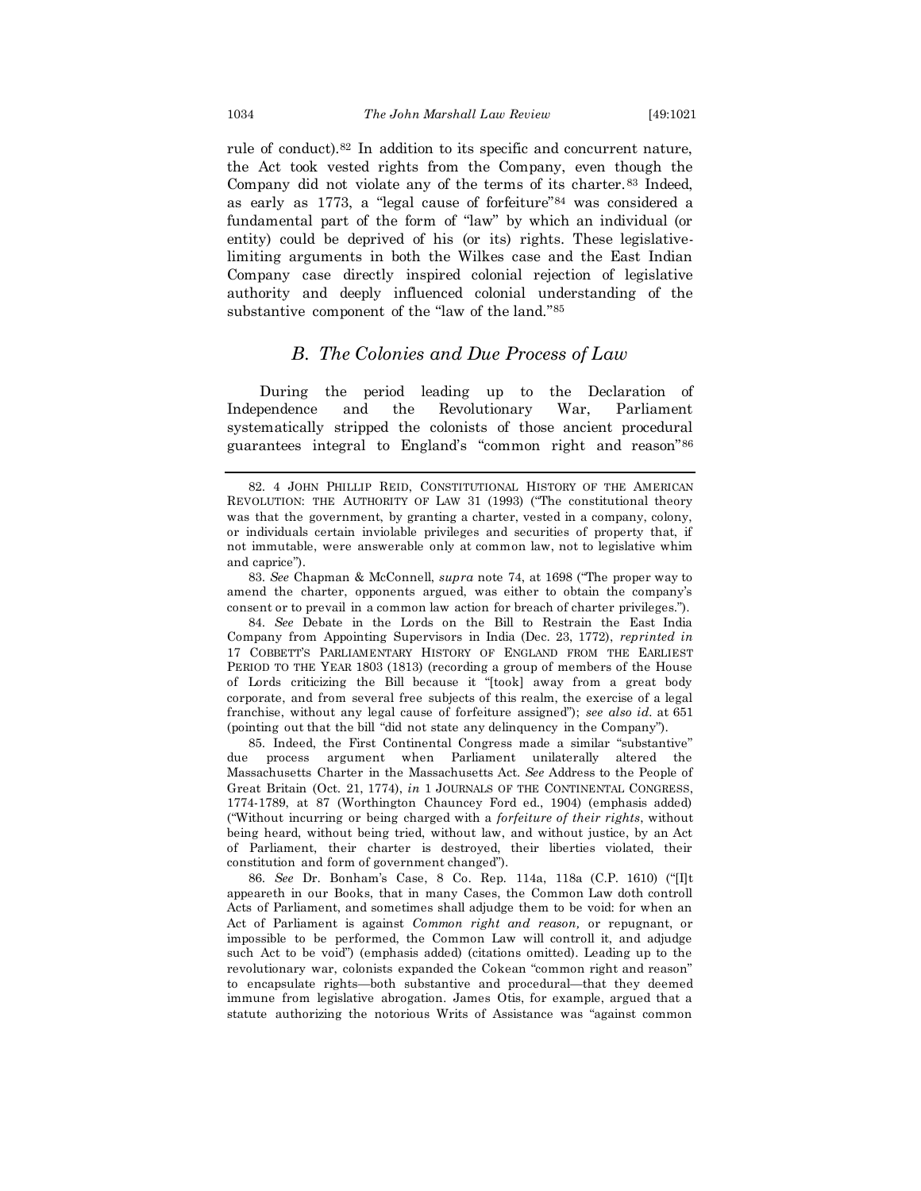rule of conduct).[82] In addition to its specific and concurrent nature, the Act took vested rights from the Company, even though the Company did not violate any of the terms of its charter.[83] Indeed, as early as 1773, a "legal cause of forfeiture"[84] was considered a fundamental part of the form of "law" by which an individual (or entity) could be deprived of his (or its) rights. These legislative-limiting arguments in both the Wilkes case and the East Indian Company case directly inspired colonial rejection of legislative authority and deeply influenced colonial understanding of the substantive component of the "law of the land."[85]

### *B. The Colonies and Due Process of Law*

During the period leading up to the Declaration of Independence and the Revolutionary War, Parliament systematically stripped the colonists of those ancient procedural guarantees integral to England's "common right and reason"[86]

---

82. 4 JOHN PHILLIP REID, CONSTITUTIONAL HISTORY OF THE AMERICAN REVOLUTION: THE AUTHORITY OF LAW 31 (1993) ("The constitutional theory was that the government, by granting a charter, vested in a company, colony, or individuals certain inviolable privileges and securities of property that, if not immutable, were answerable only at common law, not to legislative whim and caprice").

83. *See* Chapman & McConnell, *supra* note 74, at 1698 ("The proper way to amend the charter, opponents argued, was either to obtain the company's consent or to prevail in a common law action for breach of charter privileges.").

84. *See* Debate in the Lords on the Bill to Restrain the East India Company from Appointing Supervisors in India (Dec. 23, 1772), *reprinted in* 17 COBBETT'S PARLIAMENTARY HISTORY OF ENGLAND FROM THE EARLIEST PERIOD TO THE YEAR 1803 (1813) (recording a group of members of the House of Lords criticizing the Bill because it "[took] away from a great body corporate, and from several free subjects of this realm, the exercise of a legal franchise, without any legal cause of forfeiture assigned"); *see also id.* at 651 (pointing out that the bill "did not state any delinquency in the Company").

85. Indeed, the First Continental Congress made a similar "substantive" due process argument when Parliament unilaterally altered the Massachusetts Charter in the Massachusetts Act. *See* Address to the People of Great Britain (Oct. 21, 1774), *in* 1 JOURNALS OF THE CONTINENTAL CONGRESS, 1774-1789, at 87 (Worthington Chauncey Ford ed., 1904) (emphasis added) ("Without incurring or being charged with a *forfeiture of their rights*, without being heard, without being tried, without law, and without justice, by an Act of Parliament, their charter is destroyed, their liberties violated, their constitution and form of government changed").

86. *See* Dr. Bonham's Case, 8 Co. Rep. 114a, 118a (C.P. 1610) ("[I]t appeareth in our Books, that in many Cases, the Common Law doth controll Acts of Parliament, and sometimes shall adjudge them to be void: for when an Act of Parliament is against *Common right and reason,* or repugnant, or impossible to be performed, the Common Law will controll it, and adjudge such Act to be void") (emphasis added) (citations omitted). Leading up to the revolutionary war, colonists expanded the Cokean "common right and reason" to encapsulate rights—both substantive and procedural—that they deemed immune from legislative abrogation. James Otis, for example, argued that a statute authorizing the notorious Writs of Assistance was "against common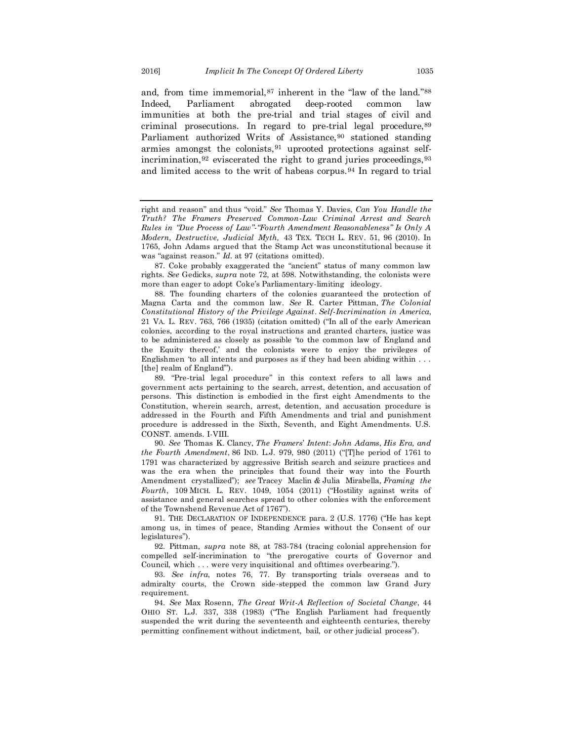and, from time immemorial,[87] inherent in the "law of the land."[88] Indeed, Parliament abrogated deep-rooted common law immunities at both the pre-trial and trial stages of civil and criminal prosecutions. In regard to pre-trial legal procedure,[89] Parliament authorized Writs of Assistance,[90] stationed standing armies amongst the colonists,[91] uprooted protections against self-incrimination,[92] eviscerated the right to grand juries proceedings,[93] and limited access to the writ of habeas corpus.[94] In regard to trial

---

right and reason" and thus "void." *See* Thomas Y. Davies, *Can You Handle the Truth? The Framers Preserved Common-Law Criminal Arrest and Search Rules in "Due Process of Law"-"Fourth Amendment Reasonableness" Is Only A Modern, Destructive, Judicial Myth,* 43 TEX. TECH L. REV. 51, 96 (2010). In 1765, John Adams argued that the Stamp Act was unconstitutional because it was "against reason." *Id.* at 97 (citations omitted).

87. Coke probably exaggerated the "ancient" status of many common law rights. *See* Gedicks, *supra* note 72, at 598. Notwithstanding, the colonists were more than eager to adopt Coke's Parliamentary-limiting ideology.

88. The founding charters of the colonies guaranteed the protection of Magna Carta and the common law. *See* R. Carter Pittman, *The Colonial Constitutional History of the Privilege Against Self-Incrimination in America*, 21 VA. L. REV. 763, 766 (1935) (citation omitted) ("In all of the early American colonies, according to the royal instructions and granted charters, justice was to be administered as closely as possible 'to the common law of England and the Equity thereof,' and the colonists were to enjoy the privileges of Englishmen 'to all intents and purposes as if they had been abiding within . . . [the] realm of England'").

89. "Pre-trial legal procedure" in this context refers to all laws and government acts pertaining to the search, arrest, detention, and accusation of persons. This distinction is embodied in the first eight Amendments to the Constitution, wherein search, arrest, detention, and accusation procedure is addressed in the Fourth and Fifth Amendments and trial and punishment procedure is addressed in the Sixth, Seventh, and Eight Amendments. U.S. CONST. amends. I-VIII.

90. *See* Thomas K. Clancy, *The Framers' Intent*: *John Adams*, *His Era, and the Fourth Amendment*, 86 IND. L.J. 979, 980 (2011) ("[T]he period of 1761 to 1791 was characterized by aggressive British search and seizure practices and was the era when the principles that found their way into the Fourth Amendment crystallized"); *see* Tracey Maclin & Julia Mirabella, *Framing the Fourth*, 109 MICH. L. REV. 1049, 1054 (2011) ("Hostility against writs of assistance and general searches spread to other colonies with the enforcement of the Townshend Revenue Act of 1767").

91. THE DECLARATION OF INDEPENDENCE para. 2 (U.S. 1776) ("He has kept among us, in times of peace, Standing Armies without the Consent of our legislatures").

92. Pittman, *supra* note 88, at 783-784 (tracing colonial apprehension for compelled self-incrimination to "the prerogative courts of Governor and Council, which . . . were very inquisitional and ofttimes overbearing.").

93. *See infra*, notes 76, 77. By transporting trials overseas and to admiralty courts, the Crown side-stepped the common law Grand Jury requirement.

94. *See* Max Rosenn, *The Great Writ-A Reflection of Societal Change*, 44 OHIO ST. L.J. 337, 338 (1983) ("The English Parliament had frequently suspended the writ during the seventeenth and eighteenth centuries, thereby permitting confinement without indictment, bail, or other judicial process").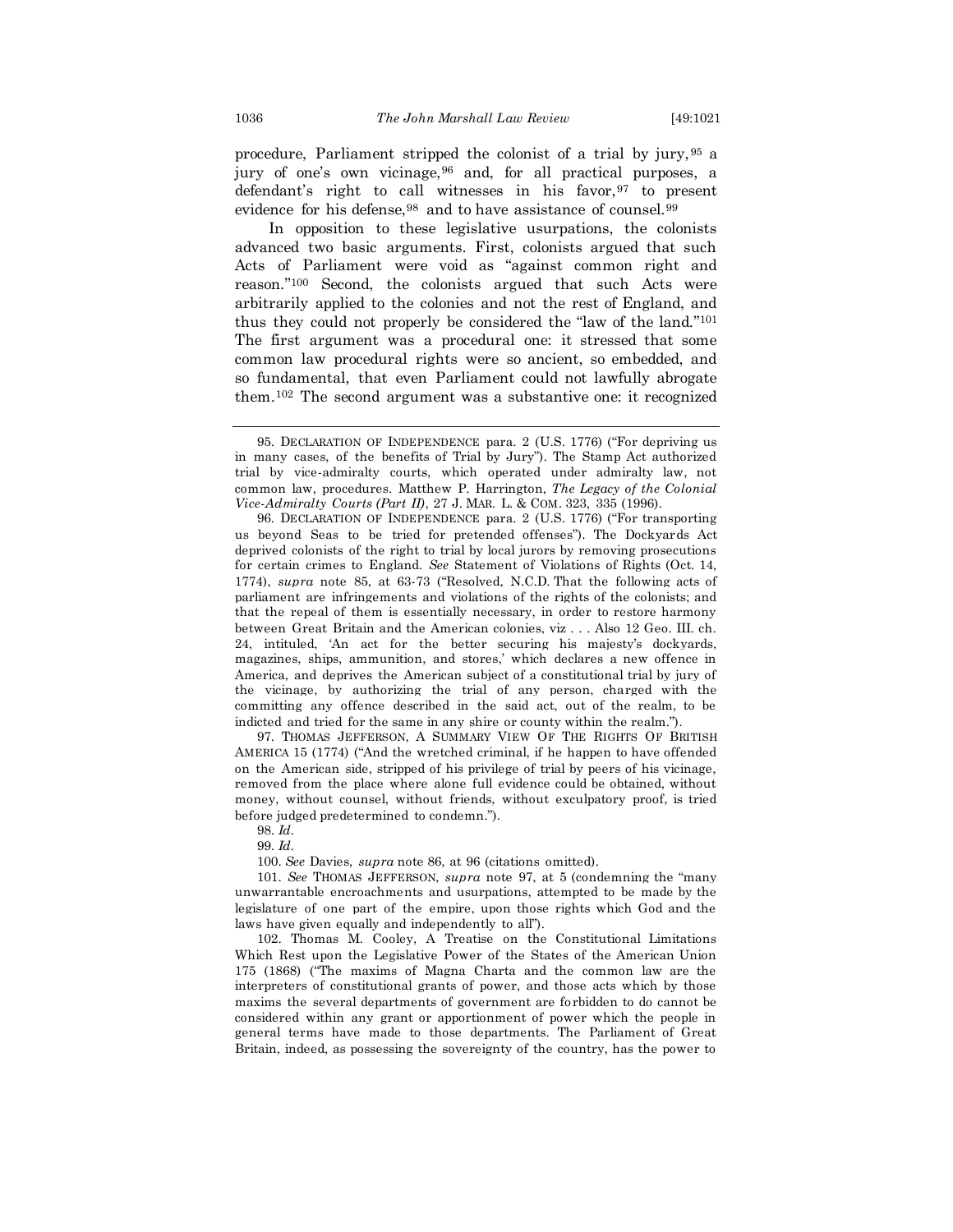procedure, Parliament stripped the colonist of a trial by jury,[95] a jury of one's own vicinage,[96] and, for all practical purposes, a defendant's right to call witnesses in his favor,[97] to present evidence for his defense,[98] and to have assistance of counsel.[99]

In opposition to these legislative usurpations, the colonists advanced two basic arguments. First, colonists argued that such Acts of Parliament were void as "against common right and reason."[100] Second, the colonists argued that such Acts were arbitrarily applied to the colonies and not the rest of England, and thus they could not properly be considered the "law of the land."[101] The first argument was a procedural one: it stressed that some common law procedural rights were so ancient, so embedded, and so fundamental, that even Parliament could not lawfully abrogate them.[102] The second argument was a substantive one: it recognized

---

95. DECLARATION OF INDEPENDENCE para. 2 (U.S. 1776) ("For depriving us in many cases, of the benefits of Trial by Jury"). The Stamp Act authorized trial by vice-admiralty courts, which operated under admiralty law, not common law, procedures. Matthew P. Harrington, *The Legacy of the Colonial Vice-Admiralty Courts (Part II)*, 27 J. MAR. L. & COM. 323, 335 (1996).

96. DECLARATION OF INDEPENDENCE para. 2 (U.S. 1776) ("For transporting us beyond Seas to be tried for pretended offenses"). The Dockyards Act deprived colonists of the right to trial by local jurors by removing prosecutions for certain crimes to England. *See* Statement of Violations of Rights (Oct. 14, 1774), *supra* note 85, at 63-73 ("Resolved, N.C.D. That the following acts of parliament are infringements and violations of the rights of the colonists; and that the repeal of them is essentially necessary, in order to restore harmony between Great Britain and the American colonies, viz . . . Also 12 Geo. III. ch. 24, intituled, 'An act for the better securing his majesty's dockyards, magazines, ships, ammunition, and stores,' which declares a new offence in America, and deprives the American subject of a constitutional trial by jury of the vicinage, by authorizing the trial of any person, charged with the committing any offence described in the said act, out of the realm, to be indicted and tried for the same in any shire or county within the realm.").

97. THOMAS JEFFERSON, A SUMMARY VIEW OF THE RIGHTS OF BRITISH AMERICA 15 (1774) ("And the wretched criminal, if he happen to have offended on the American side, stripped of his privilege of trial by peers of his vicinage, removed from the place where alone full evidence could be obtained, without money, without counsel, without friends, without exculpatory proof, is tried before judged predetermined to condemn.").

98. *Id.*

99. *Id.*

100. *See* Davies, *supra* note 86, at 96 (citations omitted).

101. *See* THOMAS JEFFERSON, *supra* note 97, at 5 (condemning the "many unwarrantable encroachments and usurpations, attempted to be made by the legislature of one part of the empire, upon those rights which God and the laws have given equally and independently to all").

102. Thomas M. Cooley, A Treatise on the Constitutional Limitations Which Rest upon the Legislative Power of the States of the American Union 175 (1868) ("The maxims of Magna Charta and the common law are the interpreters of constitutional grants of power, and those acts which by those maxims the several departments of government are forbidden to do cannot be considered within any grant or apportionment of power which the people in general terms have made to those departments. The Parliament of Great Britain, indeed, as possessing the sovereignty of the country, has the power to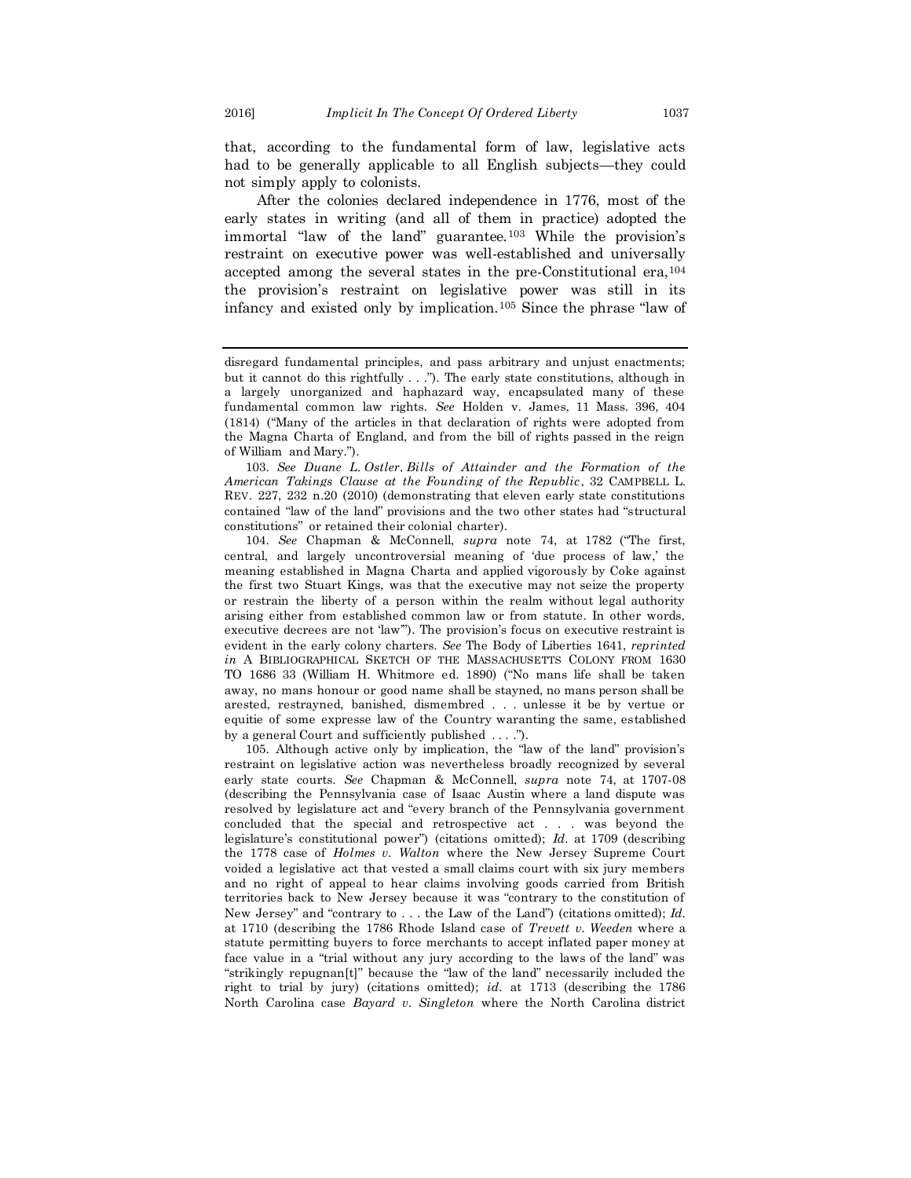that, according to the fundamental form of law, legislative acts had to be generally applicable to all English subjects—they could not simply apply to colonists.

After the colonies declared independence in 1776, most of the early states in writing (and all of them in practice) adopted the immortal "law of the land" guarantee.[103] While the provision's restraint on executive power was well-established and universally accepted among the several states in the pre-Constitutional era,[104] the provision's restraint on legislative power was still in its infancy and existed only by implication.[105] Since the phrase "law of

---

disregard fundamental principles, and pass arbitrary and unjust enactments; but it cannot do this rightfully . . ."). The early state constitutions, although in a largely unorganized and haphazard way, encapsulated many of these fundamental common law rights. *See* Holden v. James, 11 Mass. 396, 404 (1814) ("Many of the articles in that declaration of rights were adopted from the Magna Charta of England, and from the bill of rights passed in the reign of William and Mary.").

103. *See Duane L. Ostler*, *Bills of Attainder and the Formation of the American Takings Clause at the Founding of the Republic*, 32 CAMPBELL L. REV. 227, 232 n.20 (2010) (demonstrating that eleven early state constitutions contained "law of the land" provisions and the two other states had "structural constitutions" or retained their colonial charter).

104. *See* Chapman & McConnell, *supra* note 74, at 1782 ("The first, central, and largely uncontroversial meaning of 'due process of law,' the meaning established in Magna Charta and applied vigorously by Coke against the first two Stuart Kings, was that the executive may not seize the property or restrain the liberty of a person within the realm without legal authority arising either from established common law or from statute. In other words, executive decrees are not 'law'"). The provision's focus on executive restraint is evident in the early colony charters. *See* The Body of Liberties 1641, *reprinted in* A BIBLIOGRAPHICAL SKETCH OF THE MASSACHUSETTS COLONY FROM 1630 TO 1686 33 (William H. Whitmore ed. 1890) ("No mans life shall be taken away, no mans honour or good name shall be stayned, no mans person shall be arested, restrayned, banished, dismembred . . . unlesse it be by vertue or equitie of some expresse law of the Country waranting the same, established by a general Court and sufficiently published . . . .").

105. Although active only by implication, the "law of the land" provision's restraint on legislative action was nevertheless broadly recognized by several early state courts. *See* Chapman & McConnell, *supra* note 74, at 1707-08 (describing the Pennsylvania case of Isaac Austin where a land dispute was resolved by legislature act and "every branch of the Pennsylvania government concluded that the special and retrospective act . . . was beyond the legislature's constitutional power") (citations omitted); *Id.* at 1709 (describing the 1778 case of *Holmes v. Walton* where the New Jersey Supreme Court voided a legislative act that vested a small claims court with six jury members and no right of appeal to hear claims involving goods carried from British territories back to New Jersey because it was "contrary to the constitution of New Jersey" and "contrary to . . . the Law of the Land") (citations omitted); *Id.* at 1710 (describing the 1786 Rhode Island case of *Trevett v. Weeden* where a statute permitting buyers to force merchants to accept inflated paper money at face value in a "trial without any jury according to the laws of the land" was "strikingly repugnan[t]" because the "law of the land" necessarily included the right to trial by jury) (citations omitted); *id.* at 1713 (describing the 1786 North Carolina case *Bayard v. Singleton* where the North Carolina district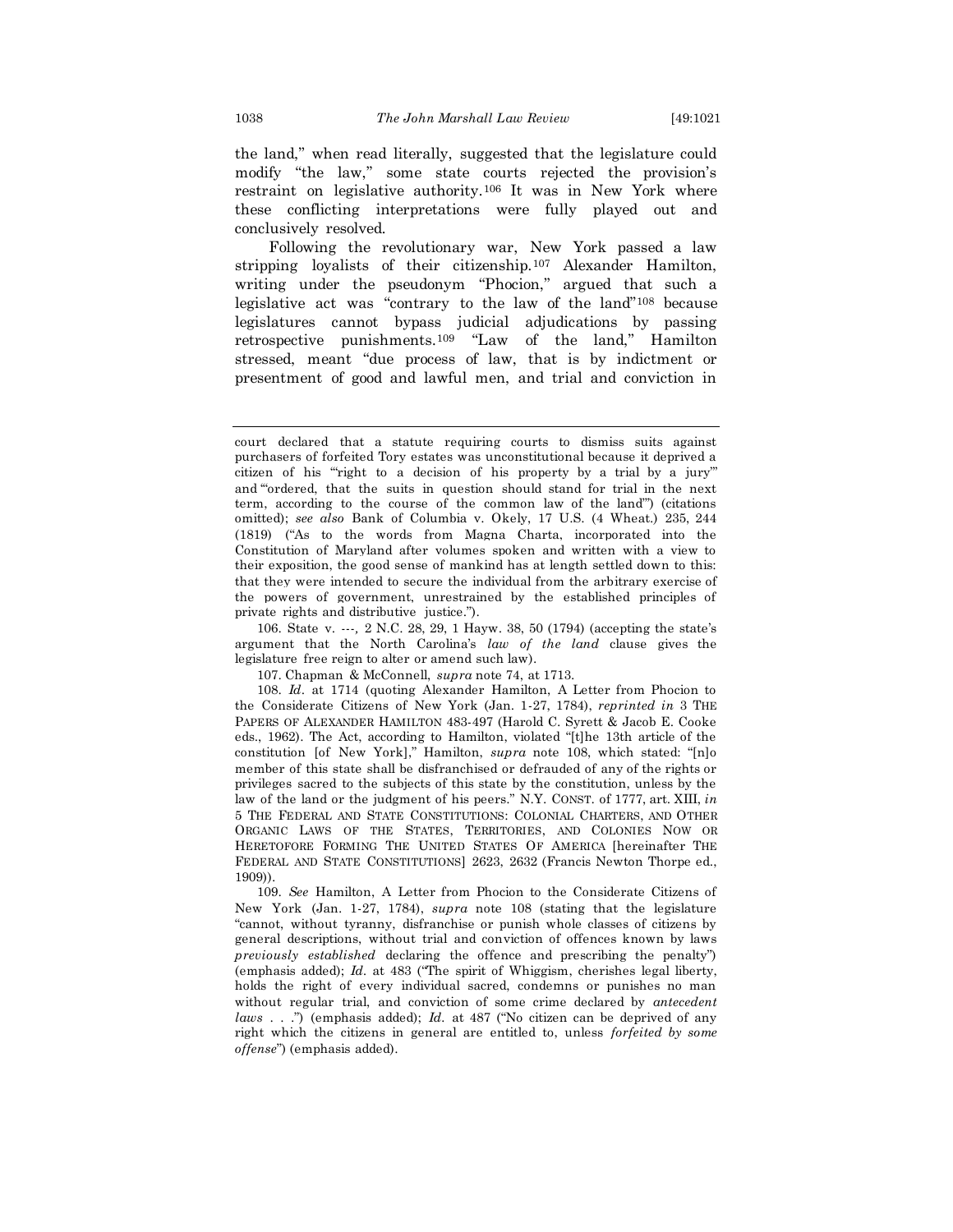the land," when read literally, suggested that the legislature could modify "the law," some state courts rejected the provision's restraint on legislative authority.[106] It was in New York where these conflicting interpretations were fully played out and conclusively resolved.

Following the revolutionary war, New York passed a law stripping loyalists of their citizenship.[107] Alexander Hamilton, writing under the pseudonym "Phocion," argued that such a legislative act was "contrary to the law of the land"[108] because legislatures cannot bypass judicial adjudications by passing retrospective punishments.[109] "Law of the land," Hamilton stressed, meant "due process of law, that is by indictment or presentment of good and lawful men, and trial and conviction in

---

court declared that a statute requiring courts to dismiss suits against purchasers of forfeited Tory estates was unconstitutional because it deprived a citizen of his "'right to a decision of his property by a trial by a jury'" and "'ordered, that the suits in question should stand for trial in the next term, according to the course of the common law of the land'") (citations omitted); *see also* Bank of Columbia v. Okely, 17 U.S. (4 Wheat.) 235, 244 (1819) ("As to the words from Magna Charta, incorporated into the Constitution of Maryland after volumes spoken and written with a view to their exposition, the good sense of mankind has at length settled down to this: that they were intended to secure the individual from the arbitrary exercise of the powers of government, unrestrained by the established principles of private rights and distributive justice.").

106. State v. ---, 2 N.C. 28, 29, 1 Hayw. 38, 50 (1794) (accepting the state's argument that the North Carolina's *law of the land* clause gives the legislature free reign to alter or amend such law).

107. Chapman & McConnell, *supra* note 74, at 1713.

108. *Id*. at 1714 (quoting Alexander Hamilton, A Letter from Phocion to the Considerate Citizens of New York (Jan. 1-27, 1784), *reprinted in* 3 THE PAPERS OF ALEXANDER HAMILTON 483-497 (Harold C. Syrett & Jacob E. Cooke eds., 1962). The Act, according to Hamilton, violated "[t]he 13th article of the constitution [of New York]," Hamilton, *supra* note 108, which stated: "[n]o member of this state shall be disfranchised or defrauded of any of the rights or privileges sacred to the subjects of this state by the constitution, unless by the law of the land or the judgment of his peers." N.Y. CONST. of 1777, art. XIII, *in* 5 THE FEDERAL AND STATE CONSTITUTIONS: COLONIAL CHARTERS, AND OTHER ORGANIC LAWS OF THE STATES, TERRITORIES, AND COLONIES NOW OR HERETOFORE FORMING THE UNITED STATES OF AMERICA [hereinafter THE FEDERAL AND STATE CONSTITUTIONS] 2623, 2632 (Francis Newton Thorpe ed., 1909)).

109. *See* Hamilton, A Letter from Phocion to the Considerate Citizens of New York (Jan. 1-27, 1784), *supra* note 108 (stating that the legislature "cannot, without tyranny, disfranchise or punish whole classes of citizens by general descriptions, without trial and conviction of offences known by laws *previously established* declaring the offence and prescribing the penalty") (emphasis added); *Id*. at 483 ("The spirit of Whiggism, cherishes legal liberty, holds the right of every individual sacred, condemns or punishes no man without regular trial, and conviction of some crime declared by *antecedent laws* . . .") (emphasis added); *Id*. at 487 ("No citizen can be deprived of any right which the citizens in general are entitled to, unless *forfeited by some offense*") (emphasis added).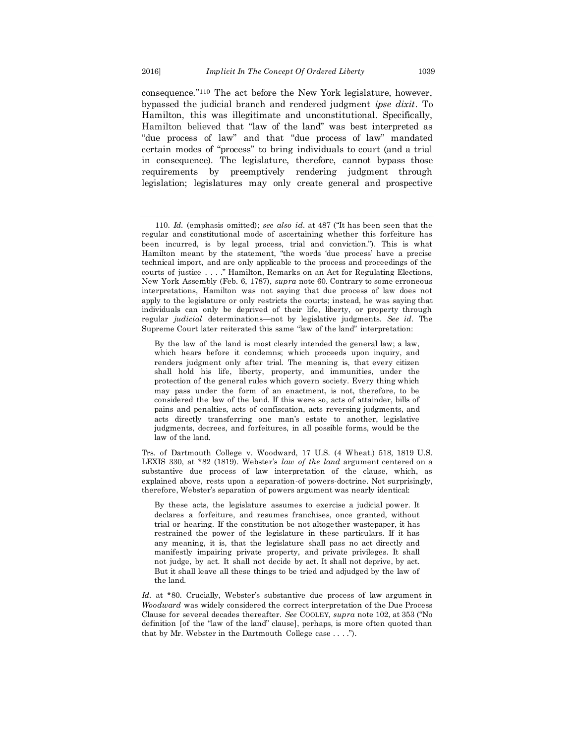consequence."[110] The act before the New York legislature, however, bypassed the judicial branch and rendered judgment *ipse dixit*. To Hamilton, this was illegitimate and unconstitutional. Specifically, Hamilton believed that "law of the land" was best interpreted as "due process of law" and that "due process of law" mandated certain modes of "process" to bring individuals to court (and a trial in consequence). The legislature, therefore, cannot bypass those requirements by preemptively rendering judgment through legislation; legislatures may only create general and prospective

---

110. *Id.* (emphasis omitted); *see also id*. at 487 ("It has been seen that the regular and constitutional mode of ascertaining whether this forfeiture has been incurred, is by legal process, trial and conviction."). This is what Hamilton meant by the statement, "the words 'due process' have a precise technical import, and are only applicable to the process and proceedings of the courts of justice . . . ." Hamilton, Remarks on an Act for Regulating Elections, New York Assembly (Feb. 6, 1787), *supra* note 60. Contrary to some erroneous interpretations, Hamilton was not saying that due process of law does not apply to the legislature or only restricts the courts; instead, he was saying that individuals can only be deprived of their life, liberty, or property through regular *judicial* determinations—not by legislative judgments. *See id*. The Supreme Court later reiterated this same "law of the land" interpretation:

> By the law of the land is most clearly intended the general law; a law, which hears before it condemns; which proceeds upon inquiry, and renders judgment only after trial. The meaning is, that every citizen shall hold his life, liberty, property, and immunities, under the protection of the general rules which govern society. Every thing which may pass under the form of an enactment, is not, therefore, to be considered the law of the land. If this were so, acts of attainder, bills of pains and penalties, acts of confiscation, acts reversing judgments, and acts directly transferring one man's estate to another, legislative judgments, decrees, and forfeitures, in all possible forms, would be the law of the land.

Trs. of Dartmouth College v. Woodward, 17 U.S. (4 Wheat.) 518, 1819 U.S. LEXIS 330, at *82 (1819). Webster's *law of the land* argument centered on a substantive due process of law interpretation of the clause, which, as explained above, rests upon a separation-of powers-doctrine. Not surprisingly, therefore, Webster's separation of powers argument was nearly identical:

> By these acts, the legislature assumes to exercise a judicial power. It declares a forfeiture, and resumes franchises, once granted, without trial or hearing. If the constitution be not altogether wastepaper, it has restrained the power of the legislature in these particulars. If it has any meaning, it is, that the legislature shall pass no act directly and manifestly impairing private property, and private privileges. It shall not judge, by act. It shall not decide by act. It shall not deprive, by act. But it shall leave all these things to be tried and adjudged by the law of the land.

*Id.* at *80. Crucially, Webster's substantive due process of law argument in *Woodward* was widely considered the correct interpretation of the Due Process Clause for several decades thereafter. *See* COOLEY, *supra* note 102, at 353 ("No definition [of the "law of the land" clause], perhaps, is more often quoted than that by Mr. Webster in the Dartmouth College case . . . .").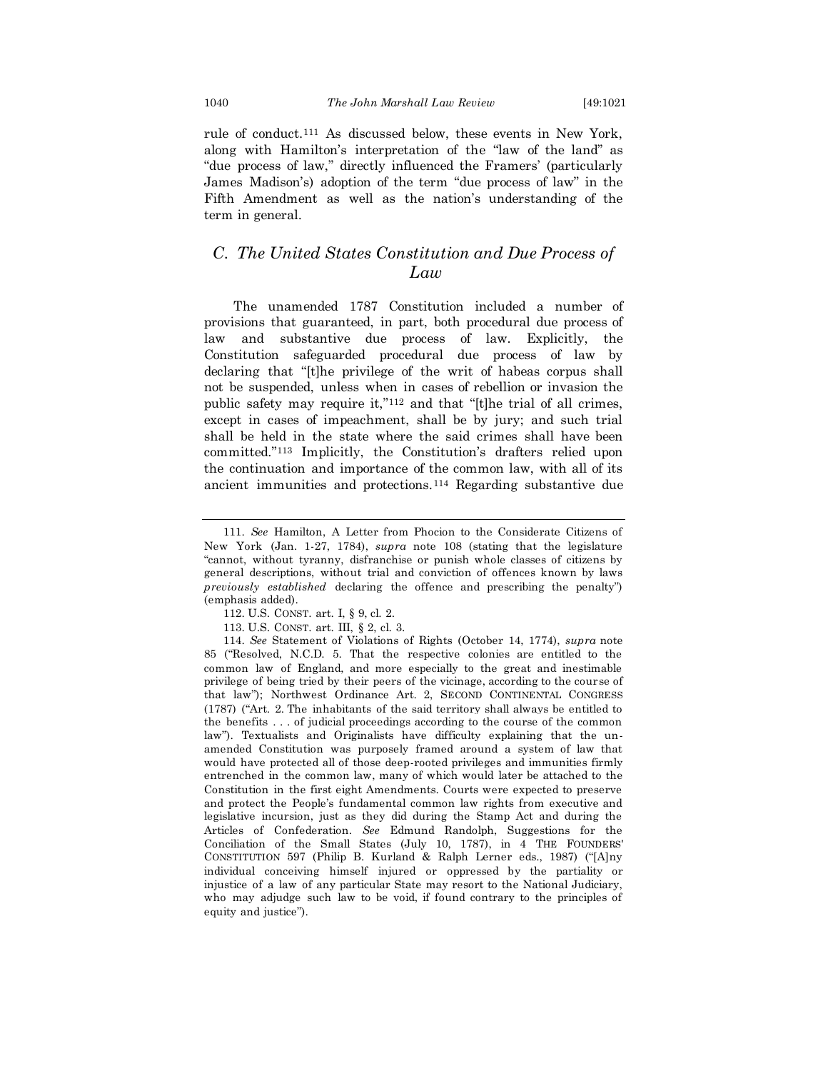rule of conduct.[111] As discussed below, these events in New York, along with Hamilton's interpretation of the "law of the land" as "due process of law," directly influenced the Framers' (particularly James Madison's) adoption of the term "due process of law" in the Fifth Amendment as well as the nation's understanding of the term in general.

### *C. The United States Constitution and Due Process of Law*

The unamended 1787 Constitution included a number of provisions that guaranteed, in part, both procedural due process of law and substantive due process of law. Explicitly, the Constitution safeguarded procedural due process of law by declaring that "[t]he privilege of the writ of habeas corpus shall not be suspended, unless when in cases of rebellion or invasion the public safety may require it,"[112] and that "[t]he trial of all crimes, except in cases of impeachment, shall be by jury; and such trial shall be held in the state where the said crimes shall have been committed."[113] Implicitly, the Constitution's drafters relied upon the continuation and importance of the common law, with all of its ancient immunities and protections.[114] Regarding substantive due

---

111. *See* Hamilton, A Letter from Phocion to the Considerate Citizens of New York (Jan. 1-27, 1784), *supra* note 108 (stating that the legislature "cannot, without tyranny, disfranchise or punish whole classes of citizens by general descriptions, without trial and conviction of offences known by laws *previously established* declaring the offence and prescribing the penalty") (emphasis added).

112. U.S. CONST. art. I, § 9, cl. 2.

113. U.S. CONST. art. III, § 2, cl. 3.

114. *See* Statement of Violations of Rights (October 14, 1774), *supra* note 85 ("Resolved, N.C.D. 5. That the respective colonies are entitled to the common law of England, and more especially to the great and inestimable privilege of being tried by their peers of the vicinage, according to the course of that law"); Northwest Ordinance Art. 2, SECOND CONTINENTAL CONGRESS (1787) ("Art. 2. The inhabitants of the said territory shall always be entitled to the benefits . . . of judicial proceedings according to the course of the common law"). Textualists and Originalists have difficulty explaining that the un-amended Constitution was purposely framed around a system of law that would have protected all of those deep-rooted privileges and immunities firmly entrenched in the common law, many of which would later be attached to the Constitution in the first eight Amendments. Courts were expected to preserve and protect the People's fundamental common law rights from executive and legislative incursion, just as they did during the Stamp Act and during the Articles of Confederation. *See* Edmund Randolph, Suggestions for the Conciliation of the Small States (July 10, 1787), in 4 THE FOUNDERS' CONSTITUTION 597 (Philip B. Kurland & Ralph Lerner eds., 1987) ("[A]ny individual conceiving himself injured or oppressed by the partiality or injustice of a law of any particular State may resort to the National Judiciary, who may adjudge such law to be void, if found contrary to the principles of equity and justice").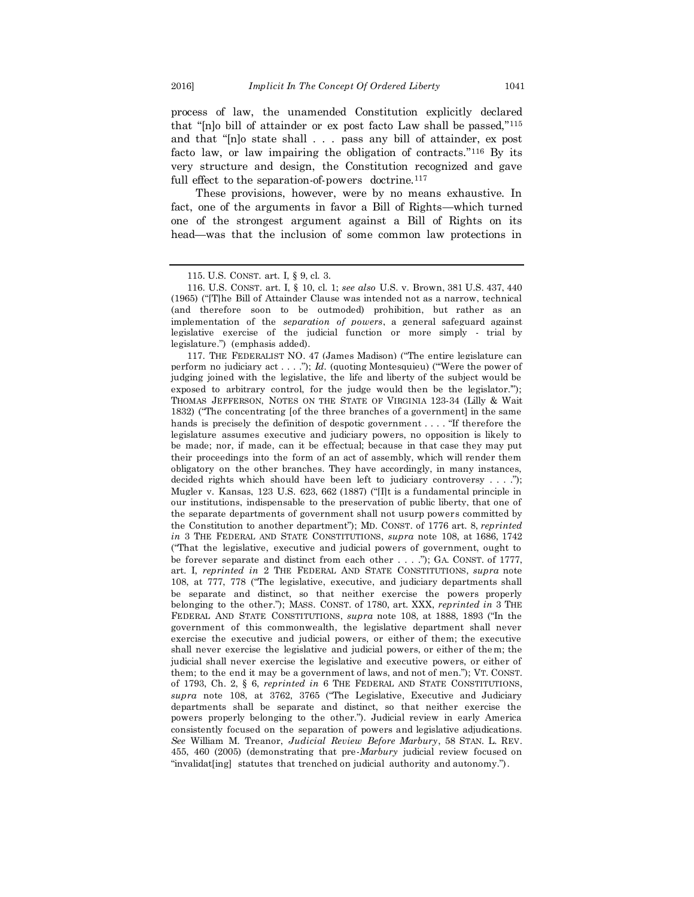process of law, the unamended Constitution explicitly declared that "[n]o bill of attainder or ex post facto Law shall be passed,"[115] and that "[n]o state shall . . . pass any bill of attainder, ex post facto law, or law impairing the obligation of contracts."[116] By its very structure and design, the Constitution recognized and gave full effect to the separation-of-powers doctrine.[117]

These provisions, however, were by no means exhaustive. In fact, one of the arguments in favor a Bill of Rights—which turned one of the strongest argument against a Bill of Rights on its head—was that the inclusion of some common law protections in

---

115. U.S. CONST. art. I, § 9, cl. 3.

116. U.S. CONST. art. I, § 10, cl. 1; *see also* U.S. v. Brown, 381 U.S. 437, 440 (1965) ("[T]he Bill of Attainder Clause was intended not as a narrow, technical (and therefore soon to be outmoded) prohibition, but rather as an implementation of the *separation of powers*, a general safeguard against legislative exercise of the judicial function or more simply - trial by legislature.") (emphasis added).

117. THE FEDERALIST NO. 47 (James Madison) ("The entire legislature can perform no judiciary act . . . ."); *Id.* (quoting Montesquieu) ("'Were the power of judging joined with the legislative, the life and liberty of the subject would be exposed to arbitrary control, for the judge would then be the legislator.'"); THOMAS JEFFERSON, NOTES ON THE STATE OF VIRGINIA 123-34 (Lilly & Wait 1832) ("The concentrating [of the three branches of a government] in the same hands is precisely the definition of despotic government . . . . "If therefore the legislature assumes executive and judiciary powers, no opposition is likely to be made; nor, if made, can it be effectual; because in that case they may put their proceedings into the form of an act of assembly, which will render them obligatory on the other branches. They have accordingly, in many instances, decided rights which should have been left to judiciary controversy . . . ."); Mugler v. Kansas, 123 U.S. 623, 662 (1887) ("[I]t is a fundamental principle in our institutions, indispensable to the preservation of public liberty, that one of the separate departments of government shall not usurp powers committed by the Constitution to another department"); MD. CONST. of 1776 art. 8, *reprinted in* 3 THE FEDERAL AND STATE CONSTITUTIONS, *supra* note 108, at 1686, 1742 ("That the legislative, executive and judicial powers of government, ought to be forever separate and distinct from each other . . . ."); GA. CONST. of 1777, art. I, *reprinted in* 2 THE FEDERAL AND STATE CONSTITUTIONS, *supra* note 108, at 777, 778 ("The legislative, executive, and judiciary departments shall be separate and distinct, so that neither exercise the powers properly belonging to the other."); MASS. CONST. of 1780, art. XXX, *reprinted in* 3 THE FEDERAL AND STATE CONSTITUTIONS, *supra* note 108, at 1888, 1893 ("In the government of this commonwealth, the legislative department shall never exercise the executive and judicial powers, or either of them; the executive shall never exercise the legislative and judicial powers, or either of them; the judicial shall never exercise the legislative and executive powers, or either of them; to the end it may be a government of laws, and not of men."); VT. CONST. of 1793, Ch. 2, § 6, *reprinted in* 6 THE FEDERAL AND STATE CONSTITUTIONS, *supra* note 108, at 3762, 3765 ("The Legislative, Executive and Judiciary departments shall be separate and distinct, so that neither exercise the powers properly belonging to the other."). Judicial review in early America consistently focused on the separation of powers and legislative adjudications. *See* William M. Treanor, *Judicial Review Before Marbury*, 58 STAN. L. REV. 455, 460 (2005) (demonstrating that pre-*Marbury* judicial review focused on "invalidat[ing] statutes that trenched on judicial authority and autonomy.").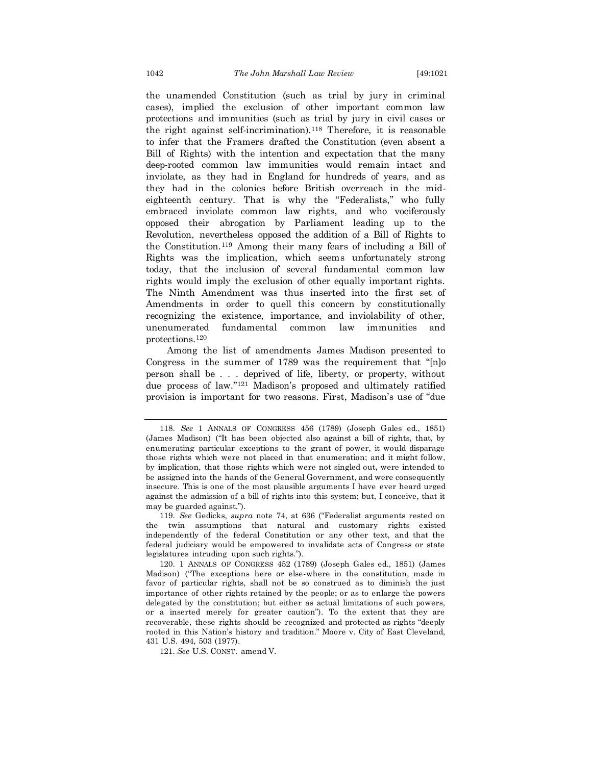the unamended Constitution (such as trial by jury in criminal cases), implied the exclusion of other important common law protections and immunities (such as trial by jury in civil cases or the right against self-incrimination).[118] Therefore, it is reasonable to infer that the Framers drafted the Constitution (even absent a Bill of Rights) with the intention and expectation that the many deep-rooted common law immunities would remain intact and inviolate, as they had in England for hundreds of years, and as they had in the colonies before British overreach in the mid-eighteenth century. That is why the "Federalists," who fully embraced inviolate common law rights, and who vociferously opposed their abrogation by Parliament leading up to the Revolution, nevertheless opposed the addition of a Bill of Rights to the Constitution.[119] Among their many fears of including a Bill of Rights was the implication, which seems unfortunately strong today, that the inclusion of several fundamental common law rights would imply the exclusion of other equally important rights. The Ninth Amendment was thus inserted into the first set of Amendments in order to quell this concern by constitutionally recognizing the existence, importance, and inviolability of other, unenumerated fundamental common law immunities and protections.[120]

Among the list of amendments James Madison presented to Congress in the summer of 1789 was the requirement that "[n]o person shall be . . . deprived of life, liberty, or property, without due process of law."[121] Madison's proposed and ultimately ratified provision is important for two reasons. First, Madison's use of "due

---

118. *See* 1 ANNALS OF CONGRESS 456 (1789) (Joseph Gales ed., 1851) (James Madison) ("It has been objected also against a bill of rights, that, by enumerating particular exceptions to the grant of power, it would disparage those rights which were not placed in that enumeration; and it might follow, by implication, that those rights which were not singled out, were intended to be assigned into the hands of the General Government, and were consequently insecure. This is one of the most plausible arguments I have ever heard urged against the admission of a bill of rights into this system; but, I conceive, that it may be guarded against.").

119. *See* Gedicks, *supra* note 74, at 636 ("Federalist arguments rested on the twin assumptions that natural and customary rights existed independently of the federal Constitution or any other text, and that the federal judiciary would be empowered to invalidate acts of Congress or state legislatures intruding upon such rights.").

120. 1 ANNALS OF CONGRESS 452 (1789) (Joseph Gales ed., 1851) (James Madison) ("The exceptions here or else-where in the constitution, made in favor of particular rights, shall not be so construed as to diminish the just importance of other rights retained by the people; or as to enlarge the powers delegated by the constitution; but either as actual limitations of such powers, or a inserted merely for greater caution"). To the extent that they are recoverable, these rights should be recognized and protected as rights "deeply rooted in this Nation's history and tradition." Moore v. City of East Cleveland, 431 U.S. 494, 503 (1977).

121. *See* U.S. CONST. amend V.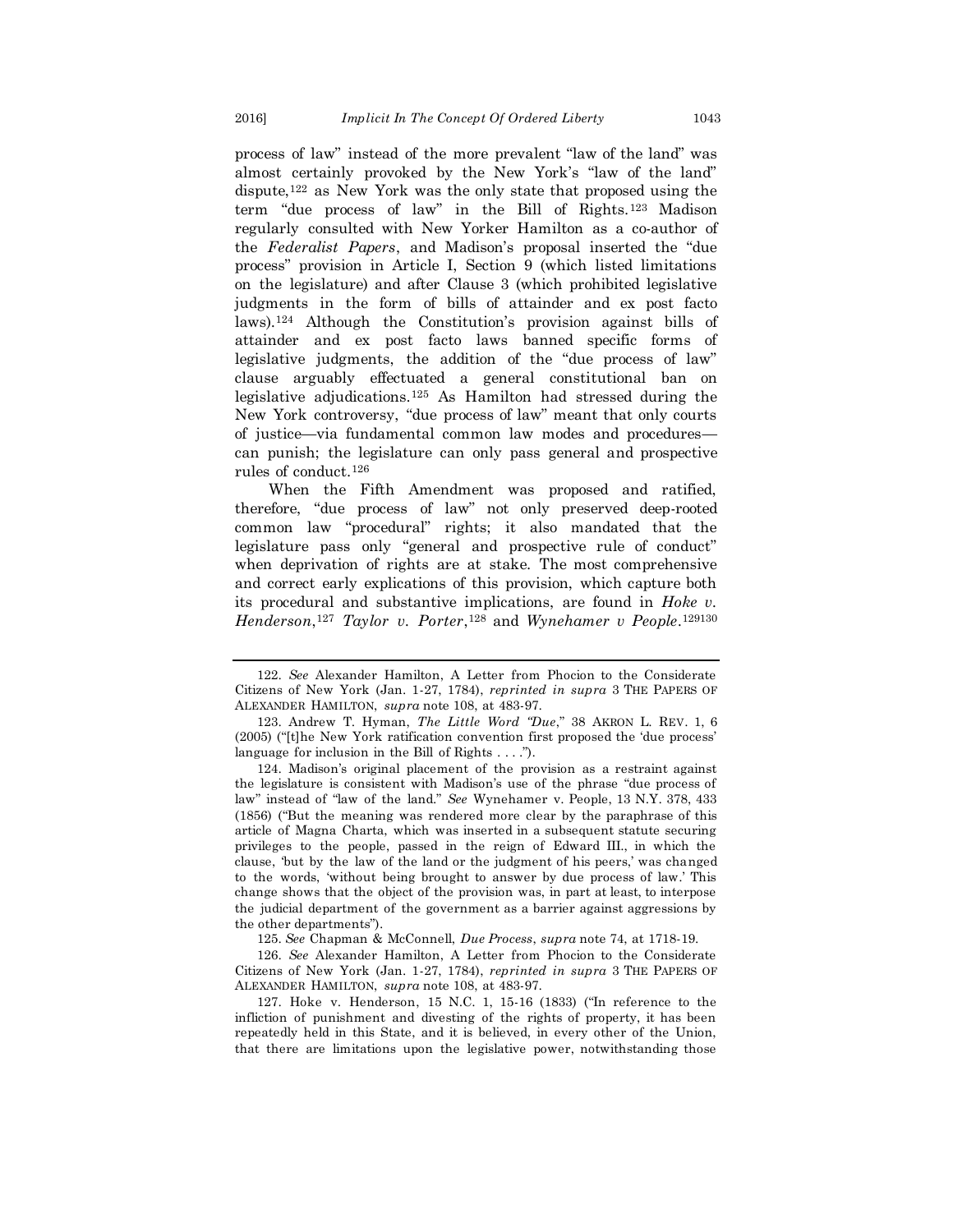process of law" instead of the more prevalent "law of the land" was almost certainly provoked by the New York's "law of the land" dispute,[122] as New York was the only state that proposed using the term "due process of law" in the Bill of Rights.[123] Madison regularly consulted with New Yorker Hamilton as a co-author of the *Federalist Papers*, and Madison's proposal inserted the "due process" provision in Article I, Section 9 (which listed limitations on the legislature) and after Clause 3 (which prohibited legislative judgments in the form of bills of attainder and ex post facto laws).[124] Although the Constitution's provision against bills of attainder and ex post facto laws banned specific forms of legislative judgments, the addition of the "due process of law" clause arguably effectuated a general constitutional ban on legislative adjudications.[125] As Hamilton had stressed during the New York controversy, "due process of law" meant that only courts of justice—via fundamental common law modes and procedures—can punish; the legislature can only pass general and prospective rules of conduct.[126]

When the Fifth Amendment was proposed and ratified, therefore, "due process of law" not only preserved deep-rooted common law "procedural" rights; it also mandated that the legislature pass only "general and prospective rule of conduct" when deprivation of rights are at stake. The most comprehensive and correct early explications of this provision, which capture both its procedural and substantive implications, are found in *Hoke v. Henderson*,[127] *Taylor v. Porter*,[128] and *Wynehamer v People*.[129130]

---

122. *See* Alexander Hamilton, A Letter from Phocion to the Considerate Citizens of New York (Jan. 1-27, 1784), *reprinted in supra* 3 THE PAPERS OF ALEXANDER HAMILTON, *supra* note 108, at 483-97.

123. Andrew T. Hyman, *The Little Word "Due*," 38 AKRON L. REV. 1, 6 (2005) ("[t]he New York ratification convention first proposed the 'due process' language for inclusion in the Bill of Rights . . . .").

124. Madison's original placement of the provision as a restraint against the legislature is consistent with Madison's use of the phrase "due process of law" instead of "law of the land." *See* Wynehamer v. People, 13 N.Y. 378, 433 (1856) ("But the meaning was rendered more clear by the paraphrase of this article of Magna Charta, which was inserted in a subsequent statute securing privileges to the people, passed in the reign of Edward III., in which the clause, 'but by the law of the land or the judgment of his peers,' was changed to the words, 'without being brought to answer by due process of law.' This change shows that the object of the provision was, in part at least, to interpose the judicial department of the government as a barrier against aggressions by the other departments").

125. *See* Chapman & McConnell, *Due Process*, *supra* note 74, at 1718-19.

126. *See* Alexander Hamilton, A Letter from Phocion to the Considerate Citizens of New York (Jan. 1-27, 1784), *reprinted in supra* 3 THE PAPERS OF ALEXANDER HAMILTON, *supra* note 108, at 483-97.

127. Hoke v. Henderson, 15 N.C. 1, 15-16 (1833) ("In reference to the infliction of punishment and divesting of the rights of property, it has been repeatedly held in this State, and it is believed, in every other of the Union, that there are limitations upon the legislative power, notwithstanding those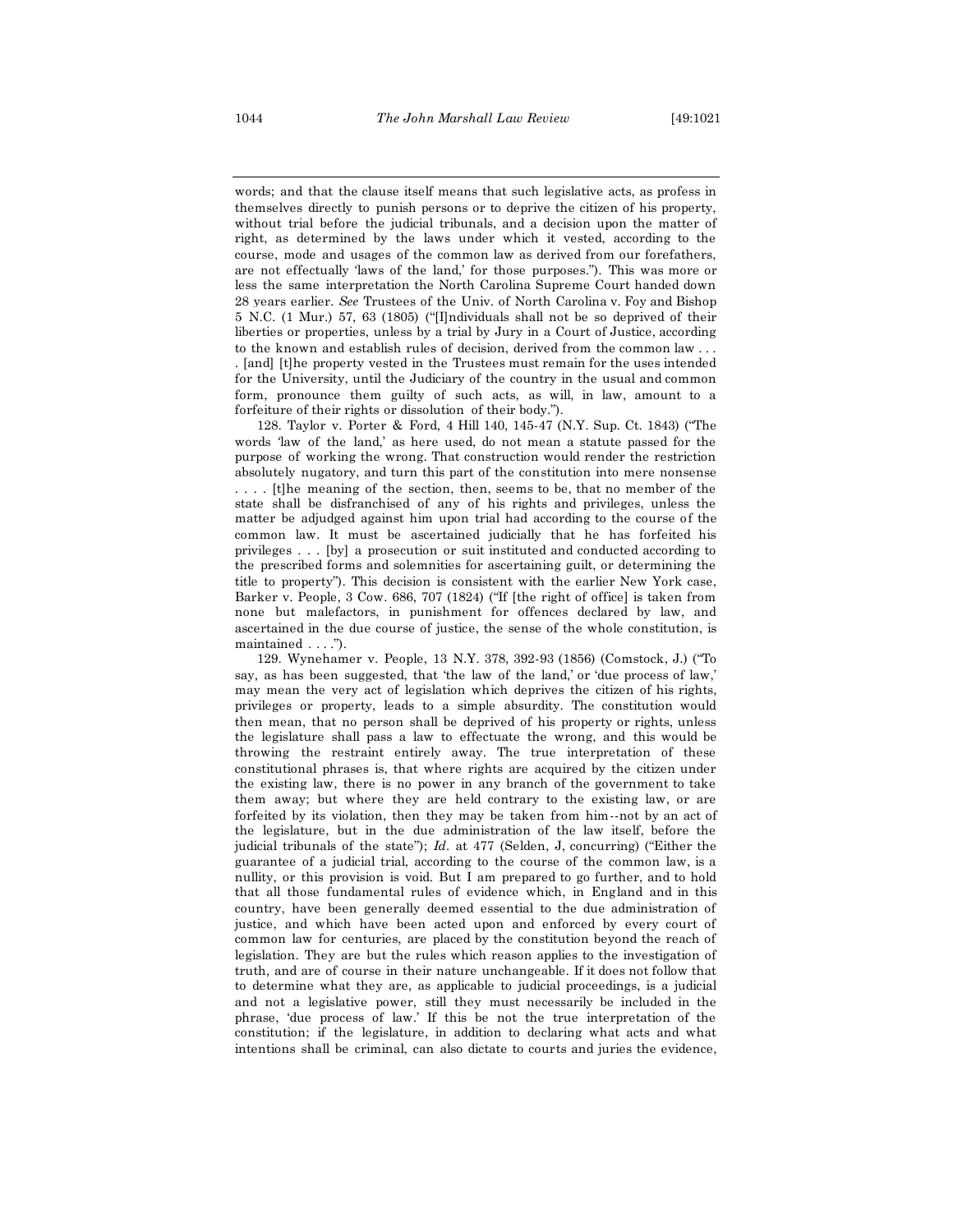words; and that the clause itself means that such legislative acts, as profess in themselves directly to punish persons or to deprive the citizen of his property, without trial before the judicial tribunals, and a decision upon the matter of right, as determined by the laws under which it vested, according to the course, mode and usages of the common law as derived from our forefathers, are not effectually 'laws of the land,' for those purposes."). This was more or less the same interpretation the North Carolina Supreme Court handed down 28 years earlier. *See* Trustees of the Univ. of North Carolina v. Foy and Bishop 5 N.C. (1 Mur.) 57, 63 (1805) ("[I]ndividuals shall not be so deprived of their liberties or properties, unless by a trial by Jury in a Court of Justice, according to the known and establish rules of decision, derived from the common law . . . . [and] [t]he property vested in the Trustees must remain for the uses intended for the University, until the Judiciary of the country in the usual and common form, pronounce them guilty of such acts, as will, in law, amount to a forfeiture of their rights or dissolution of their body.").

128. Taylor v. Porter & Ford, 4 Hill 140, 145-47 (N.Y. Sup. Ct. 1843) ("The words 'law of the land,' as here used, do not mean a statute passed for the purpose of working the wrong. That construction would render the restriction absolutely nugatory, and turn this part of the constitution into mere nonsense . . . . [t]he meaning of the section, then, seems to be, that no member of the state shall be disfranchised of any of his rights and privileges, unless the matter be adjudged against him upon trial had according to the course of the common law. It must be ascertained judicially that he has forfeited his privileges . . . [by] a prosecution or suit instituted and conducted according to the prescribed forms and solemnities for ascertaining guilt, or determining the title to property"). This decision is consistent with the earlier New York case, Barker v. People, 3 Cow. 686, 707 (1824) ("If [the right of office] is taken from none but malefactors, in punishment for offences declared by law, and ascertained in the due course of justice, the sense of the whole constitution, is maintained . . . .").

129. Wynehamer v. People, 13 N.Y. 378, 392-93 (1856) (Comstock, J.) ("To say, as has been suggested, that 'the law of the land,' or 'due process of law,' may mean the very act of legislation which deprives the citizen of his rights, privileges or property, leads to a simple absurdity. The constitution would then mean, that no person shall be deprived of his property or rights, unless the legislature shall pass a law to effectuate the wrong, and this would be throwing the restraint entirely away. The true interpretation of these constitutional phrases is, that where rights are acquired by the citizen under the existing law, there is no power in any branch of the government to take them away; but where they are held contrary to the existing law, or are forfeited by its violation, then they may be taken from him--not by an act of the legislature, but in the due administration of the law itself, before the judicial tribunals of the state"); *Id.* at 477 (Selden, J, concurring) ("Either the guarantee of a judicial trial, according to the course of the common law, is a nullity, or this provision is void. But I am prepared to go further, and to hold that all those fundamental rules of evidence which, in England and in this country, have been generally deemed essential to the due administration of justice, and which have been acted upon and enforced by every court of common law for centuries, are placed by the constitution beyond the reach of legislation. They are but the rules which reason applies to the investigation of truth, and are of course in their nature unchangeable. If it does not follow that to determine what they are, as applicable to judicial proceedings, is a judicial and not a legislative power, still they must necessarily be included in the phrase, 'due process of law.' If this be not the true interpretation of the constitution; if the legislature, in addition to declaring what acts and what intentions shall be criminal, can also dictate to courts and juries the evidence,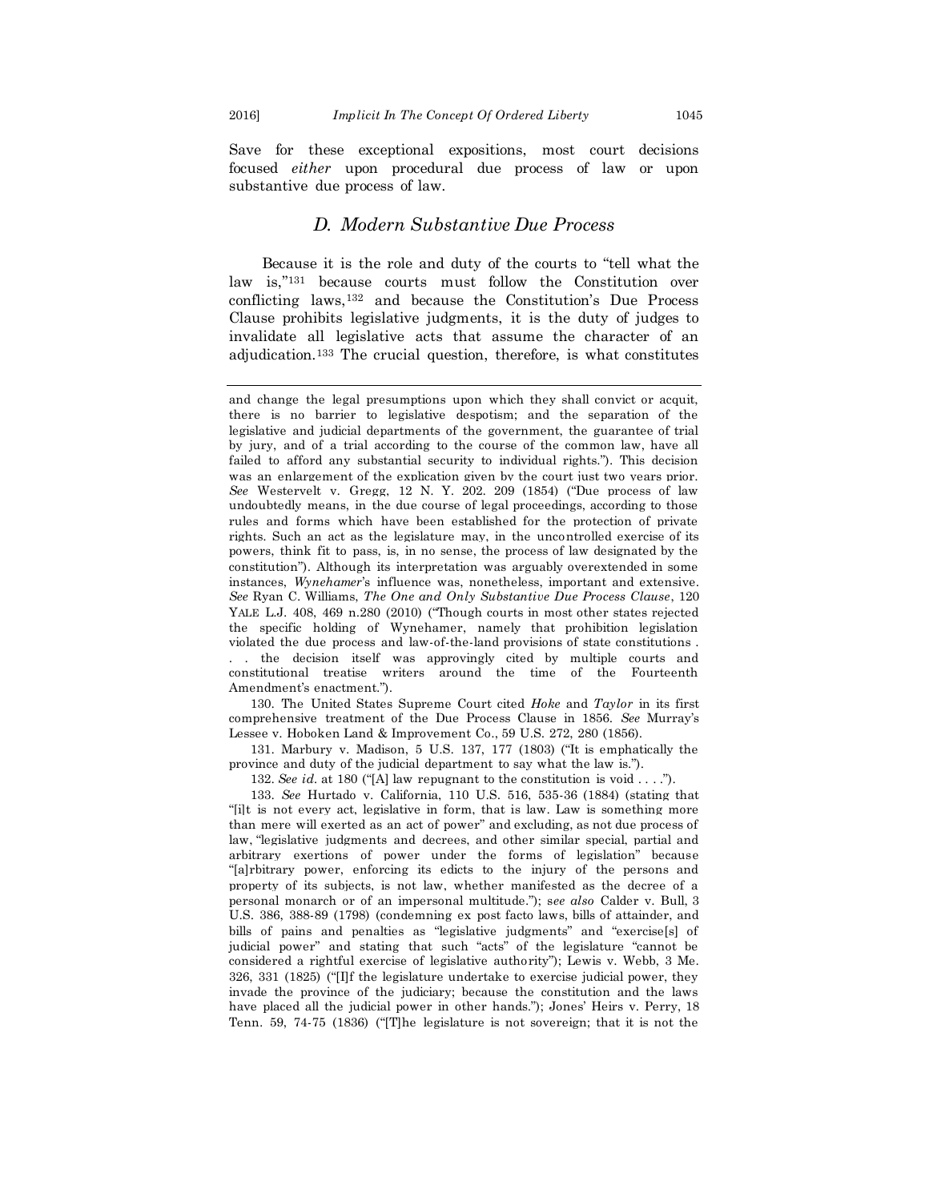Save for these exceptional expositions, most court decisions focused *either* upon procedural due process of law or upon substantive due process of law.

### *D. Modern Substantive Due Process*

Because it is the role and duty of the courts to "tell what the law is,"[131] because courts must follow the Constitution over conflicting laws,[132] and because the Constitution's Due Process Clause prohibits legislative judgments, it is the duty of judges to invalidate all legislative acts that assume the character of an adjudication.[133] The crucial question, therefore, is what constitutes

---

and change the legal presumptions upon which they shall convict or acquit, there is no barrier to legislative despotism; and the separation of the legislative and judicial departments of the government, the guarantee of trial by jury, and of a trial according to the course of the common law, have all failed to afford any substantial security to individual rights."). This decision was an enlargement of the explication given by the court just two years prior. *See* Westervelt v. Gregg, 12 N. Y. 202. 209 (1854) ("Due process of law undoubtedly means, in the due course of legal proceedings, according to those rules and forms which have been established for the protection of private rights. Such an act as the legislature may, in the uncontrolled exercise of its powers, think fit to pass, is, in no sense, the process of law designated by the constitution"). Although its interpretation was arguably overextended in some instances, *Wynehamer*'s influence was, nonetheless, important and extensive. *See* Ryan C. Williams, *The One and Only Substantive Due Process Clause*, 120 YALE L.J. 408, 469 n.280 (2010) ("Though courts in most other states rejected the specific holding of Wynehamer, namely that prohibition legislation violated the due process and law-of-the-land provisions of state constitutions . . . the decision itself was approvingly cited by multiple courts and constitutional treatise writers around the time of the Fourteenth Amendment's enactment.").

130. The United States Supreme Court cited *Hoke* and *Taylor* in its first comprehensive treatment of the Due Process Clause in 1856. *See* Murray's Lessee v. Hoboken Land & Improvement Co., 59 U.S. 272, 280 (1856).

131. Marbury v. Madison, 5 U.S. 137, 177 (1803) ("It is emphatically the province and duty of the judicial department to say what the law is.").

132. *See id.* at 180 ("[A] law repugnant to the constitution is void . . . .").

133. *See* Hurtado v. California, 110 U.S. 516, 535-36 (1884) (stating that "[i]t is not every act, legislative in form, that is law. Law is something more than mere will exerted as an act of power" and excluding, as not due process of law, "legislative judgments and decrees, and other similar special, partial and arbitrary exertions of power under the forms of legislation" because "[a]rbitrary power, enforcing its edicts to the injury of the persons and property of its subjects, is not law, whether manifested as the decree of a personal monarch or of an impersonal multitude."); *see also* Calder v. Bull, 3 U.S. 386, 388-89 (1798) (condemning ex post facto laws, bills of attainder, and bills of pains and penalties as "legislative judgments" and "exercise[s] of judicial power" and stating that such "acts" of the legislature "cannot be considered a rightful exercise of legislative authority"); Lewis v. Webb, 3 Me. 326, 331 (1825) ("[I]f the legislature undertake to exercise judicial power, they invade the province of the judiciary; because the constitution and the laws have placed all the judicial power in other hands."); Jones' Heirs v. Perry, 18 Tenn. 59, 74-75 (1836) ("[T]he legislature is not sovereign; that it is not the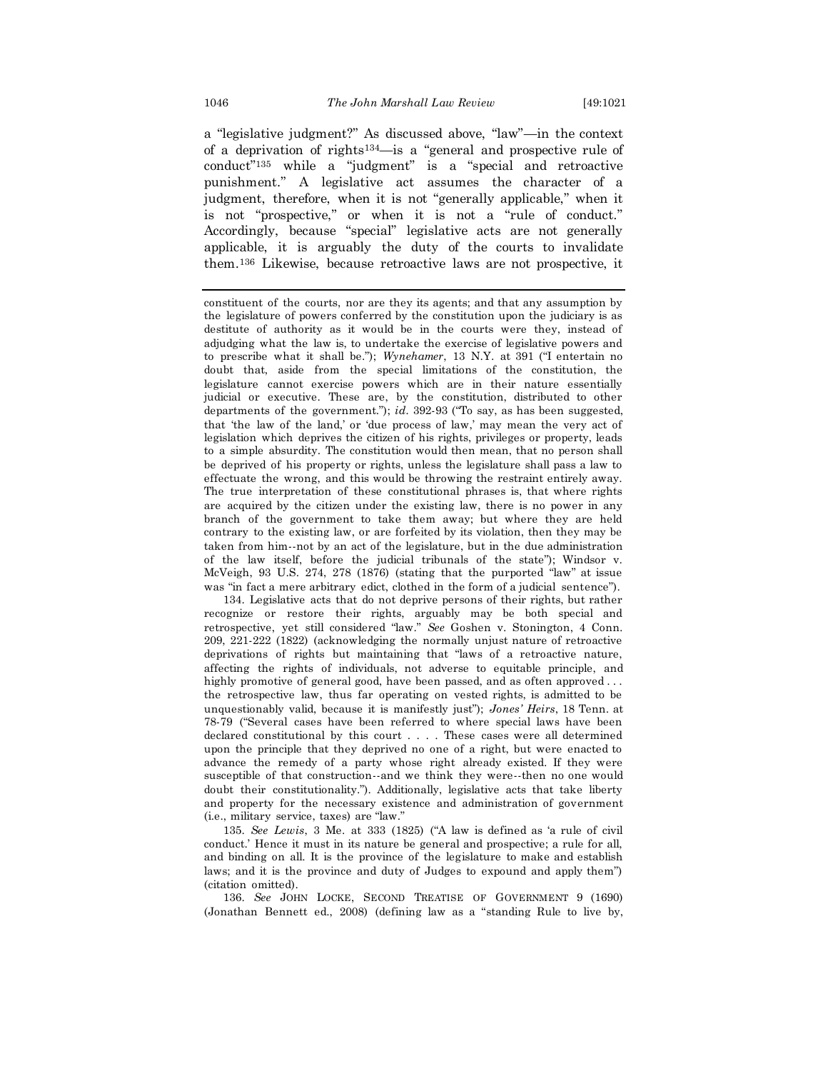a "legislative judgment?" As discussed above, "law"—in the context of a deprivation of rights[134]—is a "general and prospective rule of conduct"[135] while a "judgment" is a "special and retroactive punishment." A legislative act assumes the character of a judgment, therefore, when it is not "generally applicable," when it is not "prospective," or when it is not a "rule of conduct." Accordingly, because "special" legislative acts are not generally applicable, it is arguably the duty of the courts to invalidate them.[136] Likewise, because retroactive laws are not prospective, it

---

constituent of the courts, nor are they its agents; and that any assumption by the legislature of powers conferred by the constitution upon the judiciary is as destitute of authority as it would be in the courts were they, instead of adjudging what the law is, to undertake the exercise of legislative powers and to prescribe what it shall be."); *Wynehamer*, 13 N.Y. at 391 ("I entertain no doubt that, aside from the special limitations of the constitution, the legislature cannot exercise powers which are in their nature essentially judicial or executive. These are, by the constitution, distributed to other departments of the government."); *id*. 392-93 ("To say, as has been suggested, that 'the law of the land,' or 'due process of law,' may mean the very act of legislation which deprives the citizen of his rights, privileges or property, leads to a simple absurdity. The constitution would then mean, that no person shall be deprived of his property or rights, unless the legislature shall pass a law to effectuate the wrong, and this would be throwing the restraint entirely away. The true interpretation of these constitutional phrases is, that where rights are acquired by the citizen under the existing law, there is no power in any branch of the government to take them away; but where they are held contrary to the existing law, or are forfeited by its violation, then they may be taken from him--not by an act of the legislature, but in the due administration of the law itself, before the judicial tribunals of the state"); Windsor v. McVeigh, 93 U.S. 274, 278 (1876) (stating that the purported "law" at issue was "in fact a mere arbitrary edict, clothed in the form of a judicial sentence").

134. Legislative acts that do not deprive persons of their rights, but rather recognize or restore their rights, arguably may be both special and retrospective, yet still considered "law." *See* Goshen v. Stonington, 4 Conn. 209, 221-222 (1822) (acknowledging the normally unjust nature of retroactive deprivations of rights but maintaining that "laws of a retroactive nature, affecting the rights of individuals, not adverse to equitable principle, and highly promotive of general good, have been passed, and as often approved . . . the retrospective law, thus far operating on vested rights, is admitted to be unquestionably valid, because it is manifestly just"); *Jones' Heirs*, 18 Tenn. at 78-79 ("Several cases have been referred to where special laws have been declared constitutional by this court . . . . These cases were all determined upon the principle that they deprived no one of a right, but were enacted to advance the remedy of a party whose right already existed. If they were susceptible of that construction--and we think they were--then no one would doubt their constitutionality."). Additionally, legislative acts that take liberty and property for the necessary existence and administration of government (i.e., military service, taxes) are "law."

135. *See Lewis*, 3 Me. at 333 (1825) ("A law is defined as 'a rule of civil conduct.' Hence it must in its nature be general and prospective; a rule for all, and binding on all. It is the province of the legislature to make and establish laws; and it is the province and duty of Judges to expound and apply them") (citation omitted).

136. *See* JOHN LOCKE, SECOND TREATISE OF GOVERNMENT 9 (1690) (Jonathan Bennett ed., 2008) (defining law as a "standing Rule to live by,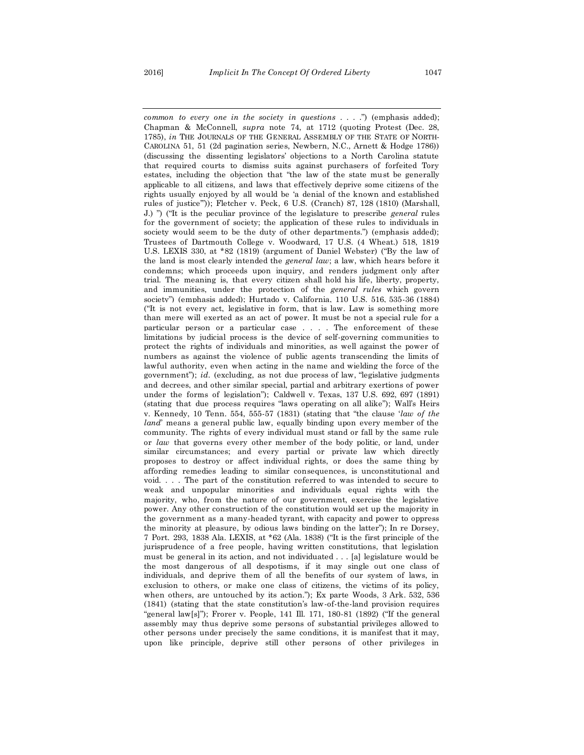*common to every one in the society in questions* . . . .") (emphasis added); Chapman & McConnell, *supra* note 74, at 1712 (quoting Protest (Dec. 28, 1785), *in* THE JOURNALS OF THE GENERAL ASSEMBLY OF THE STATE OF NORTH-CAROLINA 51, 51 (2d pagination series, Newbern, N.C., Arnett & Hodge 1786)) (discussing the dissenting legislators' objections to a North Carolina statute that required courts to dismiss suits against purchasers of forfeited Tory estates, including the objection that "the law of the state must be generally applicable to all citizens, and laws that effectively deprive some citizens of the rights usually enjoyed by all would be 'a denial of the known and established rules of justice'")); Fletcher v. Peck, 6 U.S. (Cranch) 87, 128 (1810) (Marshall, J.) ") ("It is the peculiar province of the legislature to prescribe *general* rules for the government of society; the application of these rules to individuals in society would seem to be the duty of other departments.") (emphasis added); Trustees of Dartmouth College v. Woodward, 17 U.S. (4 Wheat.) 518, 1819 U.S. LEXIS 330, at *82 (1819) (argument of Daniel Webster) ("By the law of the land is most clearly intended the *general law*; a law, which hears before it condemns; which proceeds upon inquiry, and renders judgment only after trial. The meaning is, that every citizen shall hold his life, liberty, property, and immunities, under the protection of the *general rules* which govern society") (emphasis added); Hurtado v. California, 110 U.S. 516, 535-36 (1884) ("It is not every act, legislative in form, that is law. Law is something more than mere will exerted as an act of power. It must be not a special rule for a particular person or a particular case . . . . The enforcement of these limitations by judicial process is the device of self-governing communities to protect the rights of individuals and minorities, as well against the power of numbers as against the violence of public agents transcending the limits of lawful authority, even when acting in the name and wielding the force of the government"); *id.* (excluding, as not due process of law, "legislative judgments and decrees, and other similar special, partial and arbitrary exertions of power under the forms of legislation"); Caldwell v. Texas, 137 U.S. 692, 697 (1891) (stating that due process requires "laws operating on all alike"); Wall's Heirs v. Kennedy, 10 Tenn. 554, 555-57 (1831) (stating that "the clause '*law of the land*' means a general public law, equally binding upon every member of the community. The rights of every individual must stand or fall by the same rule or *law* that governs every other member of the body politic, or land, under similar circumstances; and every partial or private law which directly proposes to destroy or affect individual rights, or does the same thing by affording remedies leading to similar consequences, is unconstitutional and void. . . . The part of the constitution referred to was intended to secure to weak and unpopular minorities and individuals equal rights with the majority, who, from the nature of our government, exercise the legislative power. Any other construction of the constitution would set up the majority in the government as a many-headed tyrant, with capacity and power to oppress the minority at pleasure, by odious laws binding on the latter"); In re Dorsey, 7 Port. 293, 1838 Ala. LEXIS, at *62 (Ala. 1838) ("It is the first principle of the jurisprudence of a free people, having written constitutions, that legislation must be general in its action, and not individuated . . . [a] legislature would be the most dangerous of all despotisms, if it may single out one class of individuals, and deprive them of all the benefits of our system of laws, in exclusion to others, or make one class of citizens, the victims of its policy, when others, are untouched by its action."); Ex parte Woods, 3 Ark. 532, 536 (1841) (stating that the state constitution's law-of-the-land provision requires "general law[s]"); Frorer v. People, 141 Ill. 171, 180-81 (1892) ("If the general assembly may thus deprive some persons of substantial privileges allowed to other persons under precisely the same conditions, it is manifest that it may, upon like principle, deprive still other persons of other privileges in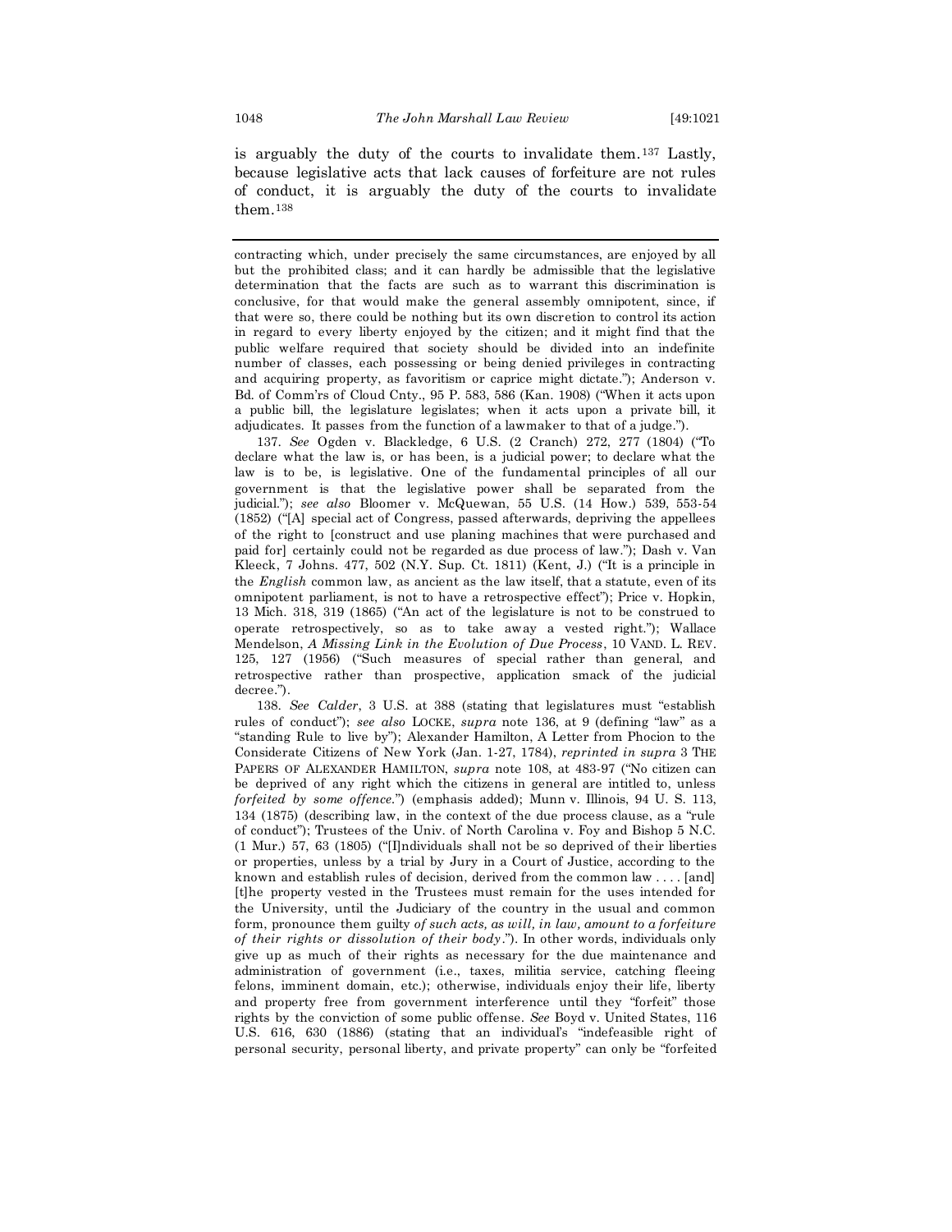is arguably the duty of the courts to invalidate them.[137] Lastly, because legislative acts that lack causes of forfeiture are not rules of conduct, it is arguably the duty of the courts to invalidate them.[138]

---

contracting which, under precisely the same circumstances, are enjoyed by all but the prohibited class; and it can hardly be admissible that the legislative determination that the facts are such as to warrant this discrimination is conclusive, for that would make the general assembly omnipotent, since, if that were so, there could be nothing but its own discretion to control its action in regard to every liberty enjoyed by the citizen; and it might find that the public welfare required that society should be divided into an indefinite number of classes, each possessing or being denied privileges in contracting and acquiring property, as favoritism or caprice might dictate."); Anderson v. Bd. of Comm'rs of Cloud Cnty., 95 P. 583, 586 (Kan. 1908) ("When it acts upon a public bill, the legislature legislates; when it acts upon a private bill, it adjudicates. It passes from the function of a lawmaker to that of a judge.").

137. *See* Ogden v. Blackledge, 6 U.S. (2 Cranch) 272, 277 (1804) ("To declare what the law is, or has been, is a judicial power; to declare what the law is to be, is legislative. One of the fundamental principles of all our government is that the legislative power shall be separated from the judicial."); *see also* Bloomer v. McQuewan, 55 U.S. (14 How.) 539, 553-54 (1852) ("[A] special act of Congress, passed afterwards, depriving the appellees of the right to [construct and use planing machines that were purchased and paid for] certainly could not be regarded as due process of law."); Dash v. Van Kleeck, 7 Johns. 477, 502 (N.Y. Sup. Ct. 1811) (Kent, J.) ("It is a principle in the *English* common law, as ancient as the law itself, that a statute, even of its omnipotent parliament, is not to have a retrospective effect"); Price v. Hopkin, 13 Mich. 318, 319 (1865) ("An act of the legislature is not to be construed to operate retrospectively, so as to take away a vested right."); Wallace Mendelson, *A Missing Link in the Evolution of Due Process*, 10 VAND. L. REV. 125, 127 (1956) ("Such measures of special rather than general, and retrospective rather than prospective, application smack of the judicial decree.").

138. *See Calder*, 3 U.S. at 388 (stating that legislatures must "establish rules of conduct"); *see also* LOCKE, *supra* note 136, at 9 (defining "law" as a "standing Rule to live by"); Alexander Hamilton, A Letter from Phocion to the Considerate Citizens of New York (Jan. 1-27, 1784), *reprinted in supra* 3 THE PAPERS OF ALEXANDER HAMILTON, *supra* note 108, at 483-97 ("No citizen can be deprived of any right which the citizens in general are intitled to, unless *forfeited by some offence*.") (emphasis added); Munn v. Illinois, 94 U. S. 113, 134 (1875) (describing law, in the context of the due process clause, as a "rule of conduct"); Trustees of the Univ. of North Carolina v. Foy and Bishop 5 N.C. (1 Mur.) 57, 63 (1805) ("[I]ndividuals shall not be so deprived of their liberties or properties, unless by a trial by Jury in a Court of Justice, according to the known and establish rules of decision, derived from the common law . . . . [and] [t]he property vested in the Trustees must remain for the uses intended for the University, until the Judiciary of the country in the usual and common form, pronounce them guilty *of such acts, as will, in law, amount to a forfeiture of their rights or dissolution of their body*."). In other words, individuals only give up as much of their rights as necessary for the due maintenance and administration of government (i.e., taxes, militia service, catching fleeing felons, imminent domain, etc.); otherwise, individuals enjoy their life, liberty and property free from government interference until they "forfeit" those rights by the conviction of some public offense. *See* Boyd v. United States, 116 U.S. 616, 630 (1886) (stating that an individual's "indefeasible right of personal security, personal liberty, and private property" can only be "forfeited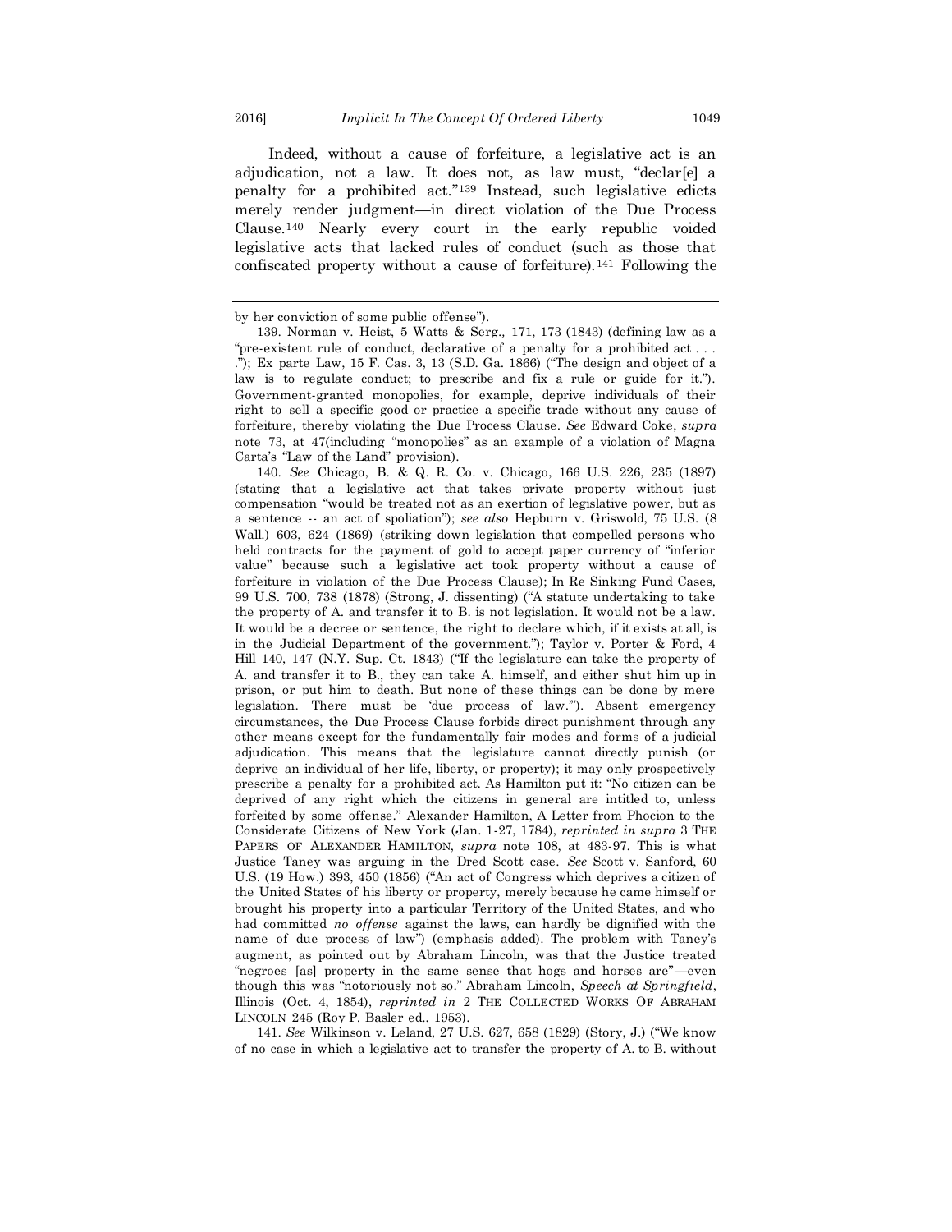Indeed, without a cause of forfeiture, a legislative act is an adjudication, not a law. It does not, as law must, "declar[e] a penalty for a prohibited act."[139] Instead, such legislative edicts merely render judgment—in direct violation of the Due Process Clause.[140] Nearly every court in the early republic voided legislative acts that lacked rules of conduct (such as those that confiscated property without a cause of forfeiture).[141] Following the

---

by her conviction of some public offense").

139. Norman v. Heist, 5 Watts & Serg., 171, 173 (1843) (defining law as a "pre-existent rule of conduct, declarative of a penalty for a prohibited act . . . ."); Ex parte Law, 15 F. Cas. 3, 13 (S.D. Ga. 1866) ("The design and object of a law is to regulate conduct; to prescribe and fix a rule or guide for it."). Government-granted monopolies, for example, deprive individuals of their right to sell a specific good or practice a specific trade without any cause of forfeiture, thereby violating the Due Process Clause. *See* Edward Coke, *supra* note 73, at 47(including "monopolies" as an example of a violation of Magna Carta's "Law of the Land" provision).

140. *See* Chicago, B. & Q. R. Co. v. Chicago, 166 U.S. 226, 235 (1897) (stating that a legislative act that takes private property without just compensation "would be treated not as an exertion of legislative power, but as a sentence -- an act of spoliation"); *see also* Hepburn v. Griswold, 75 U.S. (8 Wall.) 603, 624 (1869) (striking down legislation that compelled persons who held contracts for the payment of gold to accept paper currency of "inferior value" because such a legislative act took property without a cause of forfeiture in violation of the Due Process Clause); In Re Sinking Fund Cases, 99 U.S. 700, 738 (1878) (Strong, J. dissenting) ("A statute undertaking to take the property of A. and transfer it to B. is not legislation. It would not be a law. It would be a decree or sentence, the right to declare which, if it exists at all, is in the Judicial Department of the government."); Taylor v. Porter & Ford, 4 Hill 140, 147 (N.Y. Sup. Ct. 1843) ("If the legislature can take the property of A. and transfer it to B., they can take A. himself, and either shut him up in prison, or put him to death. But none of these things can be done by mere legislation. There must be 'due process of law.'"). Absent emergency circumstances, the Due Process Clause forbids direct punishment through any other means except for the fundamentally fair modes and forms of a judicial adjudication. This means that the legislature cannot directly punish (or deprive an individual of her life, liberty, or property); it may only prospectively prescribe a penalty for a prohibited act. As Hamilton put it: "No citizen can be deprived of any right which the citizens in general are intitled to, unless forfeited by some offense." Alexander Hamilton, A Letter from Phocion to the Considerate Citizens of New York (Jan. 1-27, 1784), *reprinted in supra* 3 THE PAPERS OF ALEXANDER HAMILTON, *supra* note 108, at 483-97. This is what Justice Taney was arguing in the Dred Scott case. *See* Scott v. Sanford, 60 U.S. (19 How.) 393, 450 (1856) ("An act of Congress which deprives a citizen of the United States of his liberty or property, merely because he came himself or brought his property into a particular Territory of the United States, and who had committed *no offense* against the laws, can hardly be dignified with the name of due process of law") (emphasis added). The problem with Taney's augment, as pointed out by Abraham Lincoln, was that the Justice treated "negroes [as] property in the same sense that hogs and horses are"—even though this was "notoriously not so." Abraham Lincoln, *Speech at Springfield*, Illinois (Oct. 4, 1854), *reprinted in* 2 THE COLLECTED WORKS OF ABRAHAM LINCOLN 245 (Roy P. Basler ed., 1953).

141. *See* Wilkinson v. Leland, 27 U.S. 627, 658 (1829) (Story, J.) ("We know of no case in which a legislative act to transfer the property of A. to B. without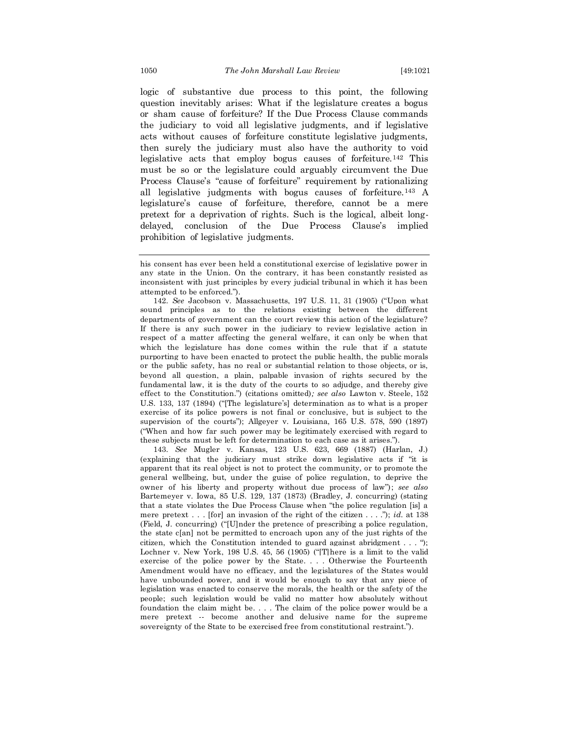logic of substantive due process to this point, the following question inevitably arises: What if the legislature creates a bogus or sham cause of forfeiture? If the Due Process Clause commands the judiciary to void all legislative judgments, and if legislative acts without causes of forfeiture constitute legislative judgments, then surely the judiciary must also have the authority to void legislative acts that employ bogus causes of forfeiture.[142] This must be so or the legislature could arguably circumvent the Due Process Clause's "cause of forfeiture" requirement by rationalizing all legislative judgments with bogus causes of forfeiture.[143] A legislature's cause of forfeiture, therefore, cannot be a mere pretext for a deprivation of rights. Such is the logical, albeit long-delayed, conclusion of the Due Process Clause's implied prohibition of legislative judgments.

---

his consent has ever been held a constitutional exercise of legislative power in any state in the Union. On the contrary, it has been constantly resisted as inconsistent with just principles by every judicial tribunal in which it has been attempted to be enforced.").

142. *See* Jacobson v. Massachusetts, 197 U.S. 11, 31 (1905) ("Upon what sound principles as to the relations existing between the different departments of government can the court review this action of the legislature? If there is any such power in the judiciary to review legislative action in respect of a matter affecting the general welfare, it can only be when that which the legislature has done comes within the rule that if a statute purporting to have been enacted to protect the public health, the public morals or the public safety, has no real or substantial relation to those objects, or is, beyond all question, a plain, palpable invasion of rights secured by the fundamental law, it is the duty of the courts to so adjudge, and thereby give effect to the Constitution.") (citations omitted)*; see also* Lawton v. Steele, 152 U.S. 133, 137 (1894) ("[The legislature's] determination as to what is a proper exercise of its police powers is not final or conclusive, but is subject to the supervision of the courts"); Allgeyer v. Louisiana, 165 U.S. 578, 590 (1897) ("When and how far such power may be legitimately exercised with regard to these subjects must be left for determination to each case as it arises.").

143. *See* Mugler v. Kansas, 123 U.S. 623, 669 (1887) (Harlan, J.) (explaining that the judiciary must strike down legislative acts if "it is apparent that its real object is not to protect the community, or to promote the general wellbeing, but, under the guise of police regulation, to deprive the owner of his liberty and property without due process of law"); *see also* Bartemeyer v. Iowa, 85 U.S. 129, 137 (1873) (Bradley, J. concurring) (stating that a state violates the Due Process Clause when "the police regulation [is] a mere pretext . . . [for] an invasion of the right of the citizen . . . ."); *id.* at 138 (Field, J. concurring) ("[U]nder the pretence of prescribing a police regulation, the state c[an] not be permitted to encroach upon any of the just rights of the citizen, which the Constitution intended to guard against abridgment . . . "); Lochner v. New York, 198 U.S. 45, 56 (1905) ("[T]here is a limit to the valid exercise of the police power by the State. . . . Otherwise the Fourteenth Amendment would have no efficacy, and the legislatures of the States would have unbounded power, and it would be enough to say that any piece of legislation was enacted to conserve the morals, the health or the safety of the people; such legislation would be valid no matter how absolutely without foundation the claim might be. . . . The claim of the police power would be a mere pretext -- become another and delusive name for the supreme sovereignty of the State to be exercised free from constitutional restraint.").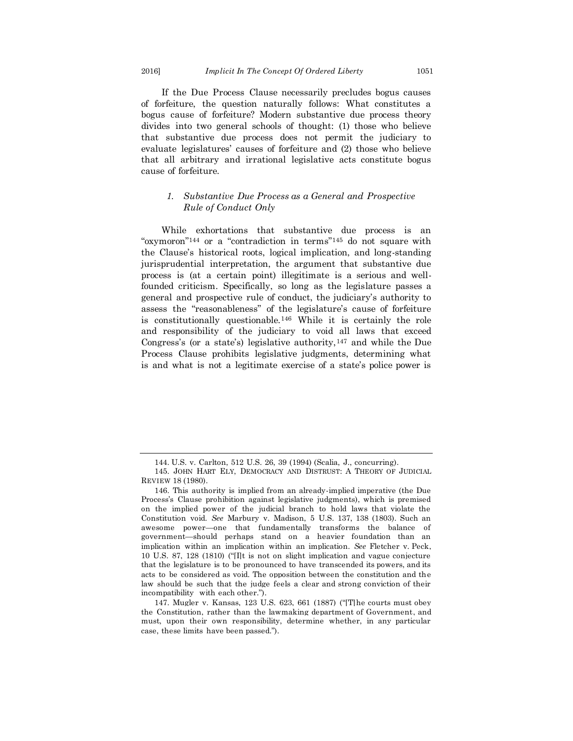If the Due Process Clause necessarily precludes bogus causes of forfeiture, the question naturally follows: What constitutes a bogus cause of forfeiture? Modern substantive due process theory divides into two general schools of thought: (1) those who believe that substantive due process does not permit the judiciary to evaluate legislatures' causes of forfeiture and (2) those who believe that all arbitrary and irrational legislative acts constitute bogus cause of forfeiture.

### *1. Substantive Due Process as a General and Prospective Rule of Conduct Only*

While exhortations that substantive due process is an "oxymoron"[144] or a "contradiction in terms"[145] do not square with the Clause's historical roots, logical implication, and long-standing jurisprudential interpretation, the argument that substantive due process is (at a certain point) illegitimate is a serious and well-founded criticism. Specifically, so long as the legislature passes a general and prospective rule of conduct, the judiciary's authority to assess the "reasonableness" of the legislature's cause of forfeiture is constitutionally questionable.[146] While it is certainly the role and responsibility of the judiciary to void all laws that exceed Congress's (or a state's) legislative authority,[147] and while the Due Process Clause prohibits legislative judgments, determining what is and what is not a legitimate exercise of a state's police power is

---

144. U.S. v. Carlton, 512 U.S. 26, 39 (1994) (Scalia, J., concurring).

145. JOHN HART ELY, DEMOCRACY AND DISTRUST: A THEORY OF JUDICIAL REVIEW 18 (1980).

146. This authority is implied from an already-implied imperative (the Due Process's Clause prohibition against legislative judgments), which is premised on the implied power of the judicial branch to hold laws that violate the Constitution void. *See* Marbury v. Madison, 5 U.S. 137, 138 (1803). Such an awesome power—one that fundamentally transforms the balance of government—should perhaps stand on a heavier foundation than an implication within an implication within an implication. *See* Fletcher v. Peck, 10 U.S. 87, 128 (1810) ("[I]t is not on slight implication and vague conjecture that the legislature is to be pronounced to have transcended its powers, and its acts to be considered as void. The opposition between the constitution and the law should be such that the judge feels a clear and strong conviction of their incompatibility with each other.").

147. Mugler v. Kansas, 123 U.S. 623, 661 (1887) ("[T]he courts must obey the Constitution, rather than the lawmaking department of Government, and must, upon their own responsibility, determine whether, in any particular case, these limits have been passed.").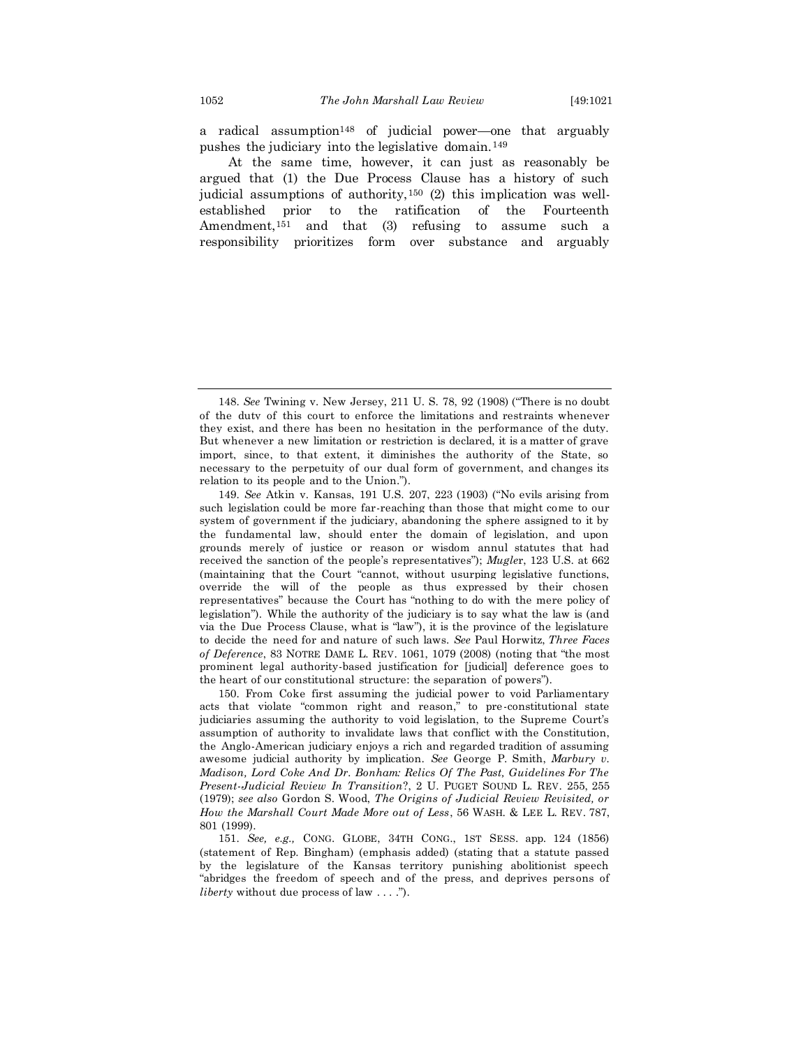a radical assumption[148] of judicial power—one that arguably pushes the judiciary into the legislative domain.[149]

At the same time, however, it can just as reasonably be argued that (1) the Due Process Clause has a history of such judicial assumptions of authority,[150] (2) this implication was well-established prior to the ratification of the Fourteenth Amendment,[151] and that (3) refusing to assume such a responsibility prioritizes form over substance and arguably

---

148. *See* Twining v. New Jersey, 211 U. S. 78, 92 (1908) ("There is no doubt of the duty of this court to enforce the limitations and restraints whenever they exist, and there has been no hesitation in the performance of the duty. But whenever a new limitation or restriction is declared, it is a matter of grave import, since, to that extent, it diminishes the authority of the State, so necessary to the perpetuity of our dual form of government, and changes its relation to its people and to the Union.").

149. *See* Atkin v. Kansas, 191 U.S. 207, 223 (1903) ("No evils arising from such legislation could be more far-reaching than those that might come to our system of government if the judiciary, abandoning the sphere assigned to it by the fundamental law, should enter the domain of legislation, and upon grounds merely of justice or reason or wisdom annul statutes that had received the sanction of the people's representatives"); *Mugler*, 123 U.S. at 662 (maintaining that the Court "cannot, without usurping legislative functions, override the will of the people as thus expressed by their chosen representatives" because the Court has "nothing to do with the mere policy of legislation"). While the authority of the judiciary is to say what the law is (and via the Due Process Clause, what is "law"), it is the province of the legislature to decide the need for and nature of such laws. *See* Paul Horwitz, *Three Faces of Deference*, 83 NOTRE DAME L. REV. 1061, 1079 (2008) (noting that "the most prominent legal authority-based justification for [judicial] deference goes to the heart of our constitutional structure: the separation of powers").

150. From Coke first assuming the judicial power to void Parliamentary acts that violate "common right and reason," to pre-constitutional state judiciaries assuming the authority to void legislation, to the Supreme Court's assumption of authority to invalidate laws that conflict with the Constitution, the Anglo-American judiciary enjoys a rich and regarded tradition of assuming awesome judicial authority by implication. *See* George P. Smith, *Marbury v. Madison, Lord Coke And Dr. Bonham: Relics Of The Past, Guidelines For The Present-Judicial Review In Transition*?, 2 U. PUGET SOUND L. REV. 255, 255 (1979); *see also* Gordon S. Wood, *The Origins of Judicial Review Revisited, or How the Marshall Court Made More out of Less*, 56 WASH. & LEE L. REV. 787, 801 (1999).

151. *See, e.g.,* CONG. GLOBE, 34TH CONG., 1ST SESS. app. 124 (1856) (statement of Rep. Bingham) (emphasis added) (stating that a statute passed by the legislature of the Kansas territory punishing abolitionist speech "abridges the freedom of speech and of the press, and deprives persons of *liberty* without due process of law . . . .").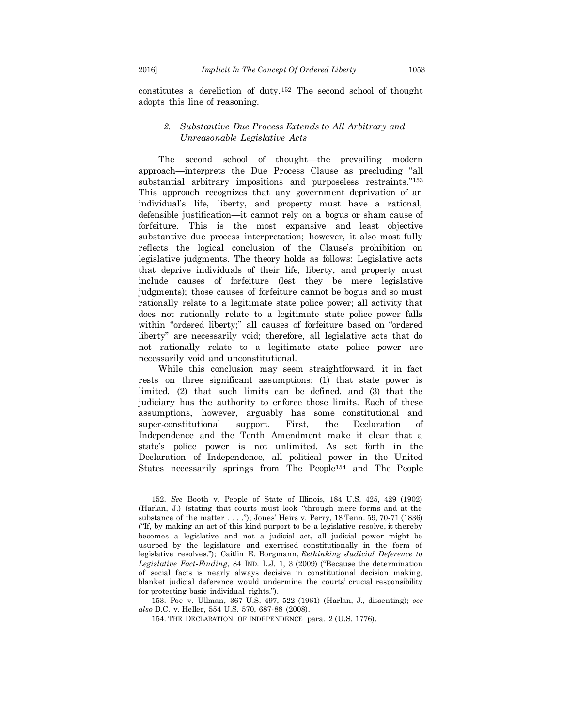constitutes a dereliction of duty.[152] The second school of thought adopts this line of reasoning.

### *2. Substantive Due Process Extends to All Arbitrary and Unreasonable Legislative Acts*

The second school of thought—the prevailing modern approach—interprets the Due Process Clause as precluding "all substantial arbitrary impositions and purposeless restraints."[153] This approach recognizes that any government deprivation of an individual's life, liberty, and property must have a rational, defensible justification—it cannot rely on a bogus or sham cause of forfeiture. This is the most expansive and least objective substantive due process interpretation; however, it also most fully reflects the logical conclusion of the Clause's prohibition on legislative judgments. The theory holds as follows: Legislative acts that deprive individuals of their life, liberty, and property must include causes of forfeiture (lest they be mere legislative judgments); those causes of forfeiture cannot be bogus and so must rationally relate to a legitimate state police power; all activity that does not rationally relate to a legitimate state police power falls within "ordered liberty;" all causes of forfeiture based on "ordered liberty" are necessarily void; therefore, all legislative acts that do not rationally relate to a legitimate state police power are necessarily void and unconstitutional.

While this conclusion may seem straightforward, it in fact rests on three significant assumptions: (1) that state power is limited, (2) that such limits can be defined, and (3) that the judiciary has the authority to enforce those limits. Each of these assumptions, however, arguably has some constitutional and super-constitutional support. First, the Declaration of Independence and the Tenth Amendment make it clear that a state's police power is not unlimited. As set forth in the Declaration of Independence, all political power in the United States necessarily springs from The People[154] and The People

---

152. *See* Booth v. People of State of Illinois, 184 U.S. 425, 429 (1902) (Harlan, J.) (stating that courts must look "through mere forms and at the substance of the matter . . . ."); Jones' Heirs v. Perry, 18 Tenn. 59, 70-71 (1836) ("If, by making an act of this kind purport to be a legislative resolve, it thereby becomes a legislative and not a judicial act, all judicial power might be usurped by the legislature and exercised constitutionally in the form of legislative resolves."); Caitlin E. Borgmann, *Rethinking Judicial Deference to Legislative Fact-Finding*, 84 IND. L.J. 1, 3 (2009) ("Because the determination of social facts is nearly always decisive in constitutional decision making, blanket judicial deference would undermine the courts' crucial responsibility for protecting basic individual rights.").

153. Poe v. Ullman, 367 U.S. 497, 522 (1961) (Harlan, J., dissenting); *see also* D.C. v. Heller, 554 U.S. 570, 687-88 (2008).

154. THE DECLARATION OF INDEPENDENCE para. 2 (U.S. 1776).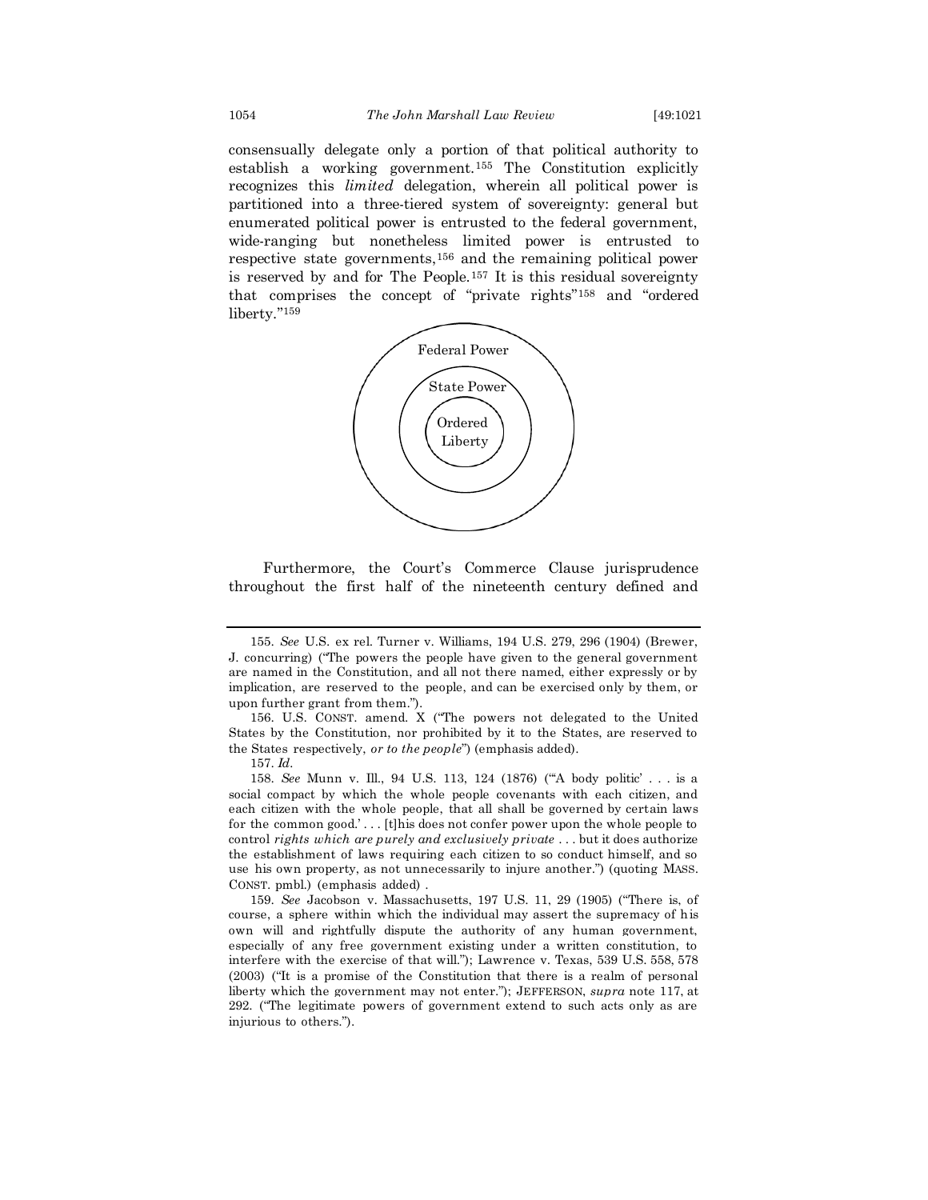consensually delegate only a portion of that political authority to establish a working government.[155] The Constitution explicitly recognizes this *limited* delegation, wherein all political power is partitioned into a three-tiered system of sovereignty: general but enumerated political power is entrusted to the federal government, wide-ranging but nonetheless limited power is entrusted to respective state governments,[156] and the remaining political power is reserved by and for The People.[157] It is this residual sovereignty that comprises the concept of "private rights"[158] and "ordered liberty."[159]

Federal Power

State Power

Ordered Liberty

Furthermore, the Court's Commerce Clause jurisprudence throughout the first half of the nineteenth century defined and

---

155. *See* U.S. ex rel. Turner v. Williams, 194 U.S. 279, 296 (1904) (Brewer, J. concurring) ("The powers the people have given to the general government are named in the Constitution, and all not there named, either expressly or by implication, are reserved to the people, and can be exercised only by them, or upon further grant from them.").

156. U.S. CONST. amend. X ("The powers not delegated to the United States by the Constitution, nor prohibited by it to the States, are reserved to the States respectively, *or to the people*") (emphasis added).

157. *Id.*

158. *See* Munn v. Ill., 94 U.S. 113, 124 (1876) ("'A body politic' . . . is a social compact by which the whole people covenants with each citizen, and each citizen with the whole people, that all shall be governed by certain laws for the common good.' . . . [t]his does not confer power upon the whole people to control *rights which are purely and exclusively private* . . . but it does authorize the establishment of laws requiring each citizen to so conduct himself, and so use his own property, as not unnecessarily to injure another.") (quoting MASS. CONST. pmbl.) (emphasis added) .

159. *See* Jacobson v. Massachusetts, 197 U.S. 11, 29 (1905) ("There is, of course, a sphere within which the individual may assert the supremacy of his own will and rightfully dispute the authority of any human government, especially of any free government existing under a written constitution, to interfere with the exercise of that will."); Lawrence v. Texas, 539 U.S. 558, 578 (2003) ("It is a promise of the Constitution that there is a realm of personal liberty which the government may not enter."); JEFFERSON, *supra* note 117, at 292. ("The legitimate powers of government extend to such acts only as are injurious to others.").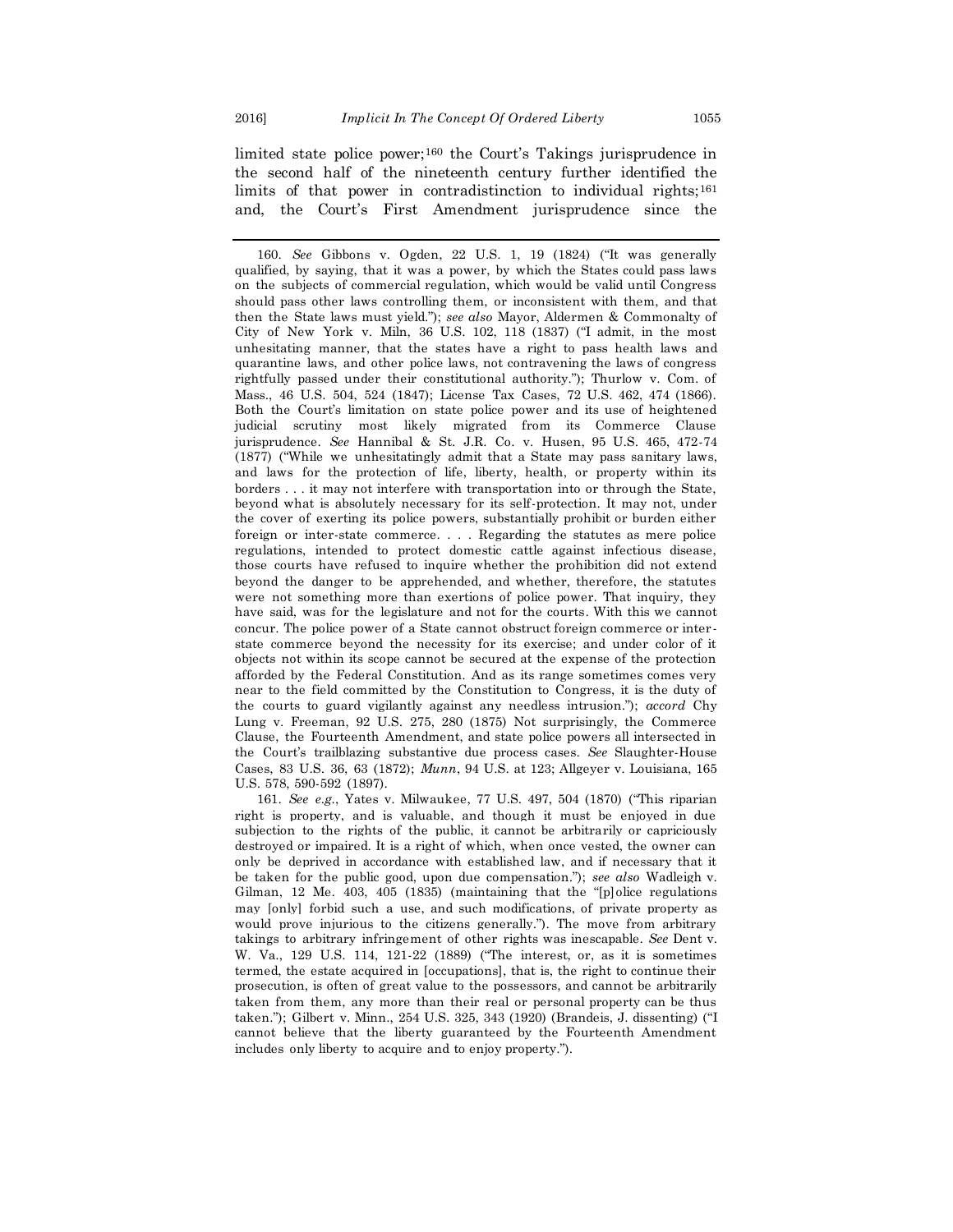limited state police power;[160] the Court's Takings jurisprudence in the second half of the nineteenth century further identified the limits of that power in contradistinction to individual rights;[161] and, the Court's First Amendment jurisprudence since the

---

160. *See* Gibbons v. Ogden, 22 U.S. 1, 19 (1824) ("It was generally qualified, by saying, that it was a power, by which the States could pass laws on the subjects of commercial regulation, which would be valid until Congress should pass other laws controlling them, or inconsistent with them, and that then the State laws must yield."); *see also* Mayor, Aldermen & Commonalty of City of New York v. Miln, 36 U.S. 102, 118 (1837) ("I admit, in the most unhesitating manner, that the states have a right to pass health laws and quarantine laws, and other police laws, not contravening the laws of congress rightfully passed under their constitutional authority."); Thurlow v. Com. of Mass., 46 U.S. 504, 524 (1847); License Tax Cases, 72 U.S. 462, 474 (1866). Both the Court's limitation on state police power and its use of heightened judicial scrutiny most likely migrated from its Commerce Clause jurisprudence. *See* Hannibal & St. J.R. Co. v. Husen, 95 U.S. 465, 472-74 (1877) ("While we unhesitatingly admit that a State may pass sanitary laws, and laws for the protection of life, liberty, health, or property within its borders . . . it may not interfere with transportation into or through the State, beyond what is absolutely necessary for its self-protection. It may not, under the cover of exerting its police powers, substantially prohibit or burden either foreign or inter-state commerce. . . . Regarding the statutes as mere police regulations, intended to protect domestic cattle against infectious disease, those courts have refused to inquire whether the prohibition did not extend beyond the danger to be apprehended, and whether, therefore, the statutes were not something more than exertions of police power. That inquiry, they have said, was for the legislature and not for the courts. With this we cannot concur. The police power of a State cannot obstruct foreign commerce or inter-state commerce beyond the necessity for its exercise; and under color of it objects not within its scope cannot be secured at the expense of the protection afforded by the Federal Constitution. And as its range sometimes comes very near to the field committed by the Constitution to Congress, it is the duty of the courts to guard vigilantly against any needless intrusion."); *accord* Chy Lung v. Freeman, 92 U.S. 275, 280 (1875) Not surprisingly, the Commerce Clause, the Fourteenth Amendment, and state police powers all intersected in the Court's trailblazing substantive due process cases. *See* Slaughter-House Cases, 83 U.S. 36, 63 (1872); *Munn*, 94 U.S. at 123; Allgeyer v. Louisiana, 165 U.S. 578, 590-592 (1897).

161. *See e.g.*, Yates v. Milwaukee, 77 U.S. 497, 504 (1870) ("This riparian right is property, and is valuable, and though it must be enjoyed in due subjection to the rights of the public, it cannot be arbitrarily or capriciously destroyed or impaired. It is a right of which, when once vested, the owner can only be deprived in accordance with established law, and if necessary that it be taken for the public good, upon due compensation."); *see also* Wadleigh v. Gilman, 12 Me. 403, 405 (1835) (maintaining that the "[p]olice regulations may [only] forbid such a use, and such modifications, of private property as would prove injurious to the citizens generally."). The move from arbitrary takings to arbitrary infringement of other rights was inescapable. *See* Dent v. W. Va., 129 U.S. 114, 121-22 (1889) ("The interest, or, as it is sometimes termed, the estate acquired in [occupations], that is, the right to continue their prosecution, is often of great value to the possessors, and cannot be arbitrarily taken from them, any more than their real or personal property can be thus taken."); Gilbert v. Minn., 254 U.S. 325, 343 (1920) (Brandeis, J. dissenting) ("I cannot believe that the liberty guaranteed by the Fourteenth Amendment includes only liberty to acquire and to enjoy property.").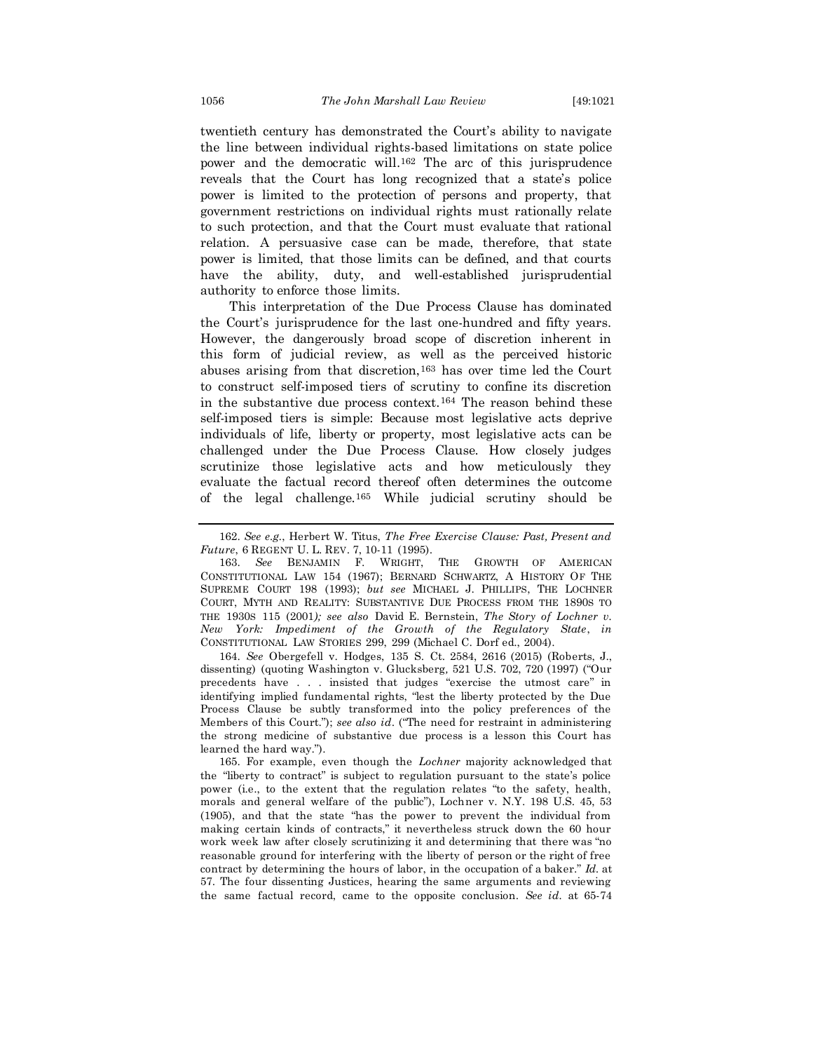twentieth century has demonstrated the Court's ability to navigate the line between individual rights-based limitations on state police power and the democratic will.[162] The arc of this jurisprudence reveals that the Court has long recognized that a state's police power is limited to the protection of persons and property, that government restrictions on individual rights must rationally relate to such protection, and that the Court must evaluate that rational relation. A persuasive case can be made, therefore, that state power is limited, that those limits can be defined, and that courts have the ability, duty, and well-established jurisprudential authority to enforce those limits.

This interpretation of the Due Process Clause has dominated the Court's jurisprudence for the last one-hundred and fifty years. However, the dangerously broad scope of discretion inherent in this form of judicial review, as well as the perceived historic abuses arising from that discretion,[163] has over time led the Court to construct self-imposed tiers of scrutiny to confine its discretion in the substantive due process context.[164] The reason behind these self-imposed tiers is simple: Because most legislative acts deprive individuals of life, liberty or property, most legislative acts can be challenged under the Due Process Clause. How closely judges scrutinize those legislative acts and how meticulously they evaluate the factual record thereof often determines the outcome of the legal challenge.[165] While judicial scrutiny should be

---

162. *See e.g.*, Herbert W. Titus, *The Free Exercise Clause: Past, Present and Future*, 6 REGENT U. L. REV. 7, 10-11 (1995).

163. *See* BENJAMIN F. WRIGHT, THE GROWTH OF AMERICAN CONSTITUTIONAL LAW 154 (1967); BERNARD SCHWARTZ, A HISTORY OF THE SUPREME COURT 198 (1993); *but see* MICHAEL J. PHILLIPS, THE LOCHNER COURT, MYTH AND REALITY: SUBSTANTIVE DUE PROCESS FROM THE 1890S TO THE 1930S 115 (2001)*; see also* David E. Bernstein, *The Story of Lochner v. New York: Impediment of the Growth of the Regulatory State*, *in* CONSTITUTIONAL LAW STORIES 299, 299 (Michael C. Dorf ed., 2004).

164. *See* Obergefell v. Hodges, 135 S. Ct. 2584, 2616 (2015) (Roberts, J., dissenting) (quoting Washington v. Glucksberg, 521 U.S. 702, 720 (1997) ("Our precedents have . . . insisted that judges "exercise the utmost care" in identifying implied fundamental rights, "lest the liberty protected by the Due Process Clause be subtly transformed into the policy preferences of the Members of this Court."); *see also id*. ("The need for restraint in administering the strong medicine of substantive due process is a lesson this Court has learned the hard way.").

165. For example, even though the *Lochner* majority acknowledged that the "liberty to contract" is subject to regulation pursuant to the state's police power (i.e., to the extent that the regulation relates "to the safety, health, morals and general welfare of the public"), Lochner v. N.Y. 198 U.S. 45, 53 (1905), and that the state "has the power to prevent the individual from making certain kinds of contracts," it nevertheless struck down the 60 hour work week law after closely scrutinizing it and determining that there was "no reasonable ground for interfering with the liberty of person or the right of free contract by determining the hours of labor, in the occupation of a baker." *Id*. at 57. The four dissenting Justices, hearing the same arguments and reviewing the same factual record, came to the opposite conclusion. *See id*. at 65-74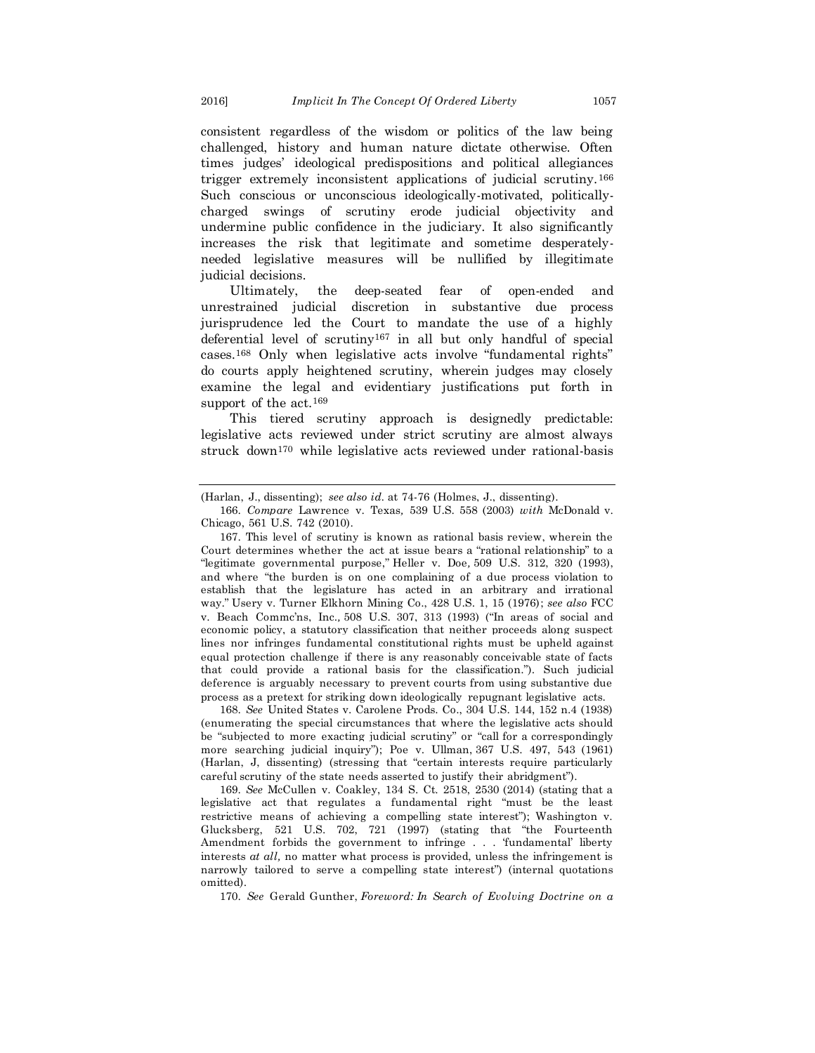consistent regardless of the wisdom or politics of the law being challenged, history and human nature dictate otherwise. Often times judges' ideological predispositions and political allegiances trigger extremely inconsistent applications of judicial scrutiny.[166] Such conscious or unconscious ideologically-motivated, politically-charged swings of scrutiny erode judicial objectivity and undermine public confidence in the judiciary. It also significantly increases the risk that legitimate and sometime desperately-needed legislative measures will be nullified by illegitimate judicial decisions.

Ultimately, the deep-seated fear of open-ended and unrestrained judicial discretion in substantive due process jurisprudence led the Court to mandate the use of a highly deferential level of scrutiny[167] in all but only handful of special cases.[168] Only when legislative acts involve "fundamental rights" do courts apply heightened scrutiny, wherein judges may closely examine the legal and evidentiary justifications put forth in support of the act.[169]

This tiered scrutiny approach is designedly predictable: legislative acts reviewed under strict scrutiny are almost always struck down[170] while legislative acts reviewed under rational-basis

---

(Harlan, J., dissenting); *see also id.* at 74-76 (Holmes, J., dissenting).

166. *Compare* Lawrence v. Texas, 539 U.S. 558 (2003) *with* McDonald v. Chicago, 561 U.S. 742 (2010).

167. This level of scrutiny is known as rational basis review, wherein the Court determines whether the act at issue bears a "rational relationship" to a "legitimate governmental purpose," Heller v. Doe, 509 U.S. 312, 320 (1993), and where "the burden is on one complaining of a due process violation to establish that the legislature has acted in an arbitrary and irrational way." Usery v. Turner Elkhorn Mining Co., 428 U.S. 1, 15 (1976); *see also* FCC v. Beach Commc'ns, Inc., 508 U.S. 307, 313 (1993) ("In areas of social and economic policy, a statutory classification that neither proceeds along suspect lines nor infringes fundamental constitutional rights must be upheld against equal protection challenge if there is any reasonably conceivable state of facts that could provide a rational basis for the classification."). Such judicial deference is arguably necessary to prevent courts from using substantive due process as a pretext for striking down ideologically repugnant legislative acts.

168. *See* United States v. Carolene Prods. Co., 304 U.S. 144, 152 n.4 (1938) (enumerating the special circumstances that where the legislative acts should be "subjected to more exacting judicial scrutiny" or "call for a correspondingly more searching judicial inquiry"); Poe v. Ullman, 367 U.S. 497, 543 (1961) (Harlan, J, dissenting) (stressing that "certain interests require particularly careful scrutiny of the state needs asserted to justify their abridgment").

169. *See* McCullen v. Coakley, 134 S. Ct. 2518, 2530 (2014) (stating that a legislative act that regulates a fundamental right "must be the least restrictive means of achieving a compelling state interest"); Washington v. Glucksberg, 521 U.S. 702, 721 (1997) (stating that "the Fourteenth Amendment forbids the government to infringe . . . 'fundamental' liberty interests *at all*, no matter what process is provided, unless the infringement is narrowly tailored to serve a compelling state interest") (internal quotations omitted).

170. *See* Gerald Gunther, *Foreword: In Search of Evolving Doctrine on a*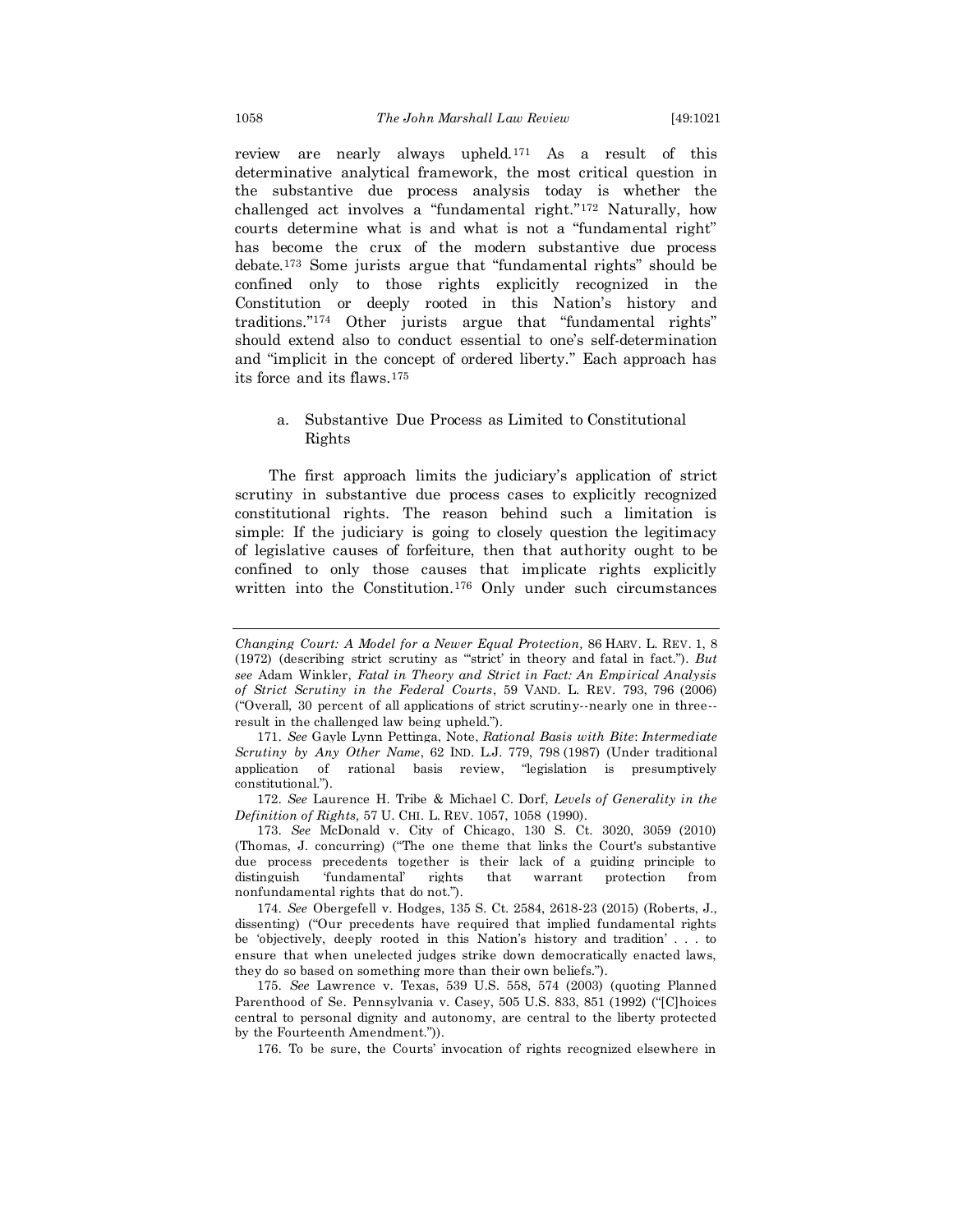review are nearly always upheld.[171] As a result of this determinative analytical framework, the most critical question in the substantive due process analysis today is whether the challenged act involves a "fundamental right."[172] Naturally, how courts determine what is and what is not a "fundamental right" has become the crux of the modern substantive due process debate.[173] Some jurists argue that "fundamental rights" should be confined only to those rights explicitly recognized in the Constitution or deeply rooted in this Nation's history and traditions."[174] Other jurists argue that "fundamental rights" should extend also to conduct essential to one's self-determination and "implicit in the concept of ordered liberty." Each approach has its force and its flaws.[175]

### a. Substantive Due Process as Limited to Constitutional Rights

The first approach limits the judiciary's application of strict scrutiny in substantive due process cases to explicitly recognized constitutional rights. The reason behind such a limitation is simple: If the judiciary is going to closely question the legitimacy of legislative causes of forfeiture, then that authority ought to be confined to only those causes that implicate rights explicitly written into the Constitution.[176] Only under such circumstances

---

*Changing Court: A Model for a Newer Equal Protection,* 86 HARV. L. REV. 1, 8 (1972) (describing strict scrutiny as "'strict' in theory and fatal in fact."). *But see* Adam Winkler, *Fatal in Theory and Strict in Fact: An Empirical Analysis of Strict Scrutiny in the Federal Courts*, 59 VAND. L. REV. 793, 796 (2006) ("Overall, 30 percent of all applications of strict scrutiny--nearly one in three--result in the challenged law being upheld.").

171. *See* Gayle Lynn Pettinga, Note, *Rational Basis with Bite*: *Intermediate Scrutiny by Any Other Name*, 62 IND. L.J. 779, 798 (1987) (Under traditional application of rational basis review, "legislation is presumptively constitutional.").

172. *See* Laurence H. Tribe & Michael C. Dorf, *Levels of Generality in the Definition of Rights,* 57 U. CHI. L. REV. 1057, 1058 (1990).

173. *See* McDonald v. City of Chicago, 130 S. Ct. 3020, 3059 (2010) (Thomas, J. concurring) ("The one theme that links the Court's substantive due process precedents together is their lack of a guiding principle to distinguish 'fundamental' rights that warrant protection from nonfundamental rights that do not.").

174. *See* Obergefell v. Hodges, 135 S. Ct. 2584, 2618-23 (2015) (Roberts, J., dissenting) ("Our precedents have required that implied fundamental rights be 'objectively, deeply rooted in this Nation's history and tradition' . . . to ensure that when unelected judges strike down democratically enacted laws, they do so based on something more than their own beliefs.").

175. *See* Lawrence v. Texas, 539 U.S. 558, 574 (2003) (quoting Planned Parenthood of Se. Pennsylvania v. Casey, 505 U.S. 833, 851 (1992) ("[C]hoices central to personal dignity and autonomy, are central to the liberty protected by the Fourteenth Amendment.")).

176. To be sure, the Courts' invocation of rights recognized elsewhere in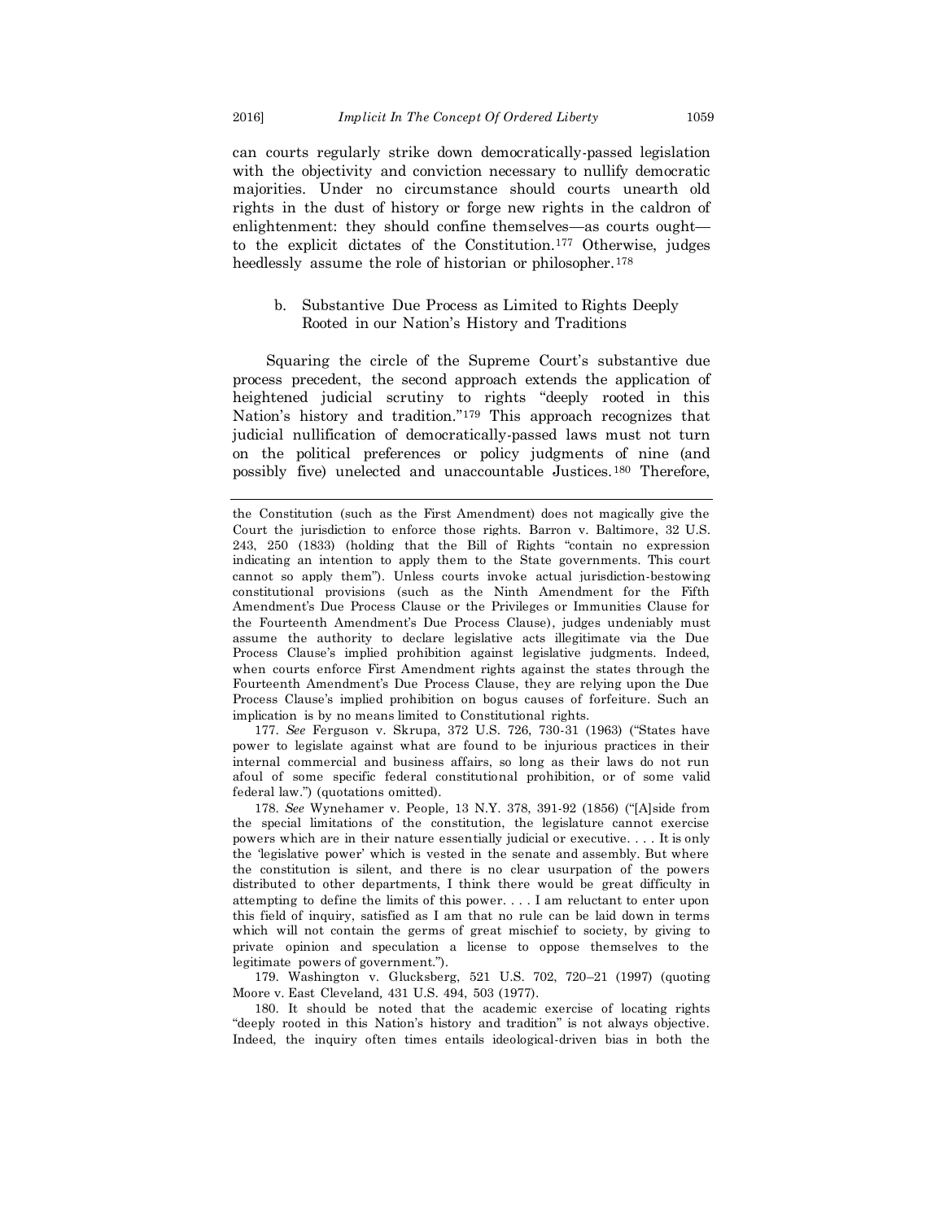can courts regularly strike down democratically-passed legislation with the objectivity and conviction necessary to nullify democratic majorities. Under no circumstance should courts unearth old rights in the dust of history or forge new rights in the caldron of enlightenment: they should confine themselves—as courts ought—to the explicit dictates of the Constitution.[177] Otherwise, judges heedlessly assume the role of historian or philosopher.[178]

### b. Substantive Due Process as Limited to Rights Deeply Rooted in our Nation's History and Traditions

Squaring the circle of the Supreme Court's substantive due process precedent, the second approach extends the application of heightened judicial scrutiny to rights "deeply rooted in this Nation's history and tradition."[179] This approach recognizes that judicial nullification of democratically-passed laws must not turn on the political preferences or policy judgments of nine (and possibly five) unelected and unaccountable Justices.[180] Therefore,

---

the Constitution (such as the First Amendment) does not magically give the Court the jurisdiction to enforce those rights. Barron v. Baltimore, 32 U.S. 243, 250 (1833) (holding that the Bill of Rights "contain no expression indicating an intention to apply them to the State governments. This court cannot so apply them"). Unless courts invoke actual jurisdiction-bestowing constitutional provisions (such as the Ninth Amendment for the Fifth Amendment's Due Process Clause or the Privileges or Immunities Clause for the Fourteenth Amendment's Due Process Clause), judges undeniably must assume the authority to declare legislative acts illegitimate via the Due Process Clause's implied prohibition against legislative judgments. Indeed, when courts enforce First Amendment rights against the states through the Fourteenth Amendment's Due Process Clause, they are relying upon the Due Process Clause's implied prohibition on bogus causes of forfeiture. Such an implication is by no means limited to Constitutional rights.

177. *See* Ferguson v. Skrupa, 372 U.S. 726, 730-31 (1963) ("States have power to legislate against what are found to be injurious practices in their internal commercial and business affairs, so long as their laws do not run afoul of some specific federal constitutional prohibition, or of some valid federal law.") (quotations omitted).

178. *See* Wynehamer v. People*,* 13 N.Y. 378, 391-92 (1856) ("[A]side from the special limitations of the constitution, the legislature cannot exercise powers which are in their nature essentially judicial or executive. . . . It is only the 'legislative power' which is vested in the senate and assembly. But where the constitution is silent, and there is no clear usurpation of the powers distributed to other departments, I think there would be great difficulty in attempting to define the limits of this power. . . . I am reluctant to enter upon this field of inquiry, satisfied as I am that no rule can be laid down in terms which will not contain the germs of great mischief to society, by giving to private opinion and speculation a license to oppose themselves to the legitimate powers of government.").

179. Washington v. Glucksberg, 521 U.S. 702, 720–21 (1997) (quoting Moore v. East Cleveland*,* 431 U.S. 494, 503 (1977).

180. It should be noted that the academic exercise of locating rights "deeply rooted in this Nation's history and tradition" is not always objective. Indeed, the inquiry often times entails ideological-driven bias in both the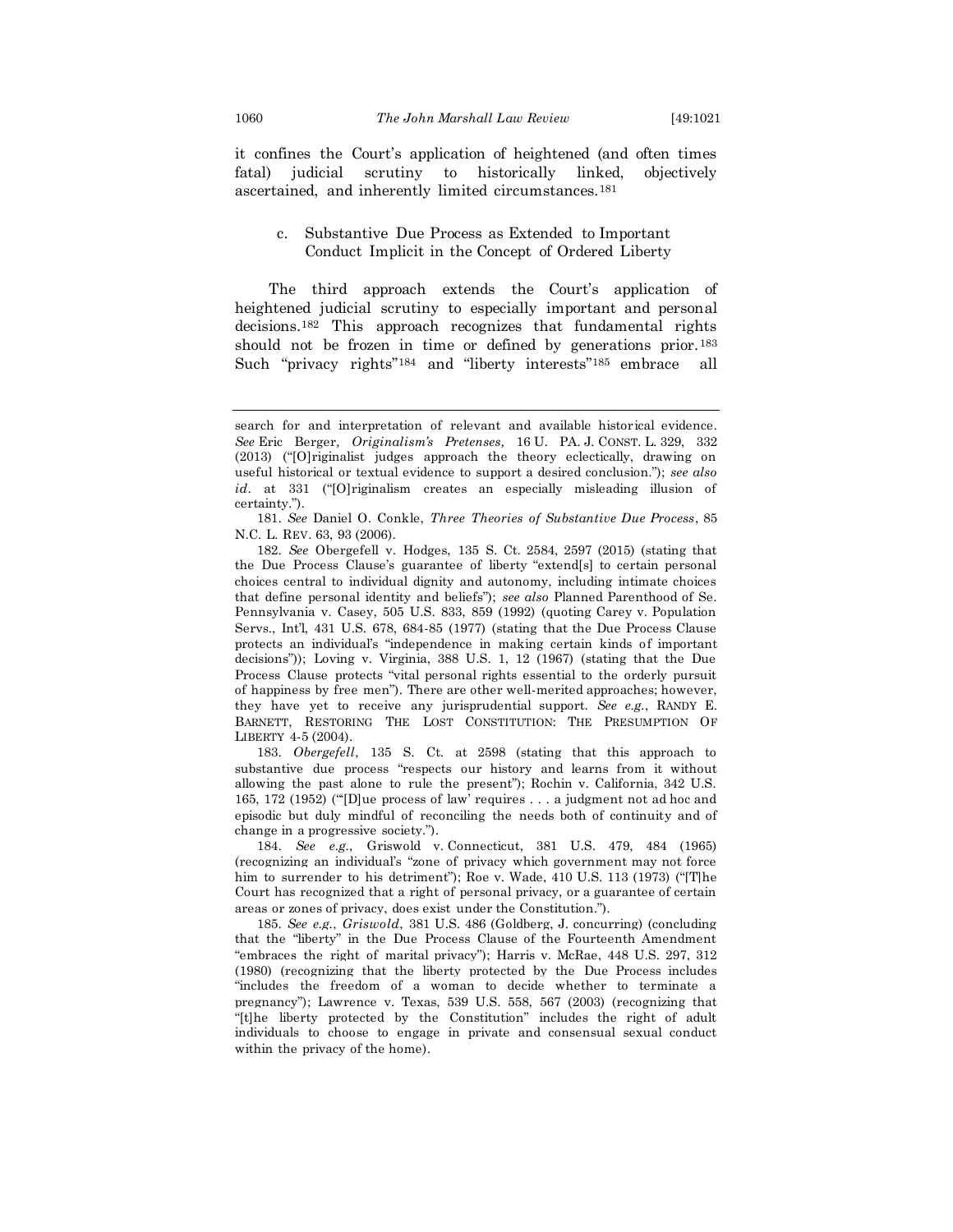it confines the Court's application of heightened (and often times fatal) judicial scrutiny to historically linked, objectively ascertained, and inherently limited circumstances.[181]

#### c. Substantive Due Process as Extended to Important Conduct Implicit in the Concept of Ordered Liberty

The third approach extends the Court's application of heightened judicial scrutiny to especially important and personal decisions.[182] This approach recognizes that fundamental rights should not be frozen in time or defined by generations prior.[183] Such "privacy rights"[184] and "liberty interests"[185] embrace all

---

search for and interpretation of relevant and available historical evidence. *See* Eric Berger, *Originalism's Pretenses,* 16 U. PA. J. CONST. L. 329, 332 (2013) ("[O]riginalist judges approach the theory eclectically, drawing on useful historical or textual evidence to support a desired conclusion."); *see also id*. at 331 ("[O]riginalism creates an especially misleading illusion of certainty.").

181. *See* Daniel O. Conkle, *Three Theories of Substantive Due Process*, 85 N.C. L. REV. 63, 93 (2006).

182. *See* Obergefell v. Hodges, 135 S. Ct. 2584, 2597 (2015) (stating that the Due Process Clause's guarantee of liberty "extend[s] to certain personal choices central to individual dignity and autonomy, including intimate choices that define personal identity and beliefs"); *see also* Planned Parenthood of Se. Pennsylvania v. Casey, 505 U.S. 833, 859 (1992) (quoting Carey v. Population Servs., Int'l, 431 U.S. 678, 684-85 (1977) (stating that the Due Process Clause protects an individual's "independence in making certain kinds of important decisions")); Loving v. Virginia, 388 U.S. 1, 12 (1967) (stating that the Due Process Clause protects "vital personal rights essential to the orderly pursuit of happiness by free men"). There are other well-merited approaches; however, they have yet to receive any jurisprudential support. *See e.g.*, RANDY E. BARNETT, RESTORING THE LOST CONSTITUTION: THE PRESUMPTION OF LIBERTY 4-5 (2004).

183. *Obergefell*, 135 S. Ct. at 2598 (stating that this approach to substantive due process "respects our history and learns from it without allowing the past alone to rule the present"); Rochin v. California, 342 U.S. 165, 172 (1952) ("'[D]ue process of law' requires . . . a judgment not ad hoc and episodic but duly mindful of reconciling the needs both of continuity and of change in a progressive society.").

184. *See e.g.*, Griswold v. Connecticut, 381 U.S. 479, 484 (1965) (recognizing an individual's "zone of privacy which government may not force him to surrender to his detriment"); Roe v. Wade, 410 U.S. 113 (1973) ("[T]he Court has recognized that a right of personal privacy, or a guarantee of certain areas or zones of privacy, does exist under the Constitution.").

185. *See e.g.*, *Griswold*, 381 U.S. 486 (Goldberg, J. concurring) (concluding that the "liberty" in the Due Process Clause of the Fourteenth Amendment "embraces the right of marital privacy"); Harris v. McRae, 448 U.S. 297, 312 (1980) (recognizing that the liberty protected by the Due Process includes "includes the freedom of a woman to decide whether to terminate a pregnancy"); Lawrence v. Texas, 539 U.S. 558, 567 (2003) (recognizing that "[t]he liberty protected by the Constitution" includes the right of adult individuals to choose to engage in private and consensual sexual conduct within the privacy of the home).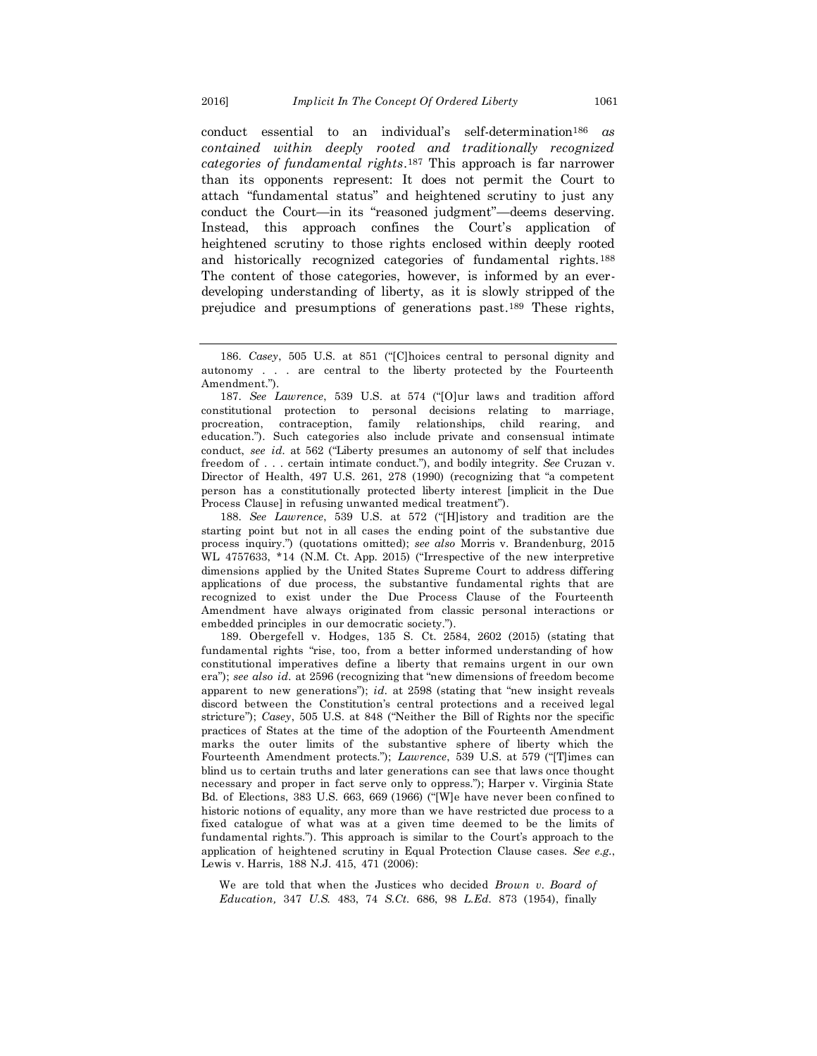conduct essential to an individual's self-determination[186] *as contained within deeply rooted and traditionally recognized categories of fundamental rights*.[187] This approach is far narrower than its opponents represent: It does not permit the Court to attach "fundamental status" and heightened scrutiny to just any conduct the Court—in its "reasoned judgment"—deems deserving. Instead, this approach confines the Court's application of heightened scrutiny to those rights enclosed within deeply rooted and historically recognized categories of fundamental rights.[188] The content of those categories, however, is informed by an ever-developing understanding of liberty, as it is slowly stripped of the prejudice and presumptions of generations past.[189] These rights,

186. *Casey*, 505 U.S. at 851 ("[C]hoices central to personal dignity and autonomy . . . are central to the liberty protected by the Fourteenth Amendment.").

187. *See Lawrence*, 539 U.S. at 574 ("[O]ur laws and tradition afford constitutional protection to personal decisions relating to marriage, procreation, contraception, family relationships, child rearing, and education."). Such categories also include private and consensual intimate conduct, *see id.* at 562 ("Liberty presumes an autonomy of self that includes freedom of . . . certain intimate conduct."), and bodily integrity. *See* Cruzan v. Director of Health, 497 U.S. 261, 278 (1990) (recognizing that "a competent person has a constitutionally protected liberty interest [implicit in the Due Process Clause] in refusing unwanted medical treatment").

188. *See Lawrence*, 539 U.S. at 572 ("[H]istory and tradition are the starting point but not in all cases the ending point of the substantive due process inquiry.") (quotations omitted); *see also* Morris v. Brandenburg, 2015 WL 4757633, *14 (N.M. Ct. App. 2015) ("Irrespective of the new interpretive dimensions applied by the United States Supreme Court to address differing applications of due process, the substantive fundamental rights that are recognized to exist under the Due Process Clause of the Fourteenth Amendment have always originated from classic personal interactions or embedded principles in our democratic society.").

189. Obergefell v. Hodges, 135 S. Ct. 2584, 2602 (2015) (stating that fundamental rights "rise, too, from a better informed understanding of how constitutional imperatives define a liberty that remains urgent in our own era"); *see also id.* at 2596 (recognizing that "new dimensions of freedom become apparent to new generations"); *id.* at 2598 (stating that "new insight reveals discord between the Constitution's central protections and a received legal stricture"); *Casey*, 505 U.S. at 848 ("Neither the Bill of Rights nor the specific practices of States at the time of the adoption of the Fourteenth Amendment marks the outer limits of the substantive sphere of liberty which the Fourteenth Amendment protects."); *Lawrence*, 539 U.S. at 579 ("[T]imes can blind us to certain truths and later generations can see that laws once thought necessary and proper in fact serve only to oppress."); Harper v. Virginia State Bd. of Elections, 383 U.S. 663, 669 (1966) ("[W]e have never been confined to historic notions of equality, any more than we have restricted due process to a fixed catalogue of what was at a given time deemed to be the limits of fundamental rights."). This approach is similar to the Court's approach to the application of heightened scrutiny in Equal Protection Clause cases. *See e.g.*, Lewis v. Harris, 188 N.J. 415, 471 (2006):

> We are told that when the Justices who decided *Brown v. Board of Education,* 347 *U.S.* 483, 74 *S.Ct.* 686, 98 *L.Ed.* 873 (1954), finally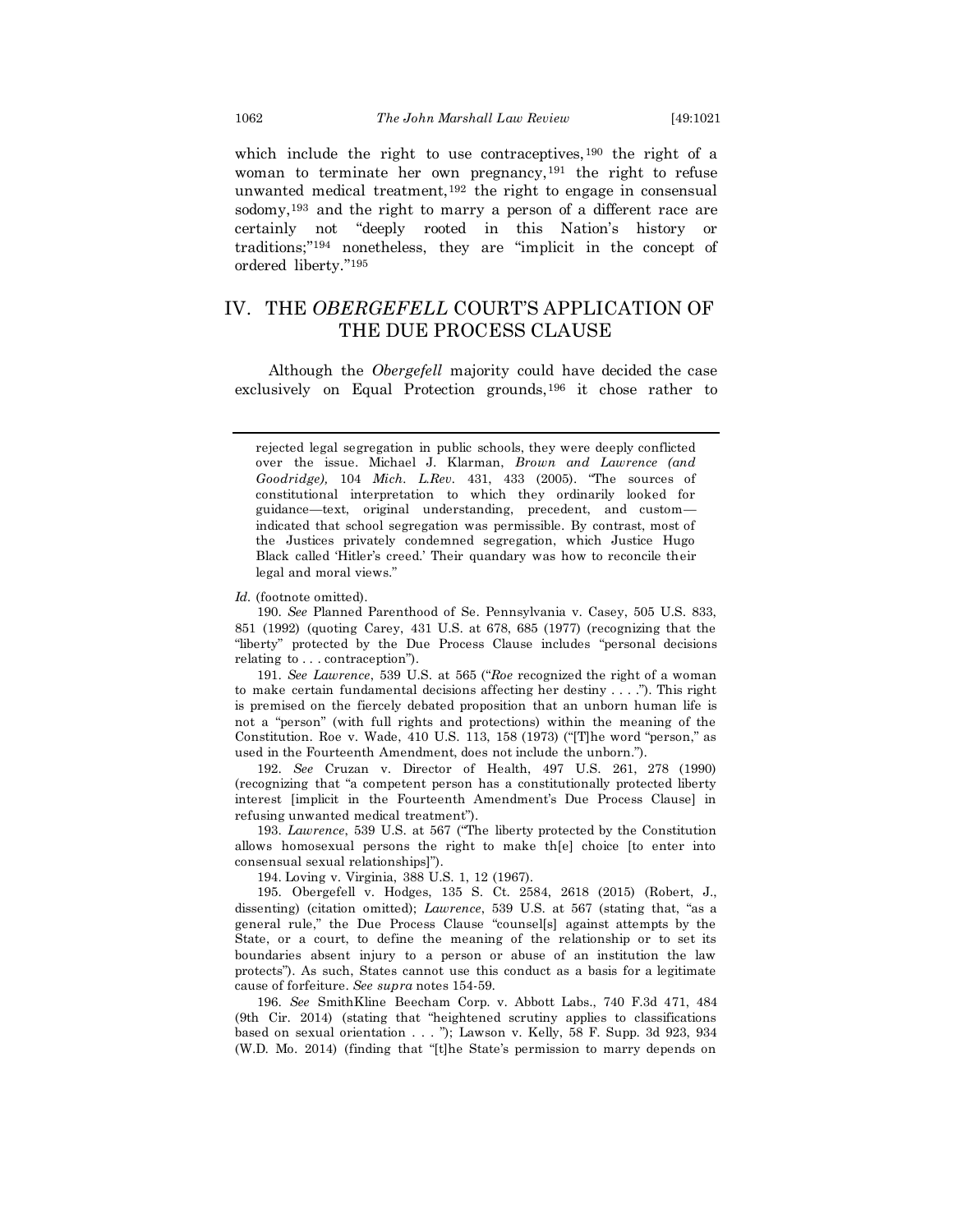which include the right to use contraceptives,[190] the right of a woman to terminate her own pregnancy,[191] the right to refuse unwanted medical treatment,[192] the right to engage in consensual sodomy,[193] and the right to marry a person of a different race are certainly not "deeply rooted in this Nation's history or traditions;"[194] nonetheless, they are "implicit in the concept of ordered liberty."[195]

## IV. THE *OBERGEFELL* COURT'S APPLICATION OF THE DUE PROCESS CLAUSE

Although the *Obergefell* majority could have decided the case exclusively on Equal Protection grounds,[196] it chose rather to

---

rejected legal segregation in public schools, they were deeply conflicted over the issue. Michael J. Klarman, *Brown and Lawrence (and Goodridge),* 104 *Mich. L.Rev.* 431, 433 (2005). "The sources of constitutional interpretation to which they ordinarily looked for guidance—text, original understanding, precedent, and custom—indicated that school segregation was permissible. By contrast, most of the Justices privately condemned segregation, which Justice Hugo Black called 'Hitler's creed.' Their quandary was how to reconcile their legal and moral views."

*Id.* (footnote omitted).

190. *See* Planned Parenthood of Se. Pennsylvania v. Casey, 505 U.S. 833, 851 (1992) (quoting Carey, 431 U.S. at 678, 685 (1977) (recognizing that the "liberty" protected by the Due Process Clause includes "personal decisions relating to . . . contraception").

191. *See Lawrence*, 539 U.S. at 565 ("*Roe* recognized the right of a woman to make certain fundamental decisions affecting her destiny . . . ."). This right is premised on the fiercely debated proposition that an unborn human life is not a "person" (with full rights and protections) within the meaning of the Constitution. Roe v. Wade, 410 U.S. 113, 158 (1973) ("[T]he word "person," as used in the Fourteenth Amendment, does not include the unborn.").

192. *See* Cruzan v. Director of Health, 497 U.S. 261, 278 (1990) (recognizing that "a competent person has a constitutionally protected liberty interest [implicit in the Fourteenth Amendment's Due Process Clause] in refusing unwanted medical treatment").

193. *Lawrence*, 539 U.S. at 567 ("The liberty protected by the Constitution allows homosexual persons the right to make th[e] choice [to enter into consensual sexual relationships]").

194. Loving v. Virginia, 388 U.S. 1, 12 (1967).

195. Obergefell v. Hodges, 135 S. Ct. 2584, 2618 (2015) (Robert, J., dissenting) (citation omitted); *Lawrence*, 539 U.S. at 567 (stating that, "as a general rule," the Due Process Clause "counsel[s] against attempts by the State, or a court, to define the meaning of the relationship or to set its boundaries absent injury to a person or abuse of an institution the law protects"). As such, States cannot use this conduct as a basis for a legitimate cause of forfeiture. *See supra* notes 154-59.

196. *See* SmithKline Beecham Corp. v. Abbott Labs., 740 F.3d 471, 484 (9th Cir. 2014) (stating that "heightened scrutiny applies to classifications based on sexual orientation . . . "); Lawson v. Kelly, 58 F. Supp. 3d 923, 934 (W.D. Mo. 2014) (finding that "[t]he State's permission to marry depends on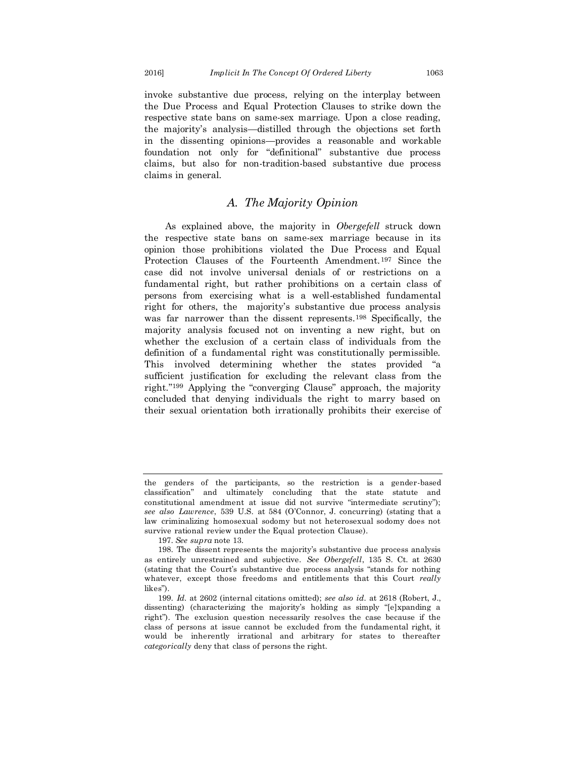invoke substantive due process, relying on the interplay between the Due Process and Equal Protection Clauses to strike down the respective state bans on same-sex marriage. Upon a close reading, the majority's analysis—distilled through the objections set forth in the dissenting opinions—provides a reasonable and workable foundation not only for "definitional" substantive due process claims, but also for non-tradition-based substantive due process claims in general.

### A. *The Majority Opinion*

As explained above, the majority in *Obergefell* struck down the respective state bans on same-sex marriage because in its opinion those prohibitions violated the Due Process and Equal Protection Clauses of the Fourteenth Amendment.[197] Since the case did not involve universal denials of or restrictions on a fundamental right, but rather prohibitions on a certain class of persons from exercising what is a well-established fundamental right for others, the majority's substantive due process analysis was far narrower than the dissent represents.[198] Specifically, the majority analysis focused not on inventing a new right, but on whether the exclusion of a certain class of individuals from the definition of a fundamental right was constitutionally permissible. This involved determining whether the states provided "a sufficient justification for excluding the relevant class from the right."[199] Applying the "converging Clause" approach, the majority concluded that denying individuals the right to marry based on their sexual orientation both irrationally prohibits their exercise of

---

the genders of the participants, so the restriction is a gender-based classification" and ultimately concluding that the state statute and constitutional amendment at issue did not survive "intermediate scrutiny"); *see also Lawrence*, 539 U.S. at 584 (O'Connor, J. concurring) (stating that a law criminalizing homosexual sodomy but not heterosexual sodomy does not survive rational review under the Equal protection Clause).

197. *See supra* note 13.

198. The dissent represents the majority's substantive due process analysis as entirely unrestrained and subjective. *See Obergefell*, 135 S. Ct. at 2630 (stating that the Court's substantive due process analysis "stands for nothing whatever, except those freedoms and entitlements that this Court *really* likes").

199. *Id.* at 2602 (internal citations omitted); *see also id.* at 2618 (Robert, J., dissenting) (characterizing the majority's holding as simply "[e]xpanding a right"). The exclusion question necessarily resolves the case because if the class of persons at issue cannot be excluded from the fundamental right, it would be inherently irrational and arbitrary for states to thereafter *categorically* deny that class of persons the right.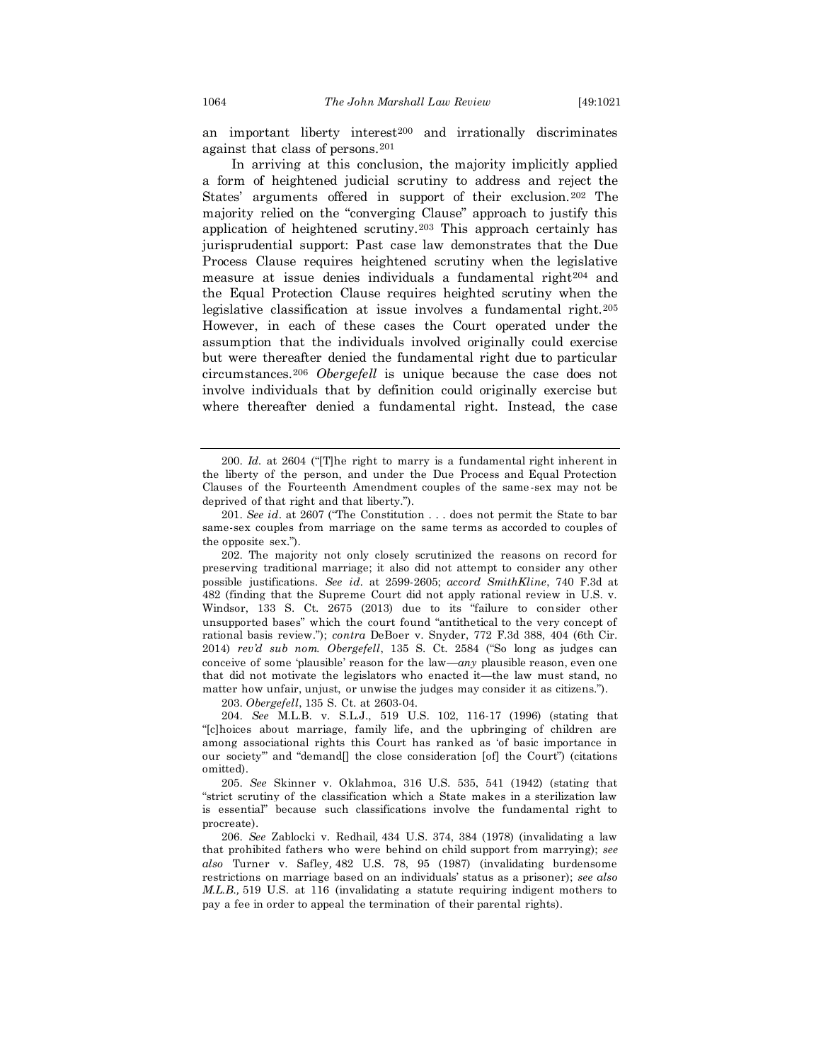an important liberty interest[200] and irrationally discriminates against that class of persons.[201]

In arriving at this conclusion, the majority implicitly applied a form of heightened judicial scrutiny to address and reject the States' arguments offered in support of their exclusion.[202] The majority relied on the "converging Clause" approach to justify this application of heightened scrutiny.[203] This approach certainly has jurisprudential support: Past case law demonstrates that the Due Process Clause requires heightened scrutiny when the legislative measure at issue denies individuals a fundamental right[204] and the Equal Protection Clause requires heighted scrutiny when the legislative classification at issue involves a fundamental right.[205] However, in each of these cases the Court operated under the assumption that the individuals involved originally could exercise but were thereafter denied the fundamental right due to particular circumstances.[206] *Obergefell* is unique because the case does not involve individuals that by definition could originally exercise but where thereafter denied a fundamental right. Instead, the case

---

200. *Id.* at 2604 ("[T]he right to marry is a fundamental right inherent in the liberty of the person, and under the Due Process and Equal Protection Clauses of the Fourteenth Amendment couples of the same-sex may not be deprived of that right and that liberty.").

201. *See id*. at 2607 ("The Constitution . . . does not permit the State to bar same-sex couples from marriage on the same terms as accorded to couples of the opposite sex.").

202. The majority not only closely scrutinized the reasons on record for preserving traditional marriage; it also did not attempt to consider any other possible justifications. *See id*. at 2599-2605; *accord SmithKline*, 740 F.3d at 482 (finding that the Supreme Court did not apply rational review in U.S. v. Windsor, 133 S. Ct. 2675 (2013) due to its "failure to consider other unsupported bases" which the court found "antithetical to the very concept of rational basis review."); *contra* DeBoer v. Snyder, 772 F.3d 388, 404 (6th Cir. 2014) *rev'd sub nom. Obergefell*, 135 S. Ct. 2584 ("So long as judges can conceive of some 'plausible' reason for the law—*any* plausible reason, even one that did not motivate the legislators who enacted it—the law must stand, no matter how unfair, unjust, or unwise the judges may consider it as citizens.").

203. *Obergefell*, 135 S. Ct. at 2603-04.

204. *See* M.L.B. v. S.L.J., 519 U.S. 102, 116-17 (1996) (stating that "[c]hoices about marriage, family life, and the upbringing of children are among associational rights this Court has ranked as 'of basic importance in our society'" and "demand[] the close consideration [of] the Court") (citations omitted).

205. *See* Skinner v. Oklahmoa, 316 U.S. 535, 541 (1942) (stating that "strict scrutiny of the classification which a State makes in a sterilization law is essential" because such classifications involve the fundamental right to procreate).

206. *See* Zablocki v. Redhail, 434 U.S. 374, 384 (1978) (invalidating a law that prohibited fathers who were behind on child support from marrying); *see also* Turner v. Safley, 482 U.S. 78, 95 (1987) (invalidating burdensome restrictions on marriage based on an individuals' status as a prisoner); *see also M.L.B.*, 519 U.S. at 116 (invalidating a statute requiring indigent mothers to pay a fee in order to appeal the termination of their parental rights).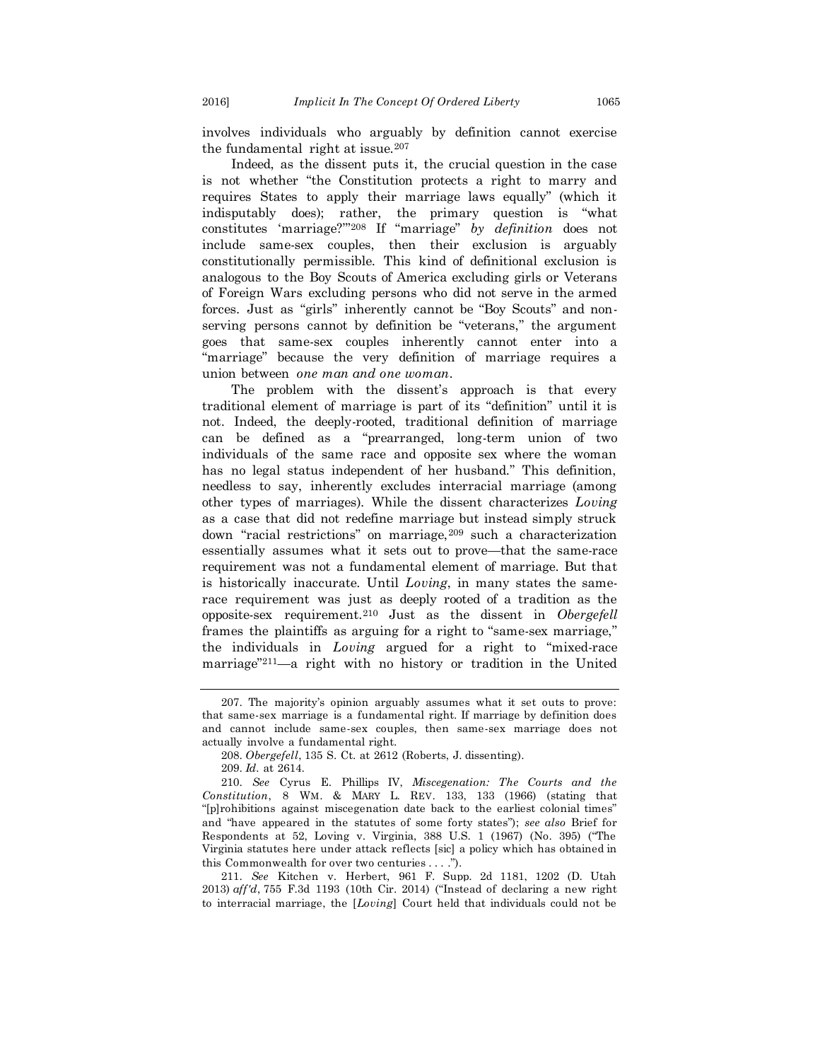involves individuals who arguably by definition cannot exercise the fundamental right at issue.[207]

Indeed, as the dissent puts it, the crucial question in the case is not whether "the Constitution protects a right to marry and requires States to apply their marriage laws equally" (which it indisputably does); rather, the primary question is "what constitutes 'marriage?'"[208] If "marriage" *by definition* does not include same-sex couples, then their exclusion is arguably constitutionally permissible. This kind of definitional exclusion is analogous to the Boy Scouts of America excluding girls or Veterans of Foreign Wars excluding persons who did not serve in the armed forces. Just as "girls" inherently cannot be "Boy Scouts" and non-serving persons cannot by definition be "veterans," the argument goes that same-sex couples inherently cannot enter into a "marriage" because the very definition of marriage requires a union between *one man and one woman*.

The problem with the dissent's approach is that every traditional element of marriage is part of its "definition" until it is not. Indeed, the deeply-rooted, traditional definition of marriage can be defined as a "prearranged, long-term union of two individuals of the same race and opposite sex where the woman has no legal status independent of her husband." This definition, needless to say, inherently excludes interracial marriage (among other types of marriages). While the dissent characterizes *Loving* as a case that did not redefine marriage but instead simply struck down "racial restrictions" on marriage,[209] such a characterization essentially assumes what it sets out to prove—that the same-race requirement was not a fundamental element of marriage. But that is historically inaccurate. Until *Loving*, in many states the same-race requirement was just as deeply rooted of a tradition as the opposite-sex requirement.[210] Just as the dissent in *Obergefell* frames the plaintiffs as arguing for a right to "same-sex marriage," the individuals in *Loving* argued for a right to "mixed-race marriage"[211]—a right with no history or tradition in the United

---

207. The majority's opinion arguably assumes what it set outs to prove: that same-sex marriage is a fundamental right. If marriage by definition does and cannot include same-sex couples, then same-sex marriage does not actually involve a fundamental right.

208. *Obergefell*, 135 S. Ct. at 2612 (Roberts, J. dissenting).

209. *Id.* at 2614.

210. *See* Cyrus E. Phillips IV, *Miscegenation: The Courts and the Constitution*, 8 WM. & MARY L. REV. 133, 133 (1966) (stating that "[p]rohibitions against miscegenation date back to the earliest colonial times" and "have appeared in the statutes of some forty states"); *see also* Brief for Respondents at 52, Loving v. Virginia, 388 U.S. 1 (1967) (No. 395) ("The Virginia statutes here under attack reflects [sic] a policy which has obtained in this Commonwealth for over two centuries . . . .").

211. *See* Kitchen v. Herbert, 961 F. Supp. 2d 1181, 1202 (D. Utah 2013) *aff'd*, 755 F.3d 1193 (10th Cir. 2014) ("Instead of declaring a new right to interracial marriage, the [*Loving*] Court held that individuals could not be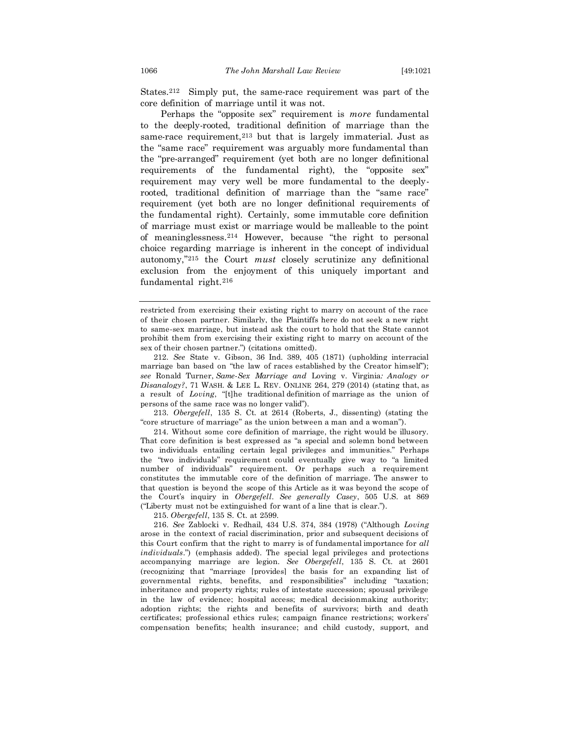States.[212] Simply put, the same-race requirement was part of the core definition of marriage until it was not.

Perhaps the "opposite sex" requirement is *more* fundamental to the deeply-rooted, traditional definition of marriage than the same-race requirement,[213] but that is largely immaterial. Just as the "same race" requirement was arguably more fundamental than the "pre-arranged" requirement (yet both are no longer definitional requirements of the fundamental right), the "opposite sex" requirement may very well be more fundamental to the deeply-rooted, traditional definition of marriage than the "same race" requirement (yet both are no longer definitional requirements of the fundamental right). Certainly, some immutable core definition of marriage must exist or marriage would be malleable to the point of meaninglessness.[214] However, because "the right to personal choice regarding marriage is inherent in the concept of individual autonomy,"[215] the Court *must* closely scrutinize any definitional exclusion from the enjoyment of this uniquely important and fundamental right.[216]

---

restricted from exercising their existing right to marry on account of the race of their chosen partner. Similarly, the Plaintiffs here do not seek a new right to same-sex marriage, but instead ask the court to hold that the State cannot prohibit them from exercising their existing right to marry on account of the sex of their chosen partner.") (citations omitted).

212. *See* State v. Gibson, 36 Ind. 389, 405 (1871) (upholding interracial marriage ban based on "the law of races established by the Creator himself"); *see* Ronald Turner, *Same-Sex Marriage and* Loving v. Virginia*: Analogy or Disanalogy?*, 71 WASH. & LEE L. REV. ONLINE 264, 279 (2014) (stating that, as a result of *Loving*, "[t]he traditional definition of marriage as the union of persons of the same race was no longer valid").

213. *Obergefell*, 135 S. Ct. at 2614 (Roberts, J., dissenting) (stating the "core structure of marriage" as the union between a man and a woman").

214. Without some core definition of marriage, the right would be illusory. That core definition is best expressed as "a special and solemn bond between two individuals entailing certain legal privileges and immunities." Perhaps the "two individuals" requirement could eventually give way to "a limited number of individuals" requirement. Or perhaps such a requirement constitutes the immutable core of the definition of marriage. The answer to that question is beyond the scope of this Article as it was beyond the scope of the Court's inquiry in *Obergefell*. *See generally Casey*, 505 U.S. at 869 ("Liberty must not be extinguished for want of a line that is clear.").

215. *Obergefell*, 135 S. Ct. at 2599.

216. *See* Zablocki v. Redhail, 434 U.S. 374, 384 (1978) ("Although *Loving* arose in the context of racial discrimination, prior and subsequent decisions of this Court confirm that the right to marry is of fundamental importance for *all individuals*.") (emphasis added). The special legal privileges and protections accompanying marriage are legion. *See Obergefell*, 135 S. Ct. at 2601 (recognizing that "marriage [provides] the basis for an expanding list of governmental rights, benefits, and responsibilities" including "taxation; inheritance and property rights; rules of intestate succession; spousal privilege in the law of evidence; hospital access; medical decisionmaking authority; adoption rights; the rights and benefits of survivors; birth and death certificates; professional ethics rules; campaign finance restrictions; workers' compensation benefits; health insurance; and child custody, support, and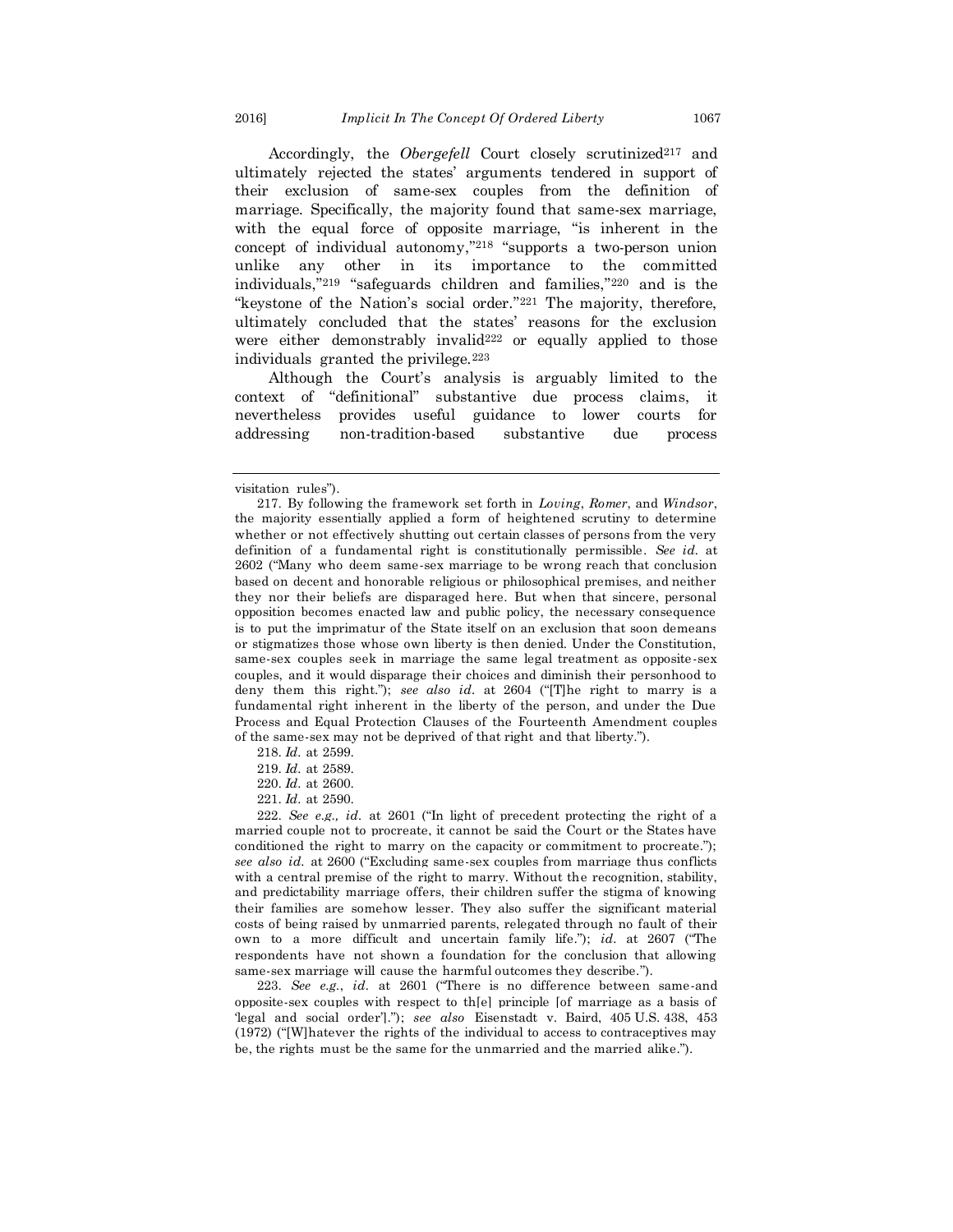Accordingly, the *Obergefell* Court closely scrutinized[217] and ultimately rejected the states' arguments tendered in support of their exclusion of same-sex couples from the definition of marriage. Specifically, the majority found that same-sex marriage, with the equal force of opposite marriage, "is inherent in the concept of individual autonomy,"[218] "supports a two-person union unlike any other in its importance to the committed individuals,"[219] "safeguards children and families,"[220] and is the "keystone of the Nation's social order."[221] The majority, therefore, ultimately concluded that the states' reasons for the exclusion were either demonstrably invalid[222] or equally applied to those individuals granted the privilege.[223]

Although the Court's analysis is arguably limited to the context of "definitional" substantive due process claims, it nevertheless provides useful guidance to lower courts for addressing non-tradition-based substantive due process

---

visitation rules").

217. By following the framework set forth in *Loving*, *Romer*, and *Windsor*, the majority essentially applied a form of heightened scrutiny to determine whether or not effectively shutting out certain classes of persons from the very definition of a fundamental right is constitutionally permissible. *See id.* at 2602 ("Many who deem same-sex marriage to be wrong reach that conclusion based on decent and honorable religious or philosophical premises, and neither they nor their beliefs are disparaged here. But when that sincere, personal opposition becomes enacted law and public policy, the necessary consequence is to put the imprimatur of the State itself on an exclusion that soon demeans or stigmatizes those whose own liberty is then denied. Under the Constitution, same-sex couples seek in marriage the same legal treatment as opposite-sex couples, and it would disparage their choices and diminish their personhood to deny them this right."); *see also id.* at 2604 ("[T]he right to marry is a fundamental right inherent in the liberty of the person, and under the Due Process and Equal Protection Clauses of the Fourteenth Amendment couples of the same-sex may not be deprived of that right and that liberty.").

218. *Id.* at 2599.

219. *Id.* at 2589.

220. *Id.* at 2600.

221. *Id.* at 2590.

222. *See e.g., id.* at 2601 ("In light of precedent protecting the right of a married couple not to procreate, it cannot be said the Court or the States have conditioned the right to marry on the capacity or commitment to procreate."); *see also id.* at 2600 ("Excluding same-sex couples from marriage thus conflicts with a central premise of the right to marry. Without the recognition, stability, and predictability marriage offers, their children suffer the stigma of knowing their families are somehow lesser. They also suffer the significant material costs of being raised by unmarried parents, relegated through no fault of their own to a more difficult and uncertain family life."); *id.* at 2607 ("The respondents have not shown a foundation for the conclusion that allowing same-sex marriage will cause the harmful outcomes they describe.").

223. *See e.g.*, *id.* at 2601 ("There is no difference between same-and opposite-sex couples with respect to th[e] principle [of marriage as a basis of 'legal and social order']."); *see also* Eisenstadt v. Baird, 405 U.S. 438, 453 (1972) ("[W]hatever the rights of the individual to access to contraceptives may be, the rights must be the same for the unmarried and the married alike.").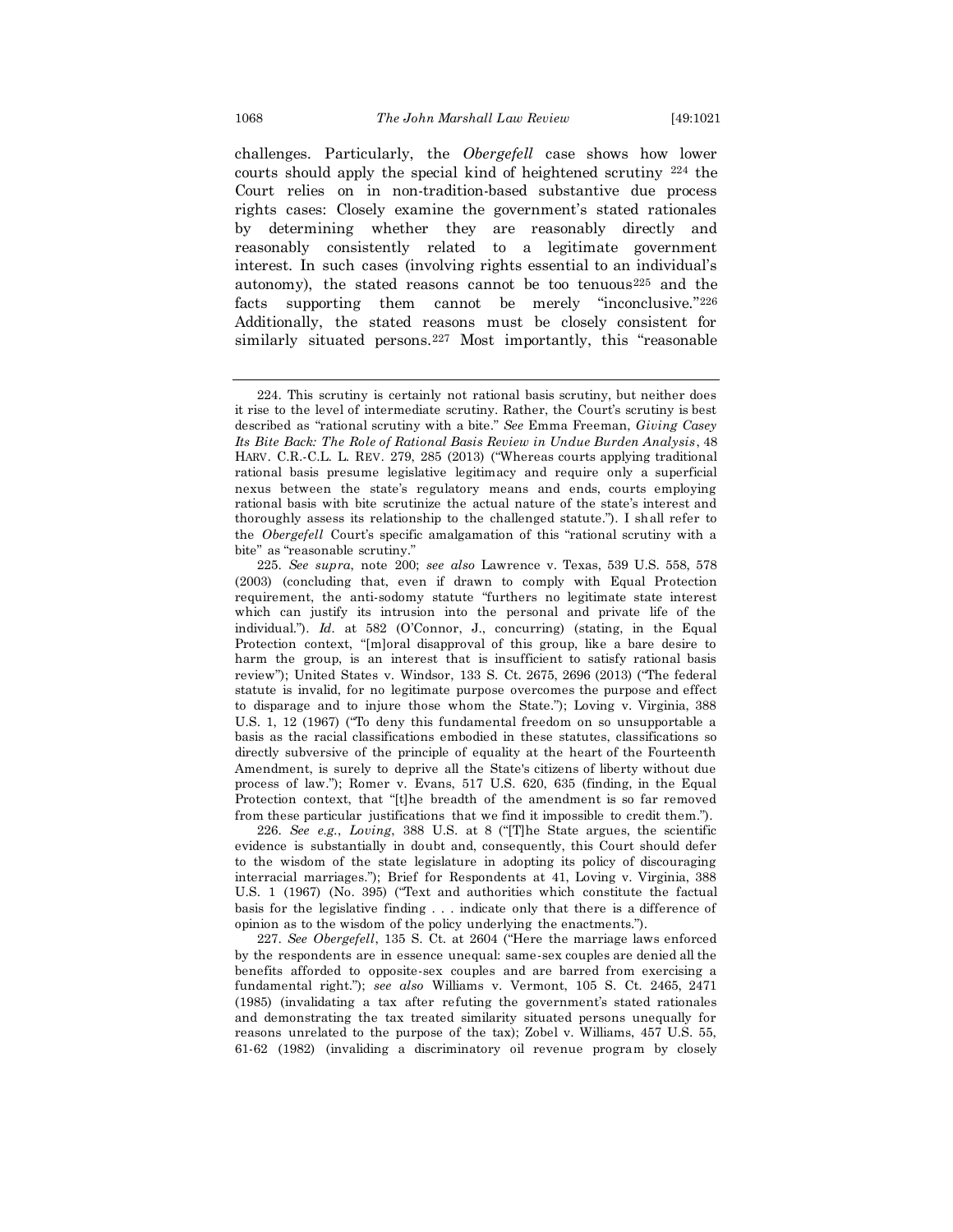challenges. Particularly, the *Obergefell* case shows how lower courts should apply the special kind of heightened scrutiny [224] the Court relies on in non-tradition-based substantive due process rights cases: Closely examine the government's stated rationales by determining whether they are reasonably directly and reasonably consistently related to a legitimate government interest. In such cases (involving rights essential to an individual's autonomy), the stated reasons cannot be too tenuous[225] and the facts supporting them cannot be merely "inconclusive."[226] Additionally, the stated reasons must be closely consistent for similarly situated persons.[227] Most importantly, this "reasonable

---

224. This scrutiny is certainly not rational basis scrutiny, but neither does it rise to the level of intermediate scrutiny. Rather, the Court's scrutiny is best described as "rational scrutiny with a bite." *See* Emma Freeman, *Giving Casey Its Bite Back: The Role of Rational Basis Review in Undue Burden Analysis*, 48 HARV. C.R.-C.L. L. REV. 279, 285 (2013) ("Whereas courts applying traditional rational basis presume legislative legitimacy and require only a superficial nexus between the state's regulatory means and ends, courts employing rational basis with bite scrutinize the actual nature of the state's interest and thoroughly assess its relationship to the challenged statute."). I shall refer to the *Obergefell* Court's specific amalgamation of this "rational scrutiny with a bite" as "reasonable scrutiny."

225. *See supra*, note 200; *see also* Lawrence v. Texas, 539 U.S. 558, 578 (2003) (concluding that, even if drawn to comply with Equal Protection requirement, the anti-sodomy statute "furthers no legitimate state interest which can justify its intrusion into the personal and private life of the individual."). *Id.* at 582 (O'Connor, J., concurring) (stating, in the Equal Protection context, "[m]oral disapproval of this group, like a bare desire to harm the group, is an interest that is insufficient to satisfy rational basis review"); United States v. Windsor, 133 S. Ct. 2675, 2696 (2013) ("The federal statute is invalid, for no legitimate purpose overcomes the purpose and effect to disparage and to injure those whom the State."); Loving v. Virginia, 388 U.S. 1, 12 (1967) ("To deny this fundamental freedom on so unsupportable a basis as the racial classifications embodied in these statutes, classifications so directly subversive of the principle of equality at the heart of the Fourteenth Amendment, is surely to deprive all the State's citizens of liberty without due process of law."); Romer v. Evans, 517 U.S. 620, 635 (finding, in the Equal Protection context, that "[t]he breadth of the amendment is so far removed from these particular justifications that we find it impossible to credit them.").

226. *See e.g.*, *Loving*, 388 U.S. at 8 ("[T]he State argues, the scientific evidence is substantially in doubt and, consequently, this Court should defer to the wisdom of the state legislature in adopting its policy of discouraging interracial marriages."); Brief for Respondents at 41, Loving v. Virginia, 388 U.S. 1 (1967) (No. 395) ("Text and authorities which constitute the factual basis for the legislative finding . . . indicate only that there is a difference of opinion as to the wisdom of the policy underlying the enactments.").

227. *See Obergefell*, 135 S. Ct. at 2604 ("Here the marriage laws enforced by the respondents are in essence unequal: same-sex couples are denied all the benefits afforded to opposite-sex couples and are barred from exercising a fundamental right."); *see also* Williams v. Vermont, 105 S. Ct. 2465, 2471 (1985) (invalidating a tax after refuting the government's stated rationales and demonstrating the tax treated similarity situated persons unequally for reasons unrelated to the purpose of the tax); Zobel v. Williams, 457 U.S. 55, 61-62 (1982) (invaliding a discriminatory oil revenue program by closely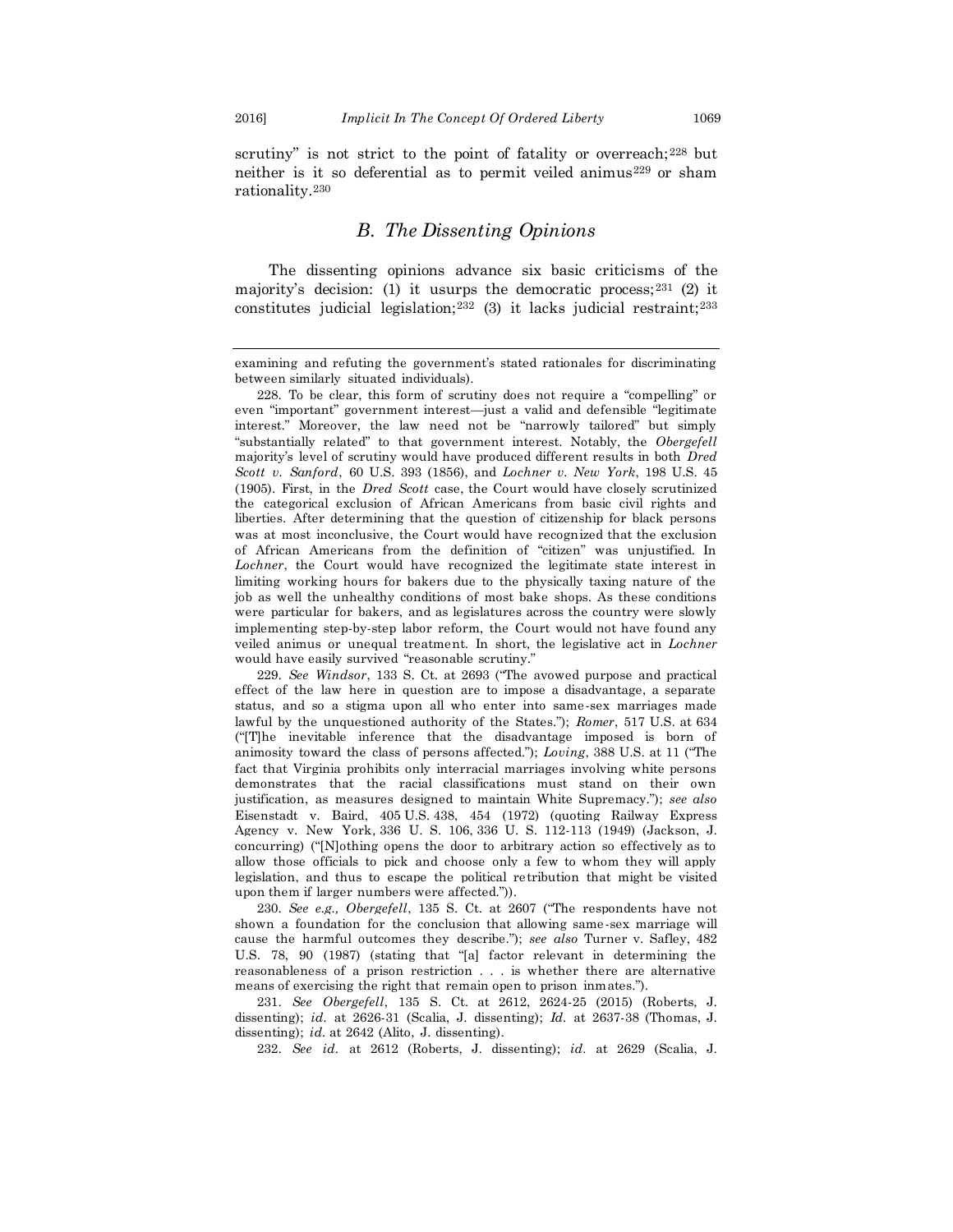scrutiny" is not strict to the point of fatality or overreach;[228] but neither is it so deferential as to permit veiled animus[229] or sham rationality.[230]

### *B. The Dissenting Opinions*

The dissenting opinions advance six basic criticisms of the majority's decision: (1) it usurps the democratic process;[231] (2) it constitutes judicial legislation;[232] (3) it lacks judicial restraint;[233]

---

examining and refuting the government's stated rationales for discriminating between similarly situated individuals).

228. To be clear, this form of scrutiny does not require a "compelling" or even "important" government interest—just a valid and defensible "legitimate interest." Moreover, the law need not be "narrowly tailored" but simply "substantially related" to that government interest. Notably, the *Obergefell* majority's level of scrutiny would have produced different results in both *Dred Scott v. Sanford*, 60 U.S. 393 (1856), and *Lochner v. New York*, 198 U.S. 45 (1905). First, in the *Dred Scott* case, the Court would have closely scrutinized the categorical exclusion of African Americans from basic civil rights and liberties. After determining that the question of citizenship for black persons was at most inconclusive, the Court would have recognized that the exclusion of African Americans from the definition of "citizen" was unjustified. In *Lochner*, the Court would have recognized the legitimate state interest in limiting working hours for bakers due to the physically taxing nature of the job as well the unhealthy conditions of most bake shops. As these conditions were particular for bakers, and as legislatures across the country were slowly implementing step-by-step labor reform, the Court would not have found any veiled animus or unequal treatment. In short, the legislative act in *Lochner* would have easily survived "reasonable scrutiny."

229. *See Windsor*, 133 S. Ct. at 2693 ("The avowed purpose and practical effect of the law here in question are to impose a disadvantage, a separate status, and so a stigma upon all who enter into same-sex marriages made lawful by the unquestioned authority of the States."); *Romer*, 517 U.S. at 634 ("[T]he inevitable inference that the disadvantage imposed is born of animosity toward the class of persons affected."); *Loving*, 388 U.S. at 11 ("The fact that Virginia prohibits only interracial marriages involving white persons demonstrates that the racial classifications must stand on their own justification, as measures designed to maintain White Supremacy."); *see also* Eisenstadt v. Baird, 405 U.S. 438, 454 (1972) (quoting Railway Express Agency v. New York, 336 U. S. 106, 336 U. S. 112-113 (1949) (Jackson, J. concurring) ("[N]othing opens the door to arbitrary action so effectively as to allow those officials to pick and choose only a few to whom they will apply legislation, and thus to escape the political retribution that might be visited upon them if larger numbers were affected.")).

230. *See e.g., Obergefell*, 135 S. Ct. at 2607 ("The respondents have not shown a foundation for the conclusion that allowing same-sex marriage will cause the harmful outcomes they describe."); *see also* Turner v. Safley, 482 U.S. 78, 90 (1987) (stating that "[a] factor relevant in determining the reasonableness of a prison restriction . . . is whether there are alternative means of exercising the right that remain open to prison inmates.").

231. *See Obergefell*, 135 S. Ct. at 2612, 2624-25 (2015) (Roberts, J. dissenting); *id.* at 2626-31 (Scalia, J. dissenting); *Id.* at 2637-38 (Thomas, J. dissenting); *id.* at 2642 (Alito, J. dissenting).

232. *See id.* at 2612 (Roberts, J. dissenting); *id.* at 2629 (Scalia, J.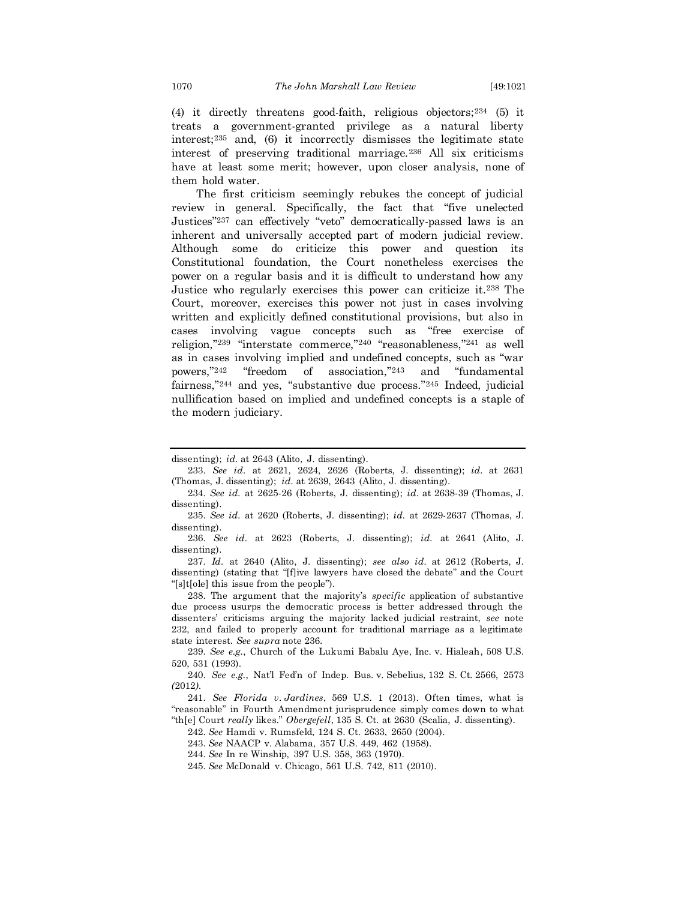(4) it directly threatens good-faith, religious objectors;[234] (5) it treats a government-granted privilege as a natural liberty interest;[235] and, (6) it incorrectly dismisses the legitimate state interest of preserving traditional marriage.[236] All six criticisms have at least some merit; however, upon closer analysis, none of them hold water.

The first criticism seemingly rebukes the concept of judicial review in general. Specifically, the fact that "five unelected Justices"[237] can effectively "veto" democratically-passed laws is an inherent and universally accepted part of modern judicial review. Although some do criticize this power and question its Constitutional foundation, the Court nonetheless exercises the power on a regular basis and it is difficult to understand how any Justice who regularly exercises this power can criticize it.[238] The Court, moreover, exercises this power not just in cases involving written and explicitly defined constitutional provisions, but also in cases involving vague concepts such as "free exercise of religion,"[239] "interstate commerce,"[240] "reasonableness,"[241] as well as in cases involving implied and undefined concepts, such as "war powers,"[242] "freedom of association,"[243] and "fundamental fairness,"[244] and yes, "substantive due process."[245] Indeed, judicial nullification based on implied and undefined concepts is a staple of the modern judiciary.

---

dissenting); *id.* at 2643 (Alito, J. dissenting).

233. *See id.* at 2621, 2624, 2626 (Roberts, J. dissenting); *id.* at 2631 (Thomas, J. dissenting); *id.* at 2639, 2643 (Alito, J. dissenting).

234. *See id.* at 2625-26 (Roberts, J. dissenting); *id.* at 2638-39 (Thomas, J. dissenting).

235. *See id.* at 2620 (Roberts, J. dissenting); *id.* at 2629-2637 (Thomas, J. dissenting).

236. *See id.* at 2623 (Roberts, J. dissenting); *id.* at 2641 (Alito, J. dissenting).

237. *Id.* at 2640 (Alito, J. dissenting); *see also id.* at 2612 (Roberts, J. dissenting) (stating that "[f]ive lawyers have closed the debate" and the Court "[s]t[ole] this issue from the people").

238. The argument that the majority's *specific* application of substantive due process usurps the democratic process is better addressed through the dissenters' criticisms arguing the majority lacked judicial restraint, *see* note 232, and failed to properly account for traditional marriage as a legitimate state interest. *See supra* note 236.

239. *See e.g.*, Church of the Lukumi Babalu Aye, Inc. v. Hialeah, 508 U.S. 520, 531 (1993).

240. *See e.g.*, Nat'l Fed'n of Indep. Bus. v. Sebelius, 132 S. Ct. 2566, 2573 (2012).

241. *See Florida v. Jardines*, 569 U.S. 1 (2013). Often times, what is "reasonable" in Fourth Amendment jurisprudence simply comes down to what "th[e] Court *really* likes." *Obergefell*, 135 S. Ct. at 2630 (Scalia, J. dissenting).

242. *See* Hamdi v. Rumsfeld, 124 S. Ct. 2633, 2650 (2004).

243. *See* NAACP v. Alabama, 357 U.S. 449, 462 (1958).

244. *See* In re Winship, 397 U.S. 358, 363 (1970).

245. *See* McDonald v. Chicago, 561 U.S. 742, 811 (2010).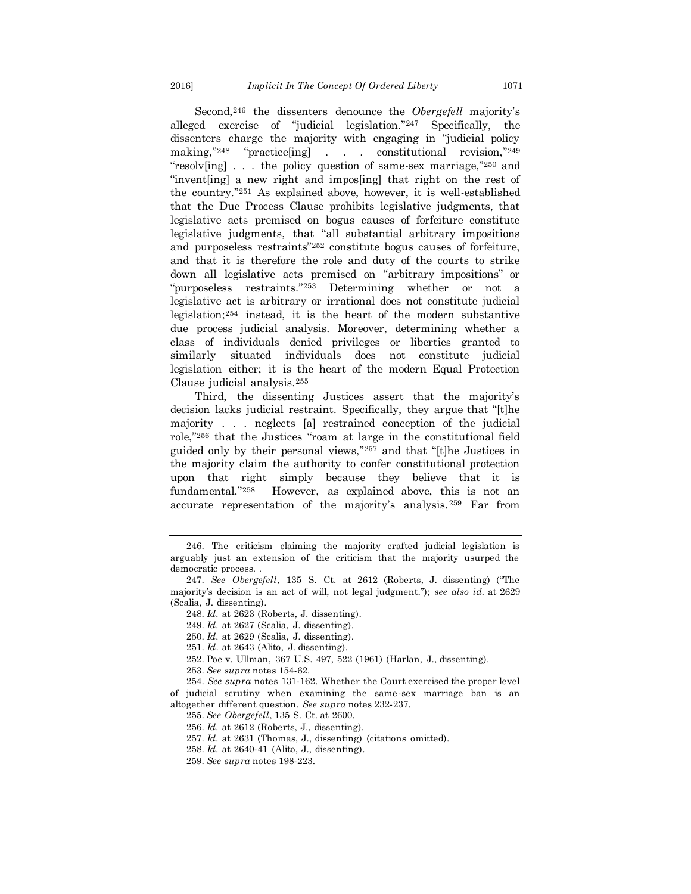Second,[246] the dissenters denounce the *Obergefell* majority's alleged exercise of "judicial legislation."[247] Specifically, the dissenters charge the majority with engaging in "judicial policy making,"[248] "practice[ing] . . . constitutional revision,"[249] "resolv[ing] . . . the policy question of same-sex marriage,"[250] and "invent[ing] a new right and impos[ing] that right on the rest of the country."[251] As explained above, however, it is well-established that the Due Process Clause prohibits legislative judgments, that legislative acts premised on bogus causes of forfeiture constitute legislative judgments, that "all substantial arbitrary impositions and purposeless restraints"[252] constitute bogus causes of forfeiture, and that it is therefore the role and duty of the courts to strike down all legislative acts premised on "arbitrary impositions" or "purposeless restraints."[253] Determining whether or not a legislative act is arbitrary or irrational does not constitute judicial legislation;[254] instead, it is the heart of the modern substantive due process judicial analysis. Moreover, determining whether a class of individuals denied privileges or liberties granted to similarly situated individuals does not constitute judicial legislation either; it is the heart of the modern Equal Protection Clause judicial analysis.[255]

Third, the dissenting Justices assert that the majority's decision lacks judicial restraint. Specifically, they argue that "[t]he majority . . . neglects [a] restrained conception of the judicial role,"[256] that the Justices "roam at large in the constitutional field guided only by their personal views,"[257] and that "[t]he Justices in the majority claim the authority to confer constitutional protection upon that right simply because they believe that it is fundamental."[258] However, as explained above, this is not an accurate representation of the majority's analysis.[259] Far from

---

246. The criticism claiming the majority crafted judicial legislation is arguably just an extension of the criticism that the majority usurped the democratic process. .

247. *See Obergefell*, 135 S. Ct. at 2612 (Roberts, J. dissenting) ("The majority's decision is an act of will, not legal judgment."); *see also id.* at 2629 (Scalia, J. dissenting).

248. *Id.* at 2623 (Roberts, J. dissenting).

249. *Id.* at 2627 (Scalia, J. dissenting).

250. *Id.* at 2629 (Scalia, J. dissenting).

251. *Id.* at 2643 (Alito, J. dissenting).

252. Poe v. Ullman, 367 U.S. 497, 522 (1961) (Harlan, J., dissenting).

253. *See supra* notes 154-62.

254. *See supra* notes 131-162. Whether the Court exercised the proper level of judicial scrutiny when examining the same-sex marriage ban is an altogether different question. *See supra* notes 232-237.

255. *See Obergefell*, 135 S. Ct. at 2600.

256. *Id.* at 2612 (Roberts, J., dissenting).

257. *Id.* at 2631 (Thomas, J., dissenting) (citations omitted).

258. *Id.* at 2640-41 (Alito, J., dissenting).

259. *See supra* notes 198-223.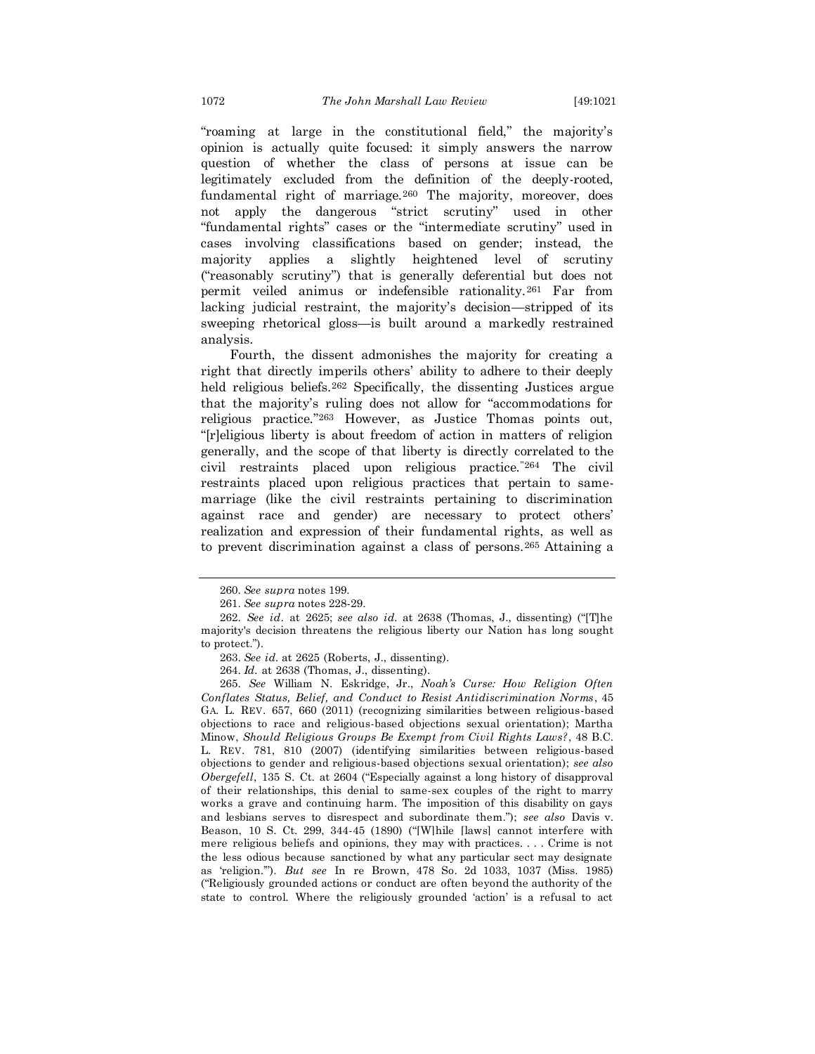"roaming at large in the constitutional field," the majority's opinion is actually quite focused: it simply answers the narrow question of whether the class of persons at issue can be legitimately excluded from the definition of the deeply-rooted, fundamental right of marriage.[260] The majority, moreover, does not apply the dangerous "strict scrutiny" used in other "fundamental rights" cases or the "intermediate scrutiny" used in cases involving classifications based on gender; instead, the majority applies a slightly heightened level of scrutiny ("reasonably scrutiny") that is generally deferential but does not permit veiled animus or indefensible rationality.[261] Far from lacking judicial restraint, the majority's decision—stripped of its sweeping rhetorical gloss—is built around a markedly restrained analysis.

Fourth, the dissent admonishes the majority for creating a right that directly imperils others' ability to adhere to their deeply held religious beliefs.[262] Specifically, the dissenting Justices argue that the majority's ruling does not allow for "accommodations for religious practice."[263] However, as Justice Thomas points out, "[r]eligious liberty is about freedom of action in matters of religion generally, and the scope of that liberty is directly correlated to the civil restraints placed upon religious practice."[264] The civil restraints placed upon religious practices that pertain to same-marriage (like the civil restraints pertaining to discrimination against race and gender) are necessary to protect others' realization and expression of their fundamental rights, as well as to prevent discrimination against a class of persons.[265] Attaining a

---

260. *See supra* notes 199.

261. *See supra* notes 228-29.

262. *See id.* at 2625; *see also id.* at 2638 (Thomas, J., dissenting) ("[T]he majority's decision threatens the religious liberty our Nation has long sought to protect.").

263. *See id.* at 2625 (Roberts, J., dissenting).

264. *Id.* at 2638 (Thomas, J., dissenting).

265. *See* William N. Eskridge, Jr., *Noah's Curse: How Religion Often Conflates Status, Belief, and Conduct to Resist Antidiscrimination Norms*, 45 GA. L. REV. 657, 660 (2011) (recognizing similarities between religious-based objections to race and religious-based objections sexual orientation); Martha Minow, *Should Religious Groups Be Exempt from Civil Rights Laws?*, 48 B.C. L. REV. 781, 810 (2007) (identifying similarities between religious-based objections to gender and religious-based objections sexual orientation); *see also Obergefell*, 135 S. Ct. at 2604 ("Especially against a long history of disapproval of their relationships, this denial to same-sex couples of the right to marry works a grave and continuing harm. The imposition of this disability on gays and lesbians serves to disrespect and subordinate them."); *see also* Davis v. Beason, 10 S. Ct. 299, 344-45 (1890) ("[W]hile [laws] cannot interfere with mere religious beliefs and opinions, they may with practices. . . . Crime is not the less odious because sanctioned by what any particular sect may designate as 'religion.'"). *But see* In re Brown, 478 So. 2d 1033, 1037 (Miss. 1985) ("Religiously grounded actions or conduct are often beyond the authority of the state to control. Where the religiously grounded 'action' is a refusal to act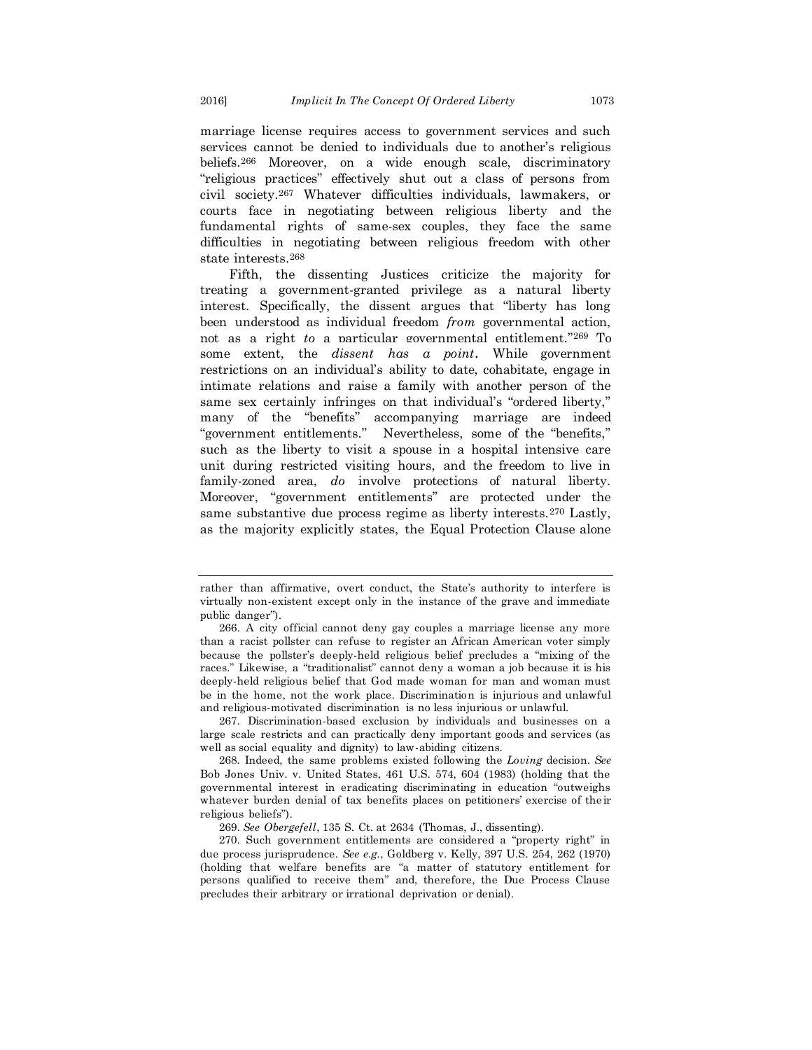marriage license requires access to government services and such services cannot be denied to individuals due to another's religious beliefs.[266] Moreover, on a wide enough scale, discriminatory "religious practices" effectively shut out a class of persons from civil society.[267] Whatever difficulties individuals, lawmakers, or courts face in negotiating between religious liberty and the fundamental rights of same-sex couples, they face the same difficulties in negotiating between religious freedom with other state interests.[268]

Fifth, the dissenting Justices criticize the majority for treating a government-granted privilege as a natural liberty interest. Specifically, the dissent argues that "liberty has long been understood as individual freedom *from* governmental action, not as a right *to* a particular governmental entitlement."[269] To some extent, the *dissent has a point*. While government restrictions on an individual's ability to date, cohabitate, engage in intimate relations and raise a family with another person of the same sex certainly infringes on that individual's "ordered liberty," many of the "benefits" accompanying marriage are indeed "government entitlements." Nevertheless, some of the "benefits," such as the liberty to visit a spouse in a hospital intensive care unit during restricted visiting hours, and the freedom to live in family-zoned area, *do* involve protections of natural liberty. Moreover, "government entitlements" are protected under the same substantive due process regime as liberty interests.[270] Lastly, as the majority explicitly states, the Equal Protection Clause alone

---

rather than affirmative, overt conduct, the State's authority to interfere is virtually non-existent except only in the instance of the grave and immediate public danger").

266. A city official cannot deny gay couples a marriage license any more than a racist pollster can refuse to register an African American voter simply because the pollster's deeply-held religious belief precludes a "mixing of the races." Likewise, a "traditionalist" cannot deny a woman a job because it is his deeply-held religious belief that God made woman for man and woman must be in the home, not the work place. Discrimination is injurious and unlawful and religious-motivated discrimination is no less injurious or unlawful.

267. Discrimination-based exclusion by individuals and businesses on a large scale restricts and can practically deny important goods and services (as well as social equality and dignity) to law-abiding citizens.

268. Indeed, the same problems existed following the *Loving* decision. *See* Bob Jones Univ. v. United States, 461 U.S. 574, 604 (1983) (holding that the governmental interest in eradicating discriminating in education "outweighs whatever burden denial of tax benefits places on petitioners' exercise of their religious beliefs").

269. *See Obergefell*, 135 S. Ct. at 2634 (Thomas, J., dissenting).

270. Such government entitlements are considered a "property right" in due process jurisprudence. *See e.g.*, Goldberg v. Kelly, 397 U.S. 254, 262 (1970) (holding that welfare benefits are "a matter of statutory entitlement for persons qualified to receive them" and, therefore, the Due Process Clause precludes their arbitrary or irrational deprivation or denial).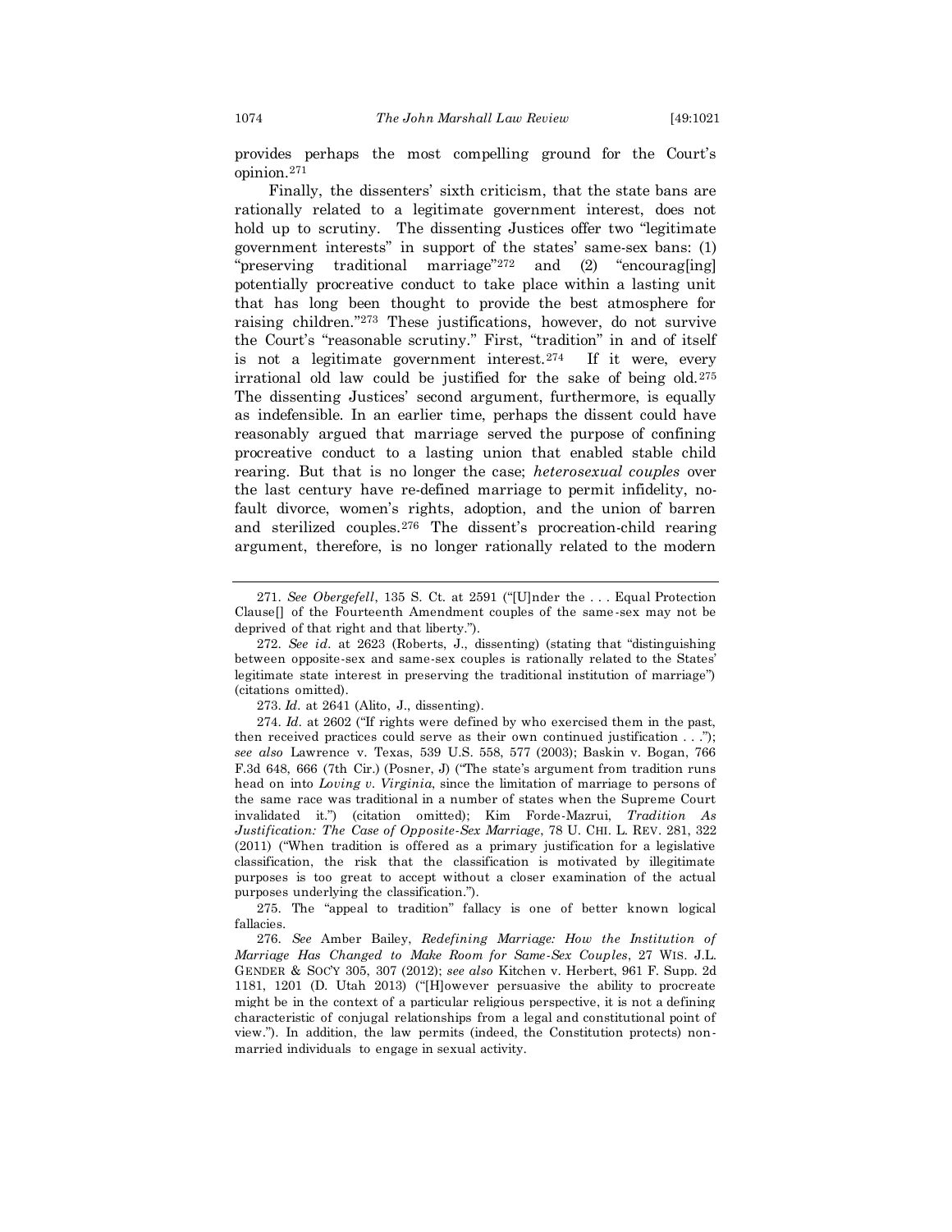provides perhaps the most compelling ground for the Court's opinion.[271]

Finally, the dissenters' sixth criticism, that the state bans are rationally related to a legitimate government interest, does not hold up to scrutiny. The dissenting Justices offer two "legitimate government interests" in support of the states' same-sex bans: (1) "preserving traditional marriage"[272] and (2) "encourag[ing] potentially procreative conduct to take place within a lasting unit that has long been thought to provide the best atmosphere for raising children."[273] These justifications, however, do not survive the Court's "reasonable scrutiny." First, "tradition" in and of itself is not a legitimate government interest.[274] If it were, every irrational old law could be justified for the sake of being old.[275] The dissenting Justices' second argument, furthermore, is equally as indefensible. In an earlier time, perhaps the dissent could have reasonably argued that marriage served the purpose of confining procreative conduct to a lasting union that enabled stable child rearing. But that is no longer the case; *heterosexual couples* over the last century have re-defined marriage to permit infidelity, no-fault divorce, women's rights, adoption, and the union of barren and sterilized couples.[276] The dissent's procreation-child rearing argument, therefore, is no longer rationally related to the modern

---

271. *See Obergefell*, 135 S. Ct. at 2591 ("[U]nder the . . . Equal Protection Clause[] of the Fourteenth Amendment couples of the same-sex may not be deprived of that right and that liberty.").

272. *See id.* at 2623 (Roberts, J., dissenting) (stating that "distinguishing between opposite-sex and same-sex couples is rationally related to the States' legitimate state interest in preserving the traditional institution of marriage") (citations omitted).

273. *Id.* at 2641 (Alito, J., dissenting).

274. *Id.* at 2602 ("If rights were defined by who exercised them in the past, then received practices could serve as their own continued justification . . ."); *see also* Lawrence v. Texas, 539 U.S. 558, 577 (2003); Baskin v. Bogan, 766 F.3d 648, 666 (7th Cir.) (Posner, J) ("The state's argument from tradition runs head on into *Loving v. Virginia*, since the limitation of marriage to persons of the same race was traditional in a number of states when the Supreme Court invalidated it.") (citation omitted); Kim Forde-Mazrui, *Tradition As Justification: The Case of Opposite-Sex Marriage*, 78 U. CHI. L. REV. 281, 322 (2011) ("When tradition is offered as a primary justification for a legislative classification, the risk that the classification is motivated by illegitimate purposes is too great to accept without a closer examination of the actual purposes underlying the classification.").

275. The "appeal to tradition" fallacy is one of better known logical fallacies.

276. *See* Amber Bailey, *Redefining Marriage: How the Institution of Marriage Has Changed to Make Room for Same-Sex Couples*, 27 WIS. J.L. GENDER & SOC'Y 305, 307 (2012); *see also* Kitchen v. Herbert, 961 F. Supp. 2d 1181, 1201 (D. Utah 2013) ("[H]owever persuasive the ability to procreate might be in the context of a particular religious perspective, it is not a defining characteristic of conjugal relationships from a legal and constitutional point of view."). In addition, the law permits (indeed, the Constitution protects) non-married individuals to engage in sexual activity.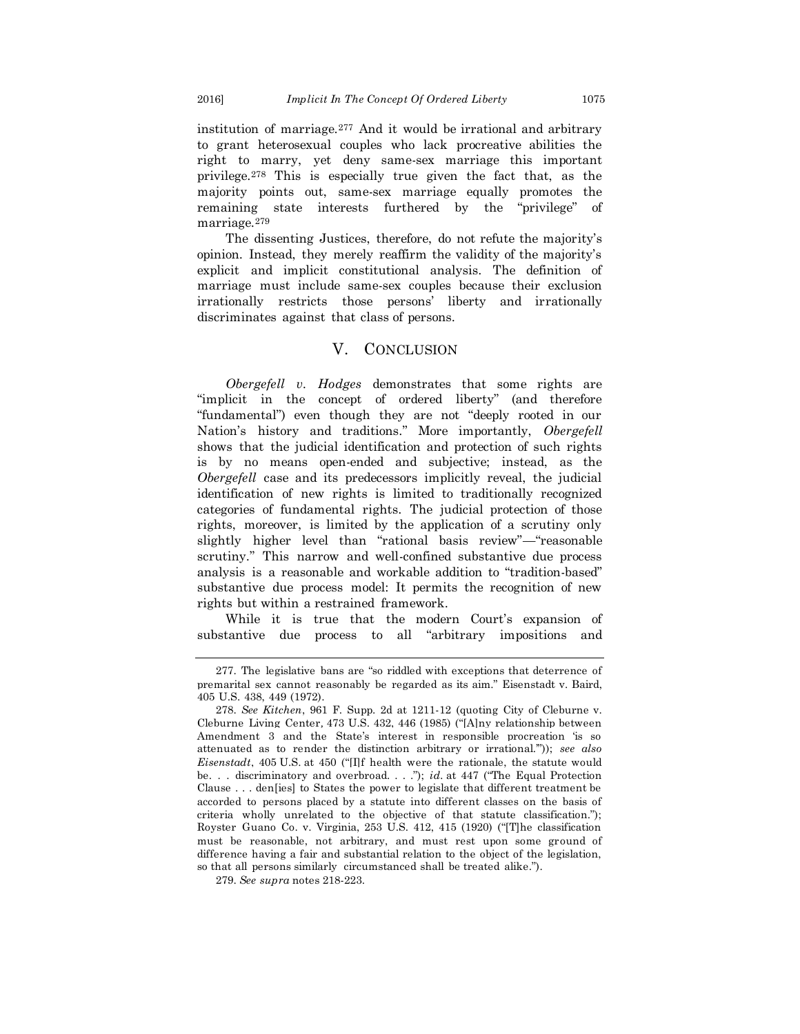institution of marriage.[277] And it would be irrational and arbitrary to grant heterosexual couples who lack procreative abilities the right to marry, yet deny same-sex marriage this important privilege.[278] This is especially true given the fact that, as the majority points out, same-sex marriage equally promotes the remaining state interests furthered by the "privilege" of marriage.[279]

The dissenting Justices, therefore, do not refute the majority's opinion. Instead, they merely reaffirm the validity of the majority's explicit and implicit constitutional analysis. The definition of marriage must include same-sex couples because their exclusion irrationally restricts those persons' liberty and irrationally discriminates against that class of persons.

## V. Conclusion

*Obergefell v. Hodges* demonstrates that some rights are "implicit in the concept of ordered liberty" (and therefore "fundamental") even though they are not "deeply rooted in our Nation's history and traditions." More importantly, *Obergefell* shows that the judicial identification and protection of such rights is by no means open-ended and subjective; instead, as the *Obergefell* case and its predecessors implicitly reveal, the judicial identification of new rights is limited to traditionally recognized categories of fundamental rights. The judicial protection of those rights, moreover, is limited by the application of a scrutiny only slightly higher level than "rational basis review"—"reasonable scrutiny." This narrow and well-confined substantive due process analysis is a reasonable and workable addition to "tradition-based" substantive due process model: It permits the recognition of new rights but within a restrained framework.

While it is true that the modern Court's expansion of substantive due process to all "arbitrary impositions and

---

277. The legislative bans are "so riddled with exceptions that deterrence of premarital sex cannot reasonably be regarded as its aim." Eisenstadt v. Baird, 405 U.S. 438, 449 (1972).

278. *See Kitchen*, 961 F. Supp. 2d at 1211-12 (quoting City of Cleburne v. Cleburne Living Center, 473 U.S. 432, 446 (1985) ("[A]ny relationship between Amendment 3 and the State's interest in responsible procreation 'is so attenuated as to render the distinction arbitrary or irrational.'")); *see also Eisenstadt*, 405 U.S. at 450 ("[I]f health were the rationale, the statute would be. . . discriminatory and overbroad. . . ."); *id*. at 447 ("The Equal Protection Clause . . . den[ies] to States the power to legislate that different treatment be accorded to persons placed by a statute into different classes on the basis of criteria wholly unrelated to the objective of that statute classification."); Royster Guano Co. v. Virginia, 253 U.S. 412, 415 (1920) ("[T]he classification must be reasonable, not arbitrary, and must rest upon some ground of difference having a fair and substantial relation to the object of the legislation, so that all persons similarly circumstanced shall be treated alike.").

279. *See supra* notes 218-223.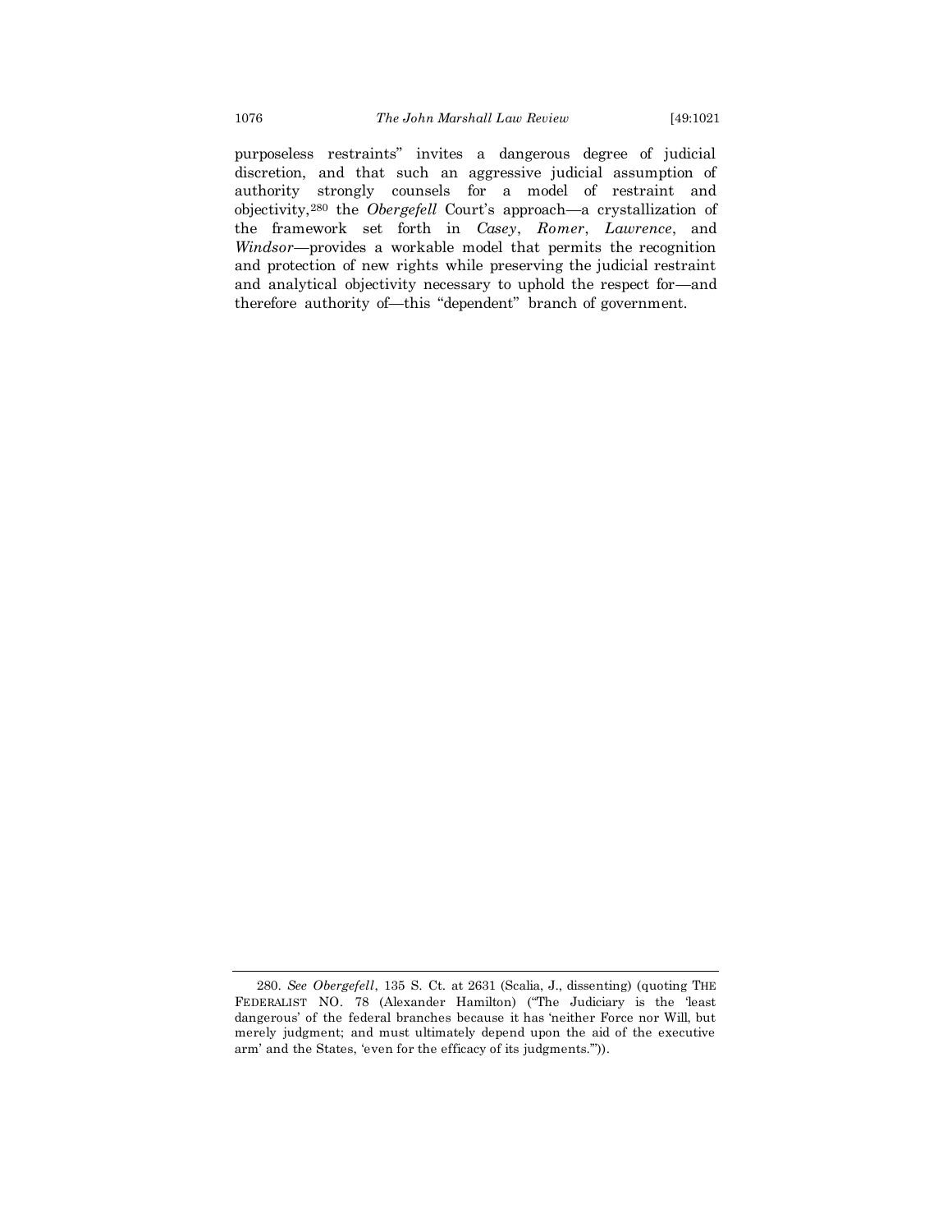purposeless restraints" invites a dangerous degree of judicial discretion, and that such an aggressive judicial assumption of authority strongly counsels for a model of restraint and objectivity,[280] the *Obergefell* Court's approach—a crystallization of the framework set forth in *Casey*, *Romer*, *Lawrence*, and *Windsor*—provides a workable model that permits the recognition and protection of new rights while preserving the judicial restraint and analytical objectivity necessary to uphold the respect for—and therefore authority of—this "dependent" branch of government.

---

280. *See Obergefell*, 135 S. Ct. at 2631 (Scalia, J., dissenting) (quoting THE FEDERALIST NO. 78 (Alexander Hamilton) ("The Judiciary is the 'least dangerous' of the federal branches because it has 'neither Force nor Will, but merely judgment; and must ultimately depend upon the aid of the executive arm' and the States, 'even for the efficacy of its judgments.'")).